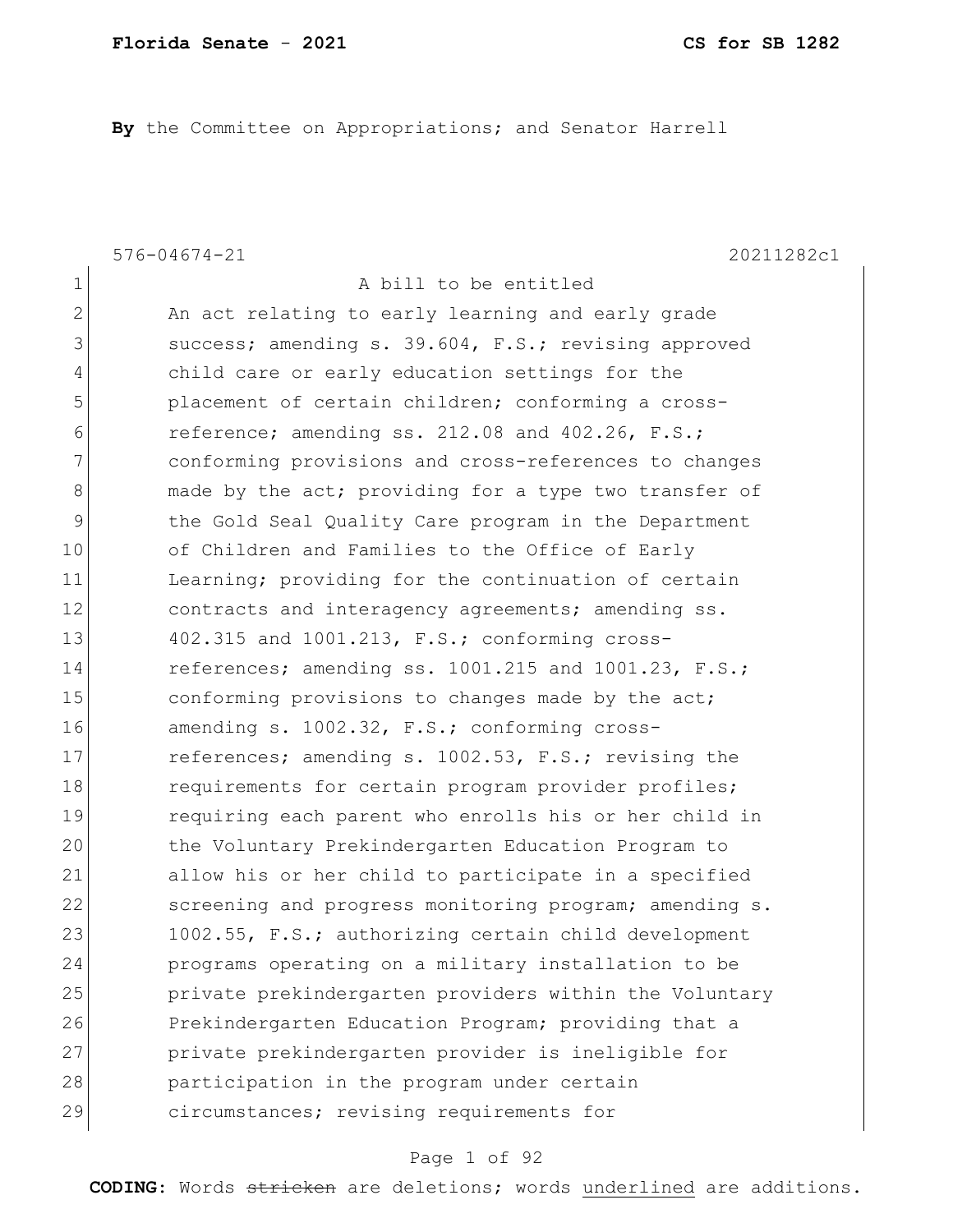**By** the Committee on Appropriations; and Senator Harrell

576-04674-21 20211282c1

A bill to be entitled

An act relating to early learning and early grade success; amending s. 39.604, F.S.; revising approved child care or early education settings for the placement of certain children; conforming a cross-reference; amending ss. 212.08 and 402.26, F.S.; conforming provisions and cross-references to changes made by the act; providing for a type two transfer of the Gold Seal Quality Care program in the Department of Children and Families to the Office of Early Learning; providing for the continuation of certain contracts and interagency agreements; amending ss. 402.315 and 1001.213, F.S.; conforming cross-references; amending ss. 1001.215 and 1001.23, F.S.; conforming provisions to changes made by the act; amending s. 1002.32, F.S.; conforming cross-references; amending s. 1002.53, F.S.; revising the requirements for certain program provider profiles; requiring each parent who enrolls his or her child in the Voluntary Prekindergarten Education Program to allow his or her child to participate in a specified screening and progress monitoring program; amending s. 1002.55, F.S.; authorizing certain child development programs operating on a military installation to be private prekindergarten providers within the Voluntary Prekindergarten Education Program; providing that a private prekindergarten provider is ineligible for participation in the program under certain circumstances; revising requirements for

**CODING:** Words ~~stricken~~ are deletions; words underlined are additions.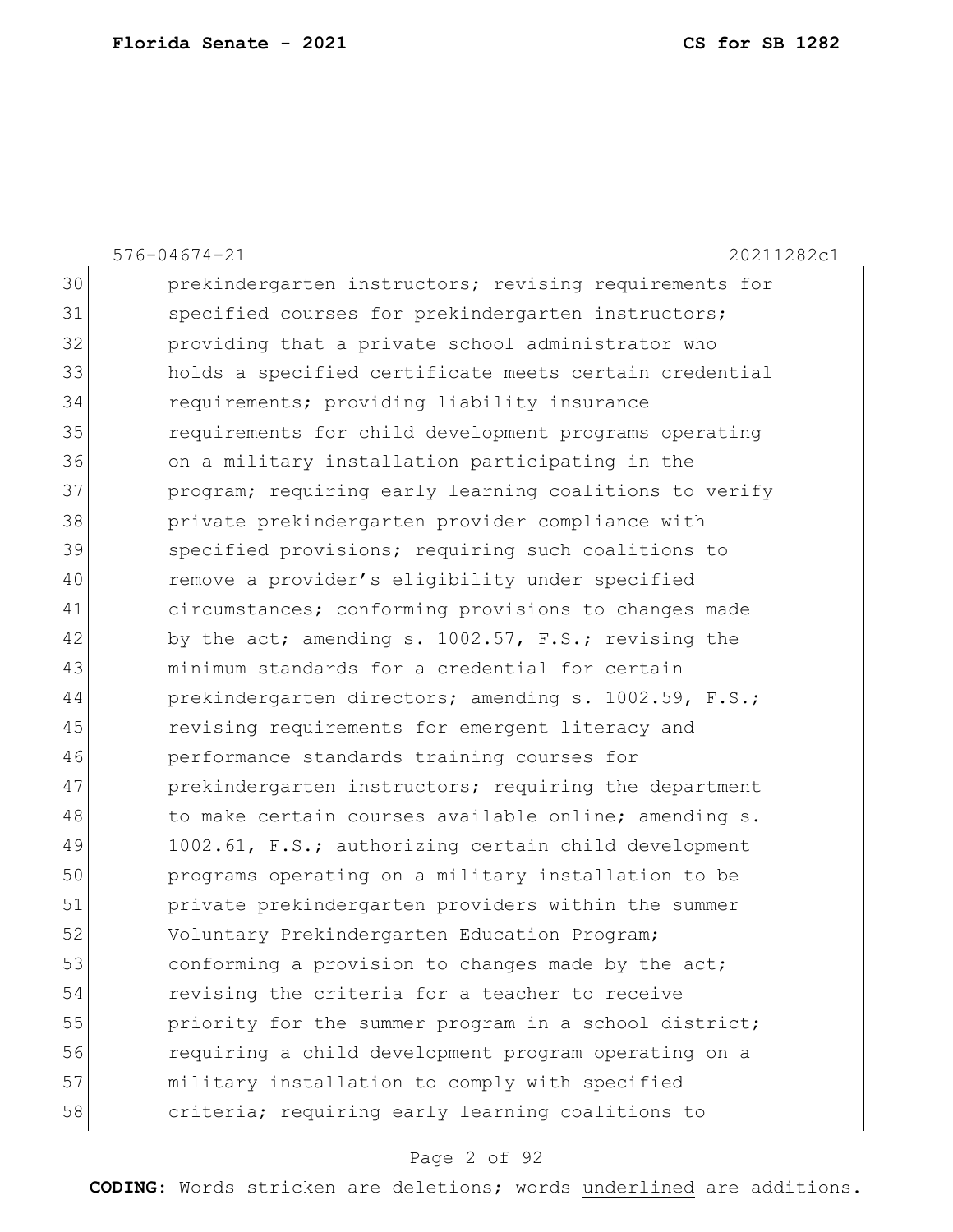576-04674-21 20211282c1

30 prekindergarten instructors; revising requirements for
31 specified courses for prekindergarten instructors;
32 providing that a private school administrator who
33 holds a specified certificate meets certain credential
34 requirements; providing liability insurance
35 requirements for child development programs operating
36 on a military installation participating in the
37 program; requiring early learning coalitions to verify
38 private prekindergarten provider compliance with
39 specified provisions; requiring such coalitions to
40 remove a provider's eligibility under specified
41 circumstances; conforming provisions to changes made
42 by the act; amending s. 1002.57, F.S.; revising the
43 minimum standards for a credential for certain
44 prekindergarten directors; amending s. 1002.59, F.S.;
45 revising requirements for emergent literacy and
46 performance standards training courses for
47 prekindergarten instructors; requiring the department
48 to make certain courses available online; amending s.
49 1002.61, F.S.; authorizing certain child development
50 programs operating on a military installation to be
51 private prekindergarten providers within the summer
52 Voluntary Prekindergarten Education Program;
53 conforming a provision to changes made by the act;
54 revising the criteria for a teacher to receive
55 priority for the summer program in a school district;
56 requiring a child development program operating on a
57 military installation to comply with specified
58 criteria; requiring early learning coalitions to

**CODING:** Words ~~stricken~~ are deletions; words underlined are additions.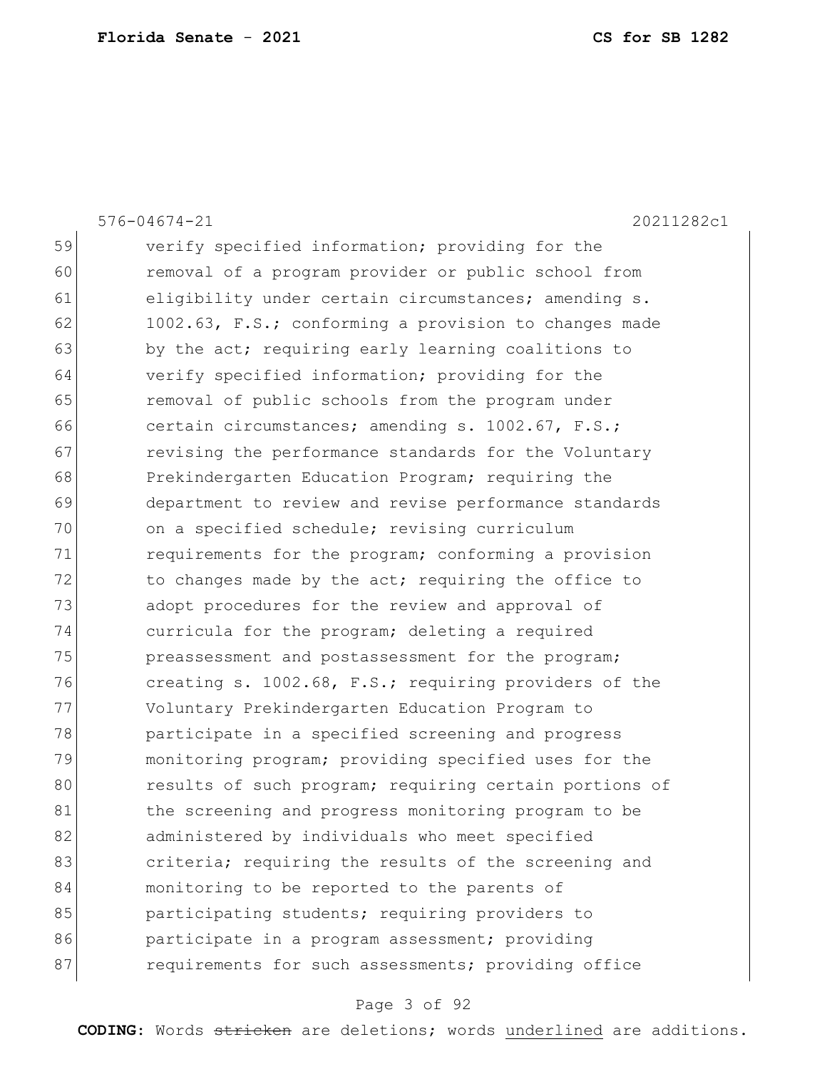59 verify specified information; providing for the
60 removal of a program provider or public school from
61 eligibility under certain circumstances; amending s.
62 1002.63, F.S.; conforming a provision to changes made
63 by the act; requiring early learning coalitions to
64 verify specified information; providing for the
65 removal of public schools from the program under
66 certain circumstances; amending s. 1002.67, F.S.;
67 revising the performance standards for the Voluntary
68 Prekindergarten Education Program; requiring the
69 department to review and revise performance standards
70 on a specified schedule; revising curriculum
71 requirements for the program; conforming a provision
72 to changes made by the act; requiring the office to
73 adopt procedures for the review and approval of
74 curricula for the program; deleting a required
75 preassessment and postassessment for the program;
76 creating s. 1002.68, F.S.; requiring providers of the
77 Voluntary Prekindergarten Education Program to
78 participate in a specified screening and progress
79 monitoring program; providing specified uses for the
80 results of such program; requiring certain portions of
81 the screening and progress monitoring program to be
82 administered by individuals who meet specified
83 criteria; requiring the results of the screening and
84 monitoring to be reported to the parents of
85 participating students; requiring providers to
86 participate in a program assessment; providing
87 requirements for such assessments; providing office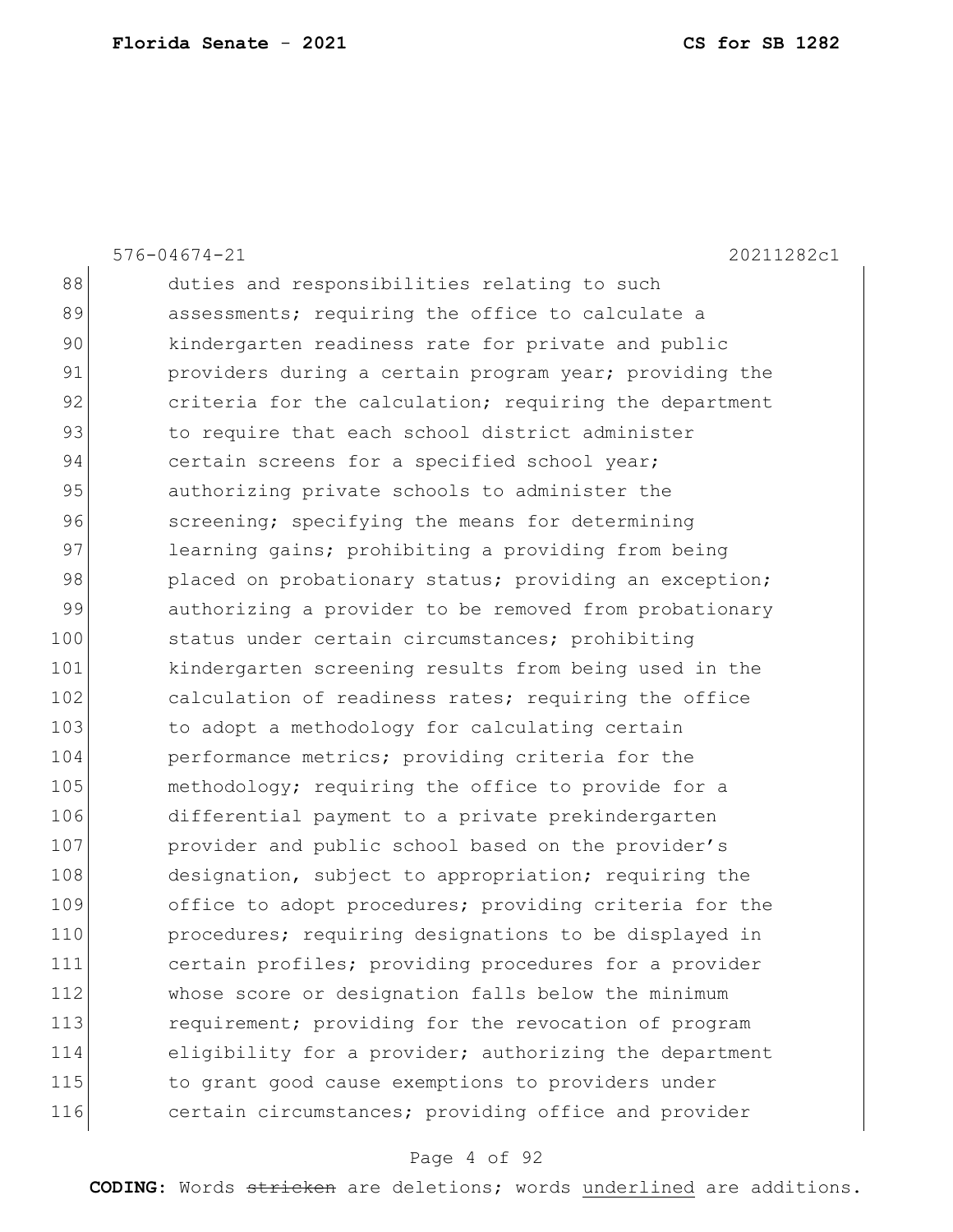duties and responsibilities relating to such assessments; requiring the office to calculate a kindergarten readiness rate for private and public providers during a certain program year; providing the criteria for the calculation; requiring the department to require that each school district administer certain screens for a specified school year; authorizing private schools to administer the screening; specifying the means for determining learning gains; prohibiting a providing from being placed on probationary status; providing an exception; authorizing a provider to be removed from probationary status under certain circumstances; prohibiting kindergarten screening results from being used in the calculation of readiness rates; requiring the office to adopt a methodology for calculating certain performance metrics; providing criteria for the methodology; requiring the office to provide for a differential payment to a private prekindergarten provider and public school based on the provider's designation, subject to appropriation; requiring the office to adopt procedures; providing criteria for the procedures; requiring designations to be displayed in certain profiles; providing procedures for a provider whose score or designation falls below the minimum requirement; providing for the revocation of program eligibility for a provider; authorizing the department to grant good cause exemptions to providers under certain circumstances; providing office and provider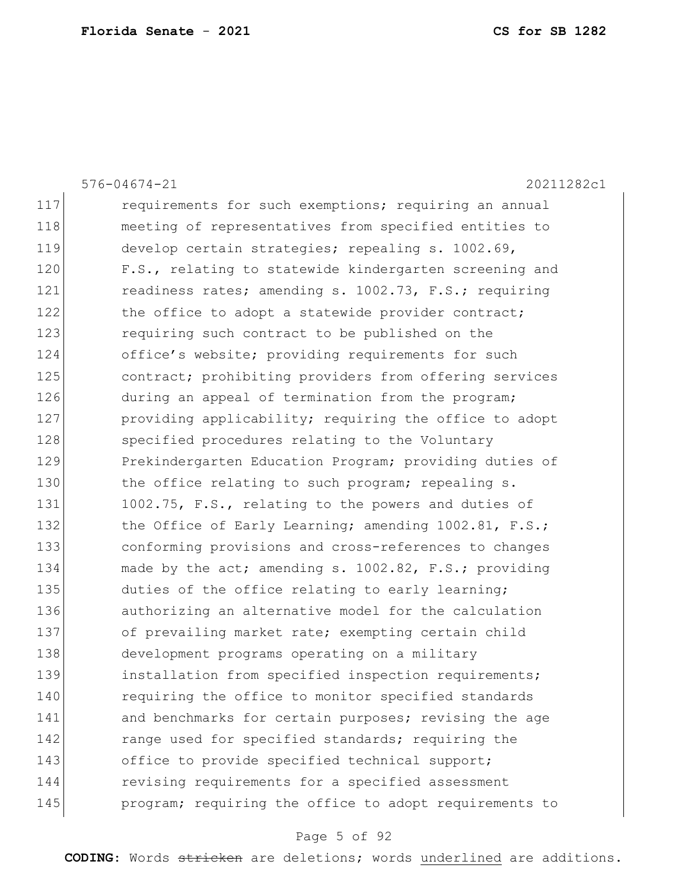576-04674-21 20211282c1

117 requirements for such exemptions; requiring an annual
118 meeting of representatives from specified entities to
119 develop certain strategies; repealing s. 1002.69,
120 F.S., relating to statewide kindergarten screening and
121 readiness rates; amending s. 1002.73, F.S.; requiring
122 the office to adopt a statewide provider contract;
123 requiring such contract to be published on the
124 office's website; providing requirements for such
125 contract; prohibiting providers from offering services
126 during an appeal of termination from the program;
127 providing applicability; requiring the office to adopt
128 specified procedures relating to the Voluntary
129 Prekindergarten Education Program; providing duties of
130 the office relating to such program; repealing s.
131 1002.75, F.S., relating to the powers and duties of
132 the Office of Early Learning; amending 1002.81, F.S.;
133 conforming provisions and cross-references to changes
134 made by the act; amending s. 1002.82, F.S.; providing
135 duties of the office relating to early learning;
136 authorizing an alternative model for the calculation
137 of prevailing market rate; exempting certain child
138 development programs operating on a military
139 installation from specified inspection requirements;
140 requiring the office to monitor specified standards
141 and benchmarks for certain purposes; revising the age
142 range used for specified standards; requiring the
143 office to provide specified technical support;
144 revising requirements for a specified assessment
145 program; requiring the office to adopt requirements to

**CODING:** Words ~~stricken~~ are deletions; words <u>underlined</u> are additions.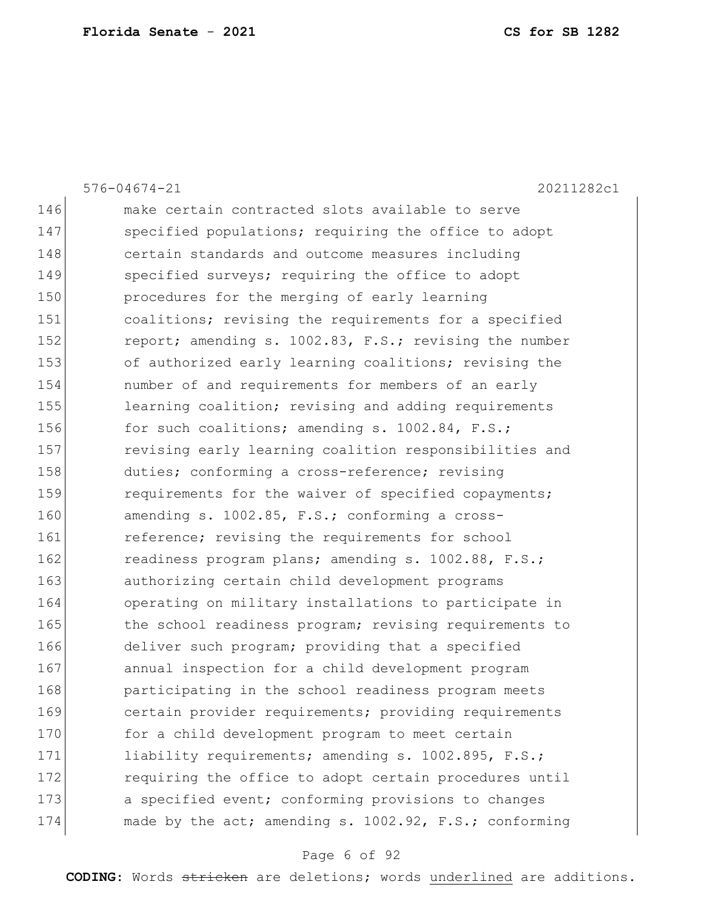576-04674-21 20211282c1

146 make certain contracted slots available to serve
147 specified populations; requiring the office to adopt
148 certain standards and outcome measures including
149 specified surveys; requiring the office to adopt
150 procedures for the merging of early learning
151 coalitions; revising the requirements for a specified
152 report; amending s. 1002.83, F.S.; revising the number
153 of authorized early learning coalitions; revising the
154 number of and requirements for members of an early
155 learning coalition; revising and adding requirements
156 for such coalitions; amending s. 1002.84, F.S.;
157 revising early learning coalition responsibilities and
158 duties; conforming a cross-reference; revising
159 requirements for the waiver of specified copayments;
160 amending s. 1002.85, F.S.; conforming a cross-
161 reference; revising the requirements for school
162 readiness program plans; amending s. 1002.88, F.S.;
163 authorizing certain child development programs
164 operating on military installations to participate in
165 the school readiness program; revising requirements to
166 deliver such program; providing that a specified
167 annual inspection for a child development program
168 participating in the school readiness program meets
169 certain provider requirements; providing requirements
170 for a child development program to meet certain
171 liability requirements; amending s. 1002.895, F.S.;
172 requiring the office to adopt certain procedures until
173 a specified event; conforming provisions to changes
174 made by the act; amending s. 1002.92, F.S.; conforming

**CODING:** Words ~~stricken~~ are deletions; words underlined are additions.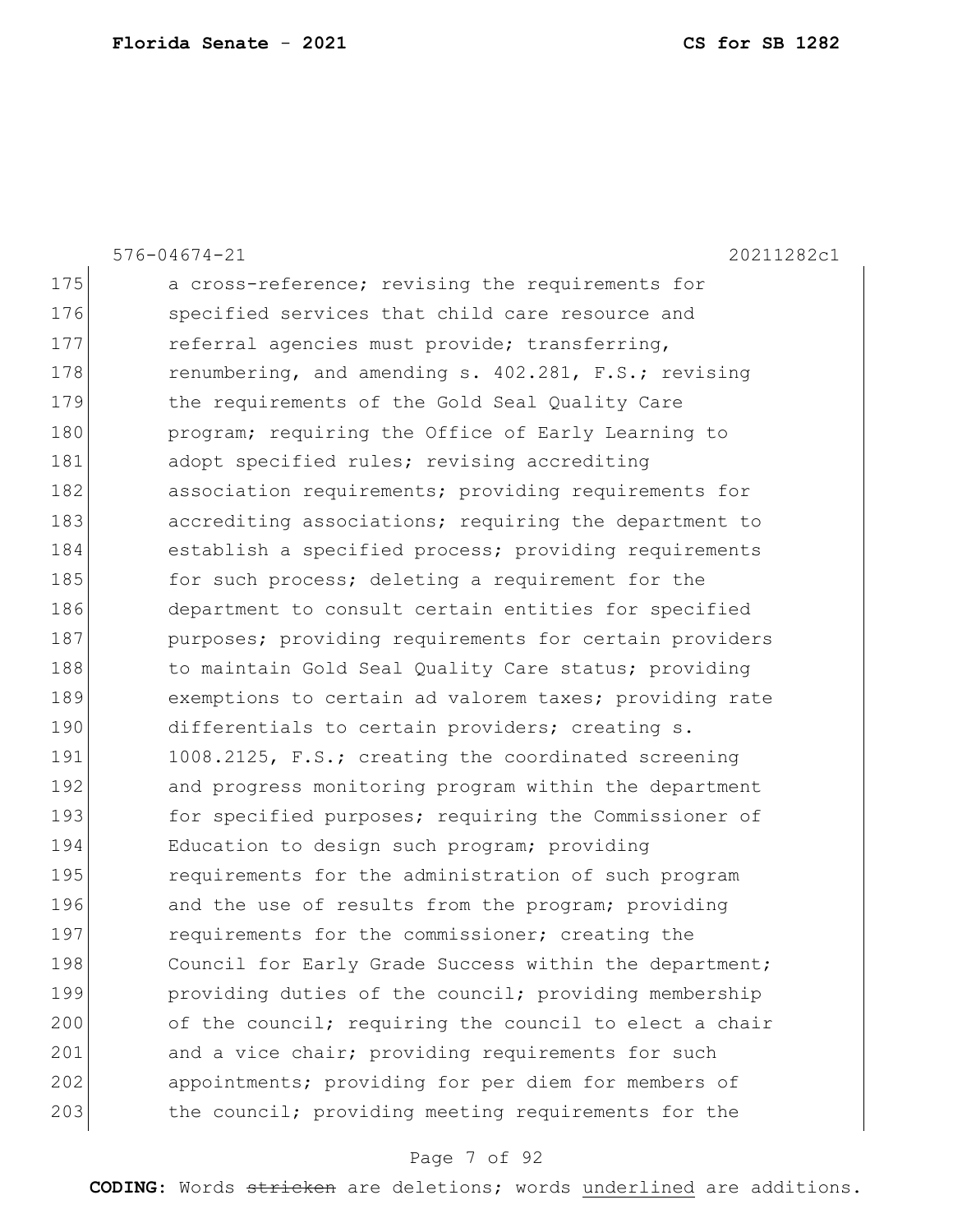576-04674-21 20211282c1

175 a cross-reference; revising the requirements for
176 specified services that child care resource and
177 referral agencies must provide; transferring,
178 renumbering, and amending s. 402.281, F.S.; revising
179 the requirements of the Gold Seal Quality Care
180 program; requiring the Office of Early Learning to
181 adopt specified rules; revising accrediting
182 association requirements; providing requirements for
183 accrediting associations; requiring the department to
184 establish a specified process; providing requirements
185 for such process; deleting a requirement for the
186 department to consult certain entities for specified
187 purposes; providing requirements for certain providers
188 to maintain Gold Seal Quality Care status; providing
189 exemptions to certain ad valorem taxes; providing rate
190 differentials to certain providers; creating s.
191 1008.2125, F.S.; creating the coordinated screening
192 and progress monitoring program within the department
193 for specified purposes; requiring the Commissioner of
194 Education to design such program; providing
195 requirements for the administration of such program
196 and the use of results from the program; providing
197 requirements for the commissioner; creating the
198 Council for Early Grade Success within the department;
199 providing duties of the council; providing membership
200 of the council; requiring the council to elect a chair
201 and a vice chair; providing requirements for such
202 appointments; providing for per diem for members of
203 the council; providing meeting requirements for the

**CODING:** Words ~~stricken~~ are deletions; words <u>underlined</u> are additions.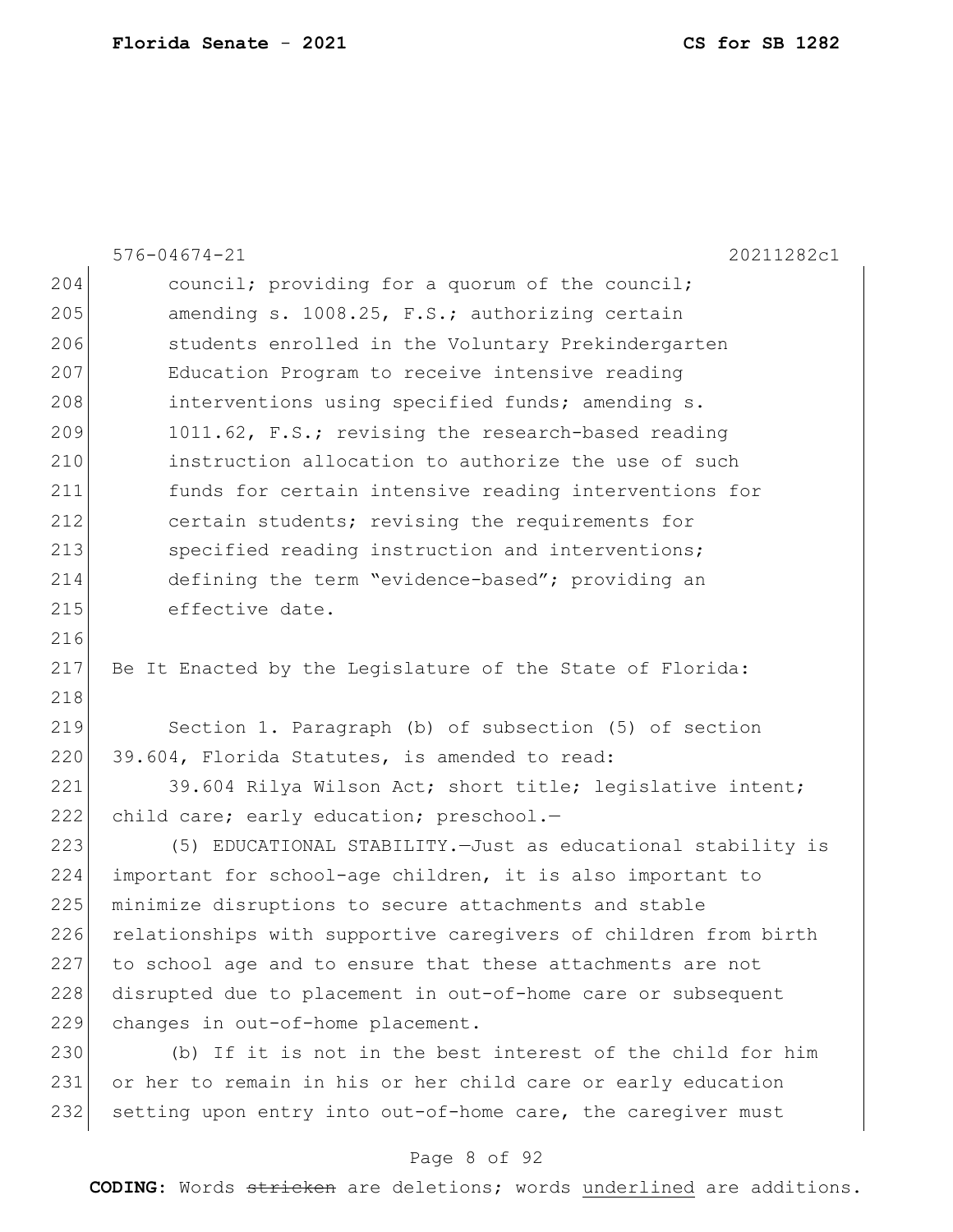council; providing for a quorum of the council; amending s. 1008.25, F.S.; authorizing certain students enrolled in the Voluntary Prekindergarten Education Program to receive intensive reading interventions using specified funds; amending s. 1011.62, F.S.; revising the research-based reading instruction allocation to authorize the use of such funds for certain intensive reading interventions for certain students; revising the requirements for specified reading instruction and interventions; defining the term "evidence-based"; providing an effective date.

Be It Enacted by the Legislature of the State of Florida:

Section 1. Paragraph (b) of subsection (5) of section 39.604, Florida Statutes, is amended to read:

39.604 Rilya Wilson Act; short title; legislative intent; child care; early education; preschool.—

(5) EDUCATIONAL STABILITY.—Just as educational stability is important for school-age children, it is also important to minimize disruptions to secure attachments and stable relationships with supportive caregivers of children from birth to school age and to ensure that these attachments are not disrupted due to placement in out-of-home care or subsequent changes in out-of-home placement.

(b) If it is not in the best interest of the child for him or her to remain in his or her child care or early education setting upon entry into out-of-home care, the caregiver must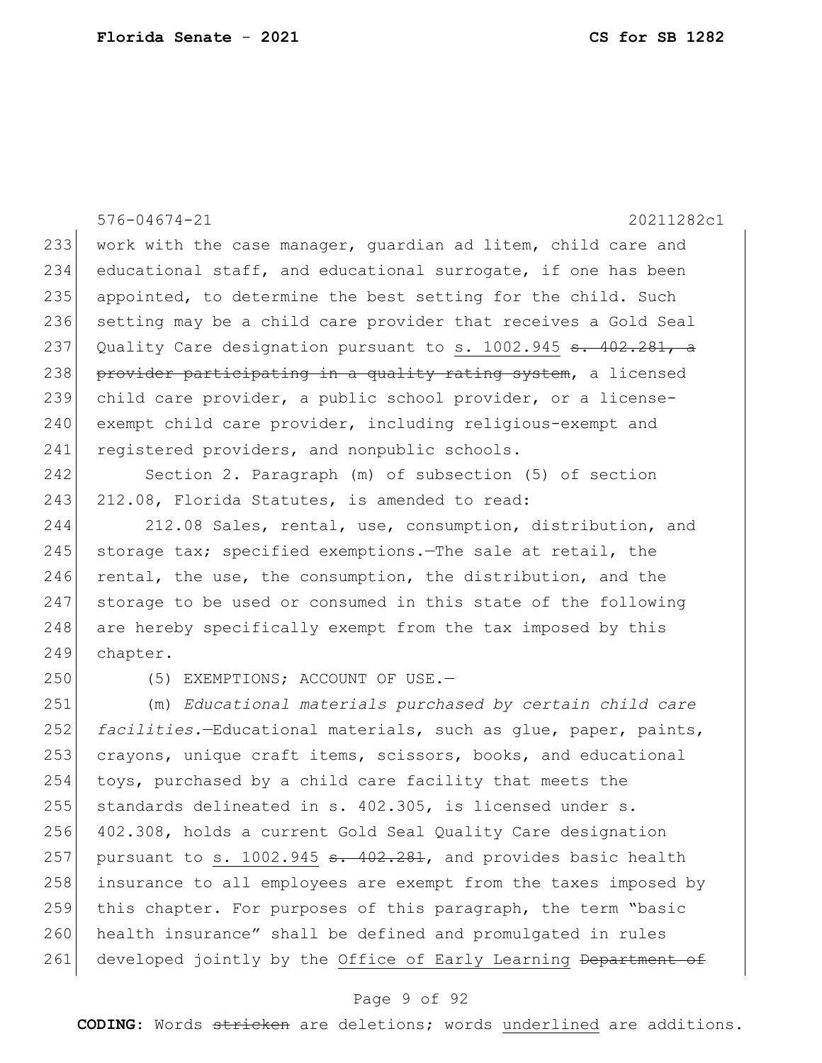576-04674-21 20211282c1

work with the case manager, guardian ad litem, child care and educational staff, and educational surrogate, if one has been appointed, to determine the best setting for the child. Such setting may be a child care provider that receives a Gold Seal Quality Care designation pursuant to <u>s. 1002.945</u> ~~s. 402.281, a provider participating in a quality rating system~~, a licensed child care provider, a public school provider, or a license-exempt child care provider, including religious-exempt and registered providers, and nonpublic schools.

Section 2. Paragraph (m) of subsection (5) of section 212.08, Florida Statutes, is amended to read:

212.08 Sales, rental, use, consumption, distribution, and storage tax; specified exemptions.—The sale at retail, the rental, the use, the consumption, the distribution, and the storage to be used or consumed in this state of the following are hereby specifically exempt from the tax imposed by this chapter.

(5) EXEMPTIONS; ACCOUNT OF USE.—

(m) *Educational materials purchased by certain child care facilities.*—Educational materials, such as glue, paper, paints, crayons, unique craft items, scissors, books, and educational toys, purchased by a child care facility that meets the standards delineated in s. 402.305, is licensed under s. 402.308, holds a current Gold Seal Quality Care designation pursuant to <u>s. 1002.945</u> ~~s. 402.281~~, and provides basic health insurance to all employees are exempt from the taxes imposed by this chapter. For purposes of this paragraph, the term "basic health insurance" shall be defined and promulgated in rules developed jointly by the <u>Office of Early Learning</u> ~~Department of~~

**CODING:** Words ~~stricken~~ are deletions; words <u>underlined</u> are additions.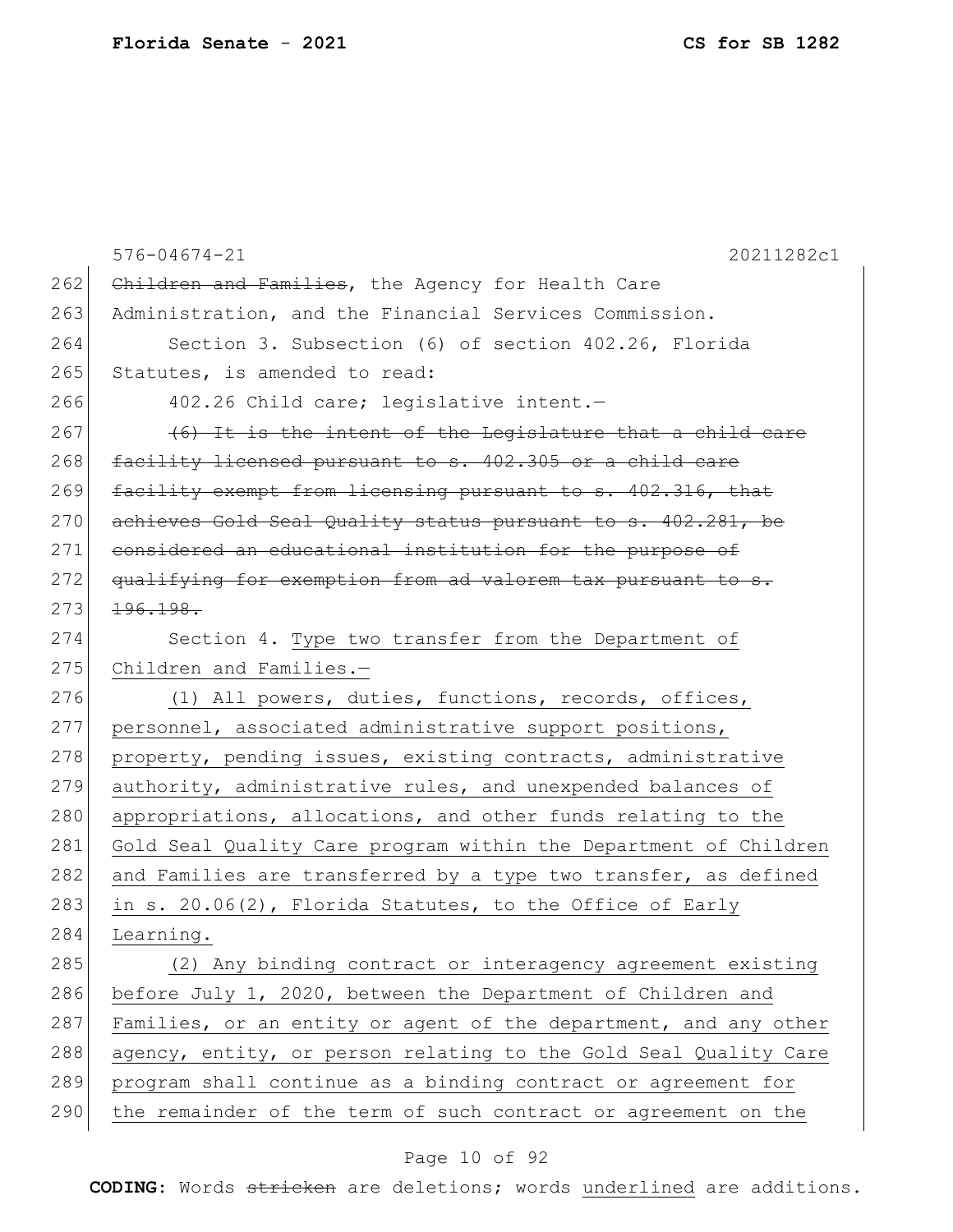~~Children and Families~~, the Agency for Health Care Administration, and the Financial Services Commission.

Section 3. Subsection (6) of section 402.26, Florida Statutes, is amended to read:

402.26 Child care; legislative intent.—

~~(6) It is the intent of the Legislature that a child care facility licensed pursuant to s. 402.305 or a child care facility exempt from licensing pursuant to s. 402.316, that achieves Gold Seal Quality status pursuant to s. 402.281, be considered an educational institution for the purpose of qualifying for exemption from ad valorem tax pursuant to s. 196.198.~~

Section 4. <u>Type two transfer from the Department of Children and Families.—</u>

<u>(1) All powers, duties, functions, records, offices, personnel, associated administrative support positions, property, pending issues, existing contracts, administrative authority, administrative rules, and unexpended balances of appropriations, allocations, and other funds relating to the Gold Seal Quality Care program within the Department of Children and Families are transferred by a type two transfer, as defined in s. 20.06(2), Florida Statutes, to the Office of Early Learning.</u>

<u>(2) Any binding contract or interagency agreement existing before July 1, 2020, between the Department of Children and Families, or an entity or agent of the department, and any other agency, entity, or person relating to the Gold Seal Quality Care program shall continue as a binding contract or agreement for the remainder of the term of such contract or agreement on the</u>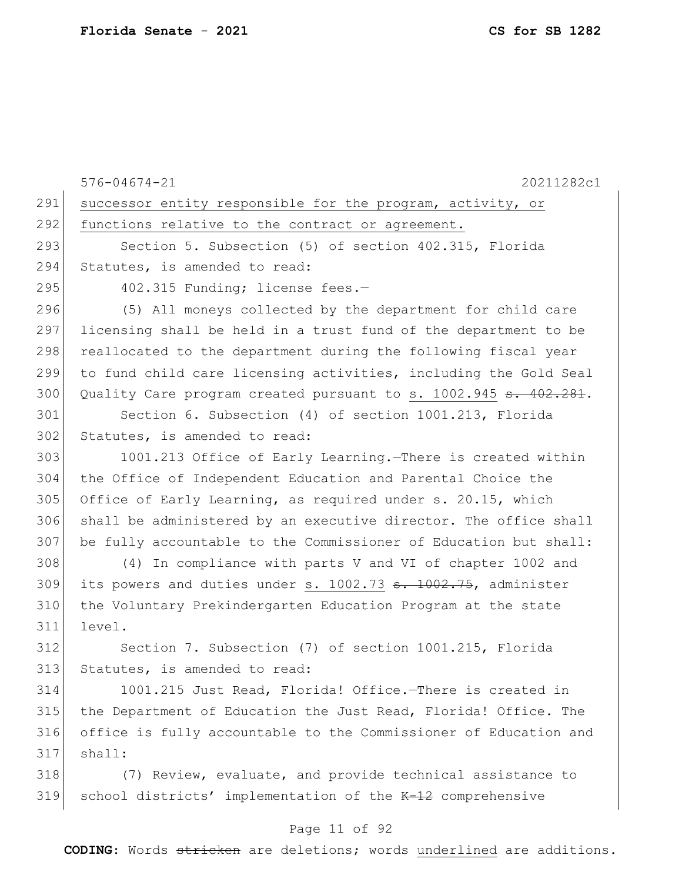successor entity responsible for the program, activity, or functions relative to the contract or agreement.

Section 5. Subsection (5) of section 402.315, Florida Statutes, is amended to read:

402.315 Funding; license fees.—

(5) All moneys collected by the department for child care licensing shall be held in a trust fund of the department to be reallocated to the department during the following fiscal year to fund child care licensing activities, including the Gold Seal Quality Care program created pursuant to s. 1002.945 ~~s. 402.281~~.

Section 6. Subsection (4) of section 1001.213, Florida Statutes, is amended to read:

1001.213 Office of Early Learning.—There is created within the Office of Independent Education and Parental Choice the Office of Early Learning, as required under s. 20.15, which shall be administered by an executive director. The office shall be fully accountable to the Commissioner of Education but shall:

(4) In compliance with parts V and VI of chapter 1002 and its powers and duties under s. 1002.73 ~~s. 1002.75~~, administer the Voluntary Prekindergarten Education Program at the state level.

Section 7. Subsection (7) of section 1001.215, Florida Statutes, is amended to read:

1001.215 Just Read, Florida! Office.—There is created in the Department of Education the Just Read, Florida! Office. The office is fully accountable to the Commissioner of Education and shall:

(7) Review, evaluate, and provide technical assistance to school districts' implementation of the ~~K-12~~ comprehensive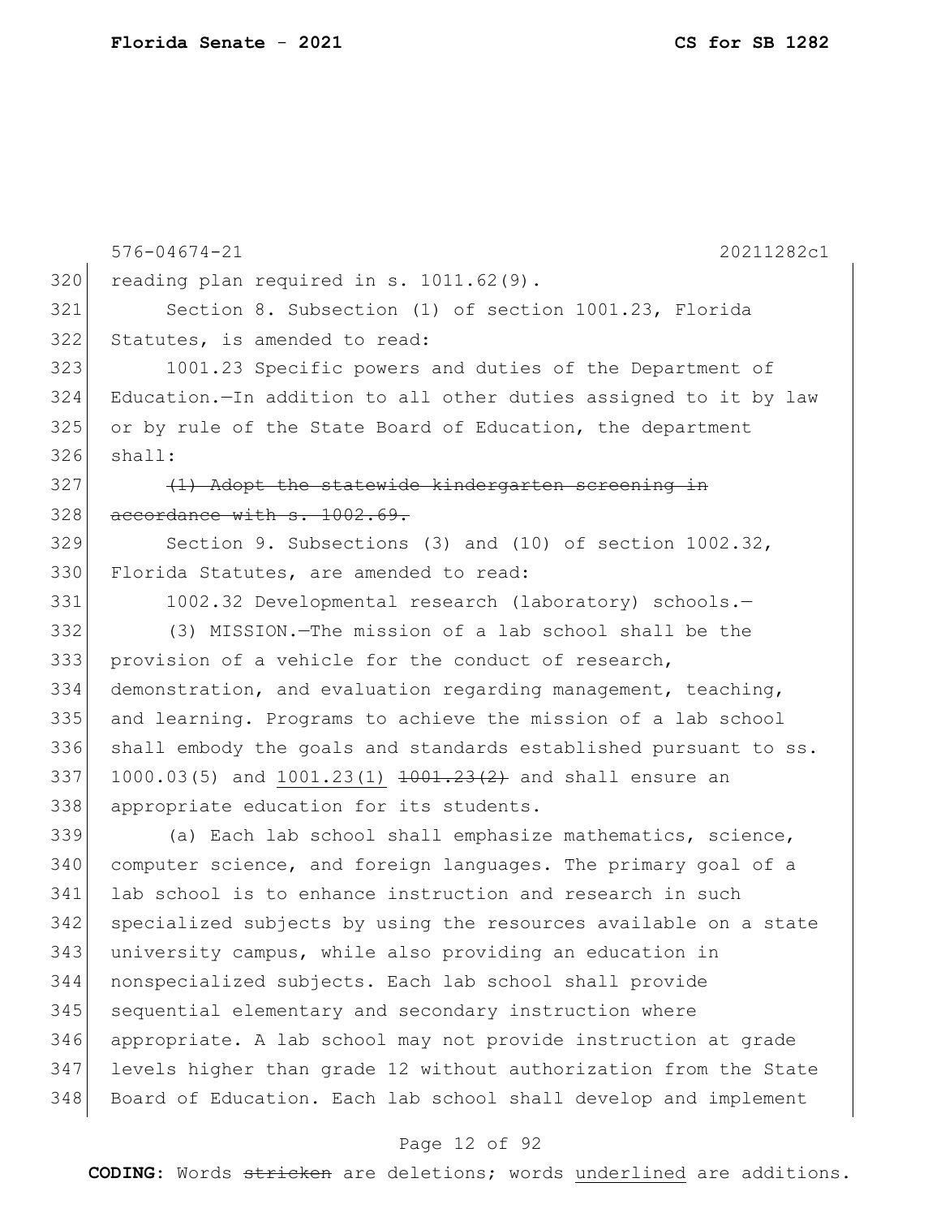reading plan required in s. 1011.62(9).

Section 8. Subsection (1) of section 1001.23, Florida Statutes, is amended to read:

1001.23 Specific powers and duties of the Department of Education.—In addition to all other duties assigned to it by law or by rule of the State Board of Education, the department shall:

~~(1) Adopt the statewide kindergarten screening in accordance with s. 1002.69.~~

Section 9. Subsections (3) and (10) of section 1002.32, Florida Statutes, are amended to read:

1002.32 Developmental research (laboratory) schools.—

(3) MISSION.—The mission of a lab school shall be the provision of a vehicle for the conduct of research, demonstration, and evaluation regarding management, teaching, and learning. Programs to achieve the mission of a lab school shall embody the goals and standards established pursuant to ss. 1000.03(5) and <u>1001.23(1)</u> ~~1001.23(2)~~ and shall ensure an appropriate education for its students.

(a) Each lab school shall emphasize mathematics, science, computer science, and foreign languages. The primary goal of a lab school is to enhance instruction and research in such specialized subjects by using the resources available on a state university campus, while also providing an education in nonspecialized subjects. Each lab school shall provide sequential elementary and secondary instruction where appropriate. A lab school may not provide instruction at grade levels higher than grade 12 without authorization from the State Board of Education. Each lab school shall develop and implement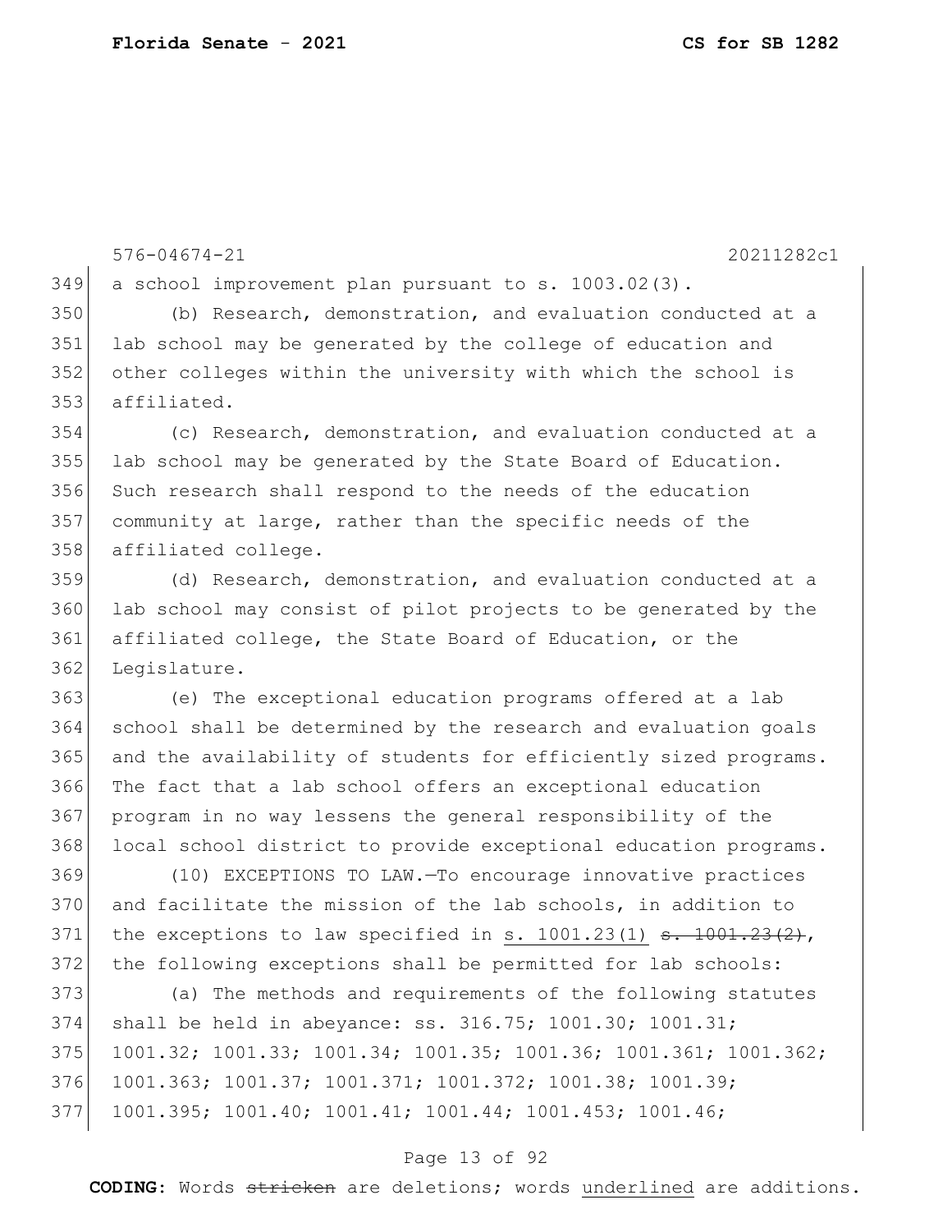a school improvement plan pursuant to s. 1003.02(3).

(b) Research, demonstration, and evaluation conducted at a lab school may be generated by the college of education and other colleges within the university with which the school is affiliated.

(c) Research, demonstration, and evaluation conducted at a lab school may be generated by the State Board of Education. Such research shall respond to the needs of the education community at large, rather than the specific needs of the affiliated college.

(d) Research, demonstration, and evaluation conducted at a lab school may consist of pilot projects to be generated by the affiliated college, the State Board of Education, or the Legislature.

(e) The exceptional education programs offered at a lab school shall be determined by the research and evaluation goals and the availability of students for efficiently sized programs. The fact that a lab school offers an exceptional education program in no way lessens the general responsibility of the local school district to provide exceptional education programs.

(10) EXCEPTIONS TO LAW.—To encourage innovative practices and facilitate the mission of the lab schools, in addition to the exceptions to law specified in <u>s. 1001.23(1)</u> ~~s. 1001.23(2)~~, the following exceptions shall be permitted for lab schools:

(a) The methods and requirements of the following statutes shall be held in abeyance: ss. 316.75; 1001.30; 1001.31; 1001.32; 1001.33; 1001.34; 1001.35; 1001.36; 1001.361; 1001.362; 1001.363; 1001.37; 1001.371; 1001.372; 1001.38; 1001.39; 1001.395; 1001.40; 1001.41; 1001.44; 1001.453; 1001.46;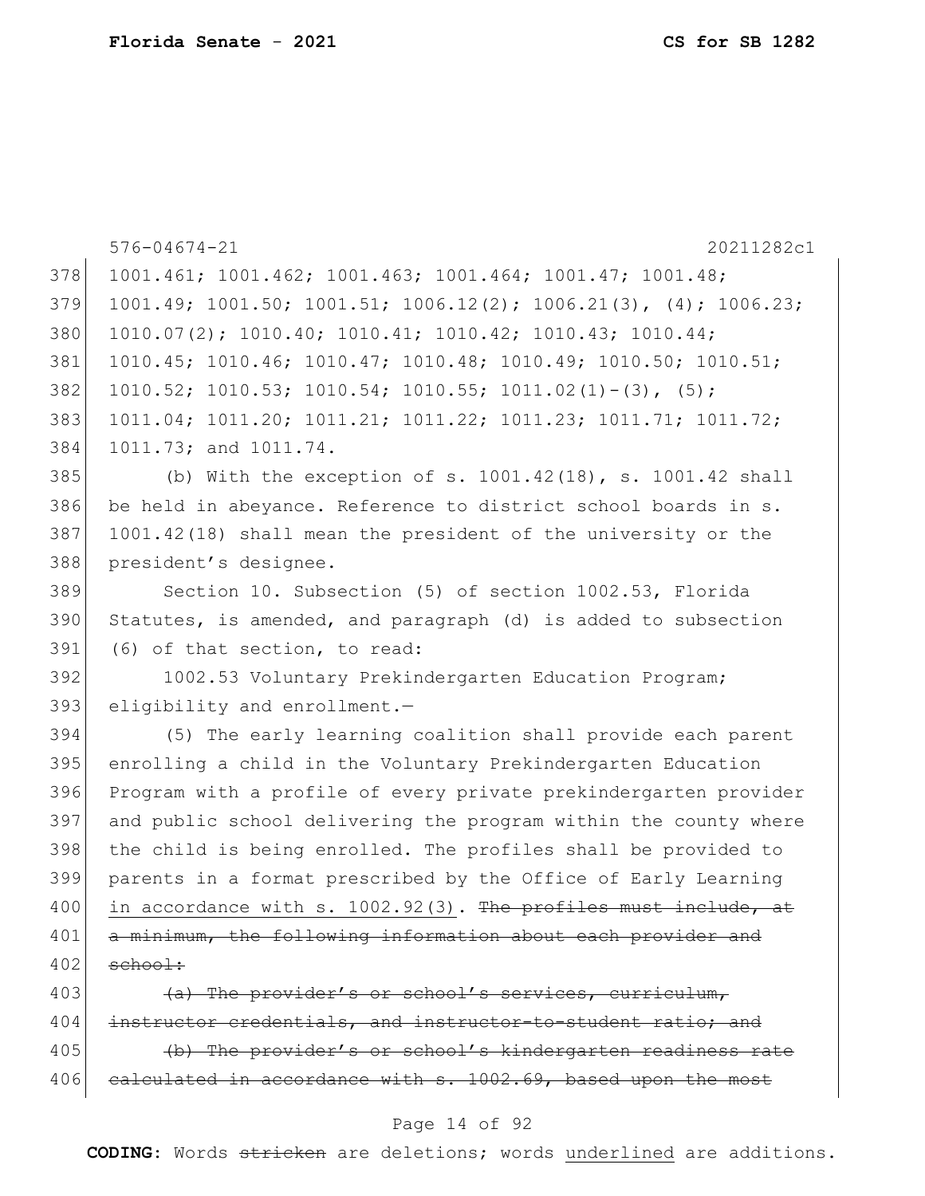576-04674-21 20211282c1

1001.461; 1001.462; 1001.463; 1001.464; 1001.47; 1001.48; 1001.49; 1001.50; 1001.51; 1006.12(2); 1006.21(3), (4); 1006.23; 1010.07(2); 1010.40; 1010.41; 1010.42; 1010.43; 1010.44; 1010.45; 1010.46; 1010.47; 1010.48; 1010.49; 1010.50; 1010.51; 1010.52; 1010.53; 1010.54; 1010.55; 1011.02(1)-(3), (5); 1011.04; 1011.20; 1011.21; 1011.22; 1011.23; 1011.71; 1011.72; 1011.73; and 1011.74.

(b) With the exception of s. 1001.42(18), s. 1001.42 shall be held in abeyance. Reference to district school boards in s. 1001.42(18) shall mean the president of the university or the president's designee.

Section 10. Subsection (5) of section 1002.53, Florida Statutes, is amended, and paragraph (d) is added to subsection (6) of that section, to read:

1002.53 Voluntary Prekindergarten Education Program; eligibility and enrollment.—

(5) The early learning coalition shall provide each parent enrolling a child in the Voluntary Prekindergarten Education Program with a profile of every private prekindergarten provider and public school delivering the program within the county where the child is being enrolled. The profiles shall be provided to parents in a format prescribed by the Office of Early Learning <u>in accordance with s. 1002.92(3)</u>. ~~The profiles must include, at a minimum, the following information about each provider and school:~~

~~(a) The provider's or school's services, curriculum, instructor credentials, and instructor-to-student ratio; and~~

~~(b) The provider's or school's kindergarten readiness rate calculated in accordance with s. 1002.69, based upon the most~~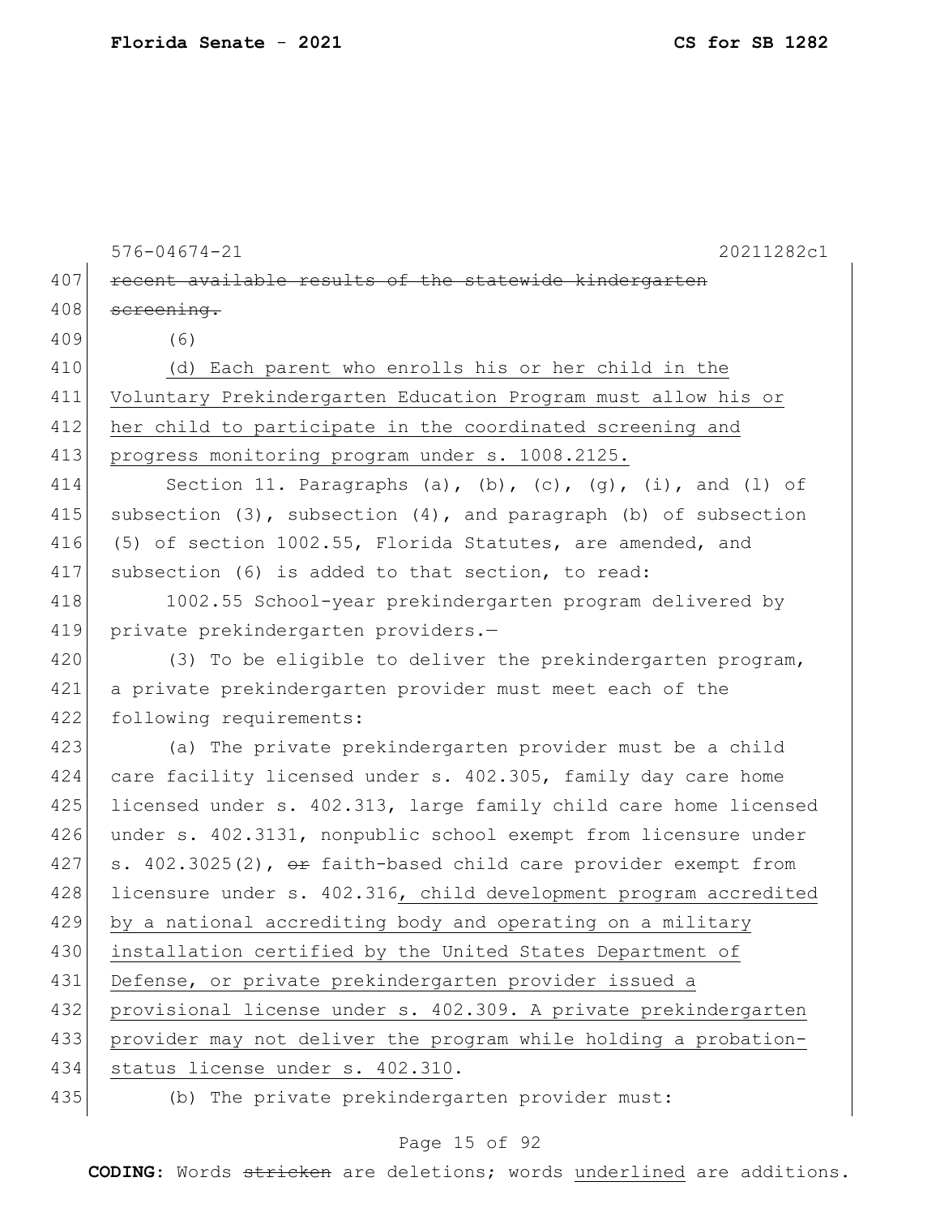576-04674-21 20211282c1

~~recent available results of the statewide kindergarten screening.~~

(6)

(d) Each parent who enrolls his or her child in the Voluntary Prekindergarten Education Program must allow his or her child to participate in the coordinated screening and progress monitoring program under s. 1008.2125.

Section 11. Paragraphs (a), (b), (c), (g), (i), and (l) of subsection (3), subsection (4), and paragraph (b) of subsection (5) of section 1002.55, Florida Statutes, are amended, and subsection (6) is added to that section, to read:

1002.55 School-year prekindergarten program delivered by private prekindergarten providers.—

(3) To be eligible to deliver the prekindergarten program, a private prekindergarten provider must meet each of the following requirements:

(a) The private prekindergarten provider must be a child care facility licensed under s. 402.305, family day care home licensed under s. 402.313, large family child care home licensed under s. 402.3131, nonpublic school exempt from licensure under s. 402.3025(2), ~~or~~ faith-based child care provider exempt from licensure under s. 402.316, child development program accredited by a national accrediting body and operating on a military installation certified by the United States Department of Defense, or private prekindergarten provider issued a provisional license under s. 402.309. A private prekindergarten provider may not deliver the program while holding a probation-status license under s. 402.310.

(b) The private prekindergarten provider must: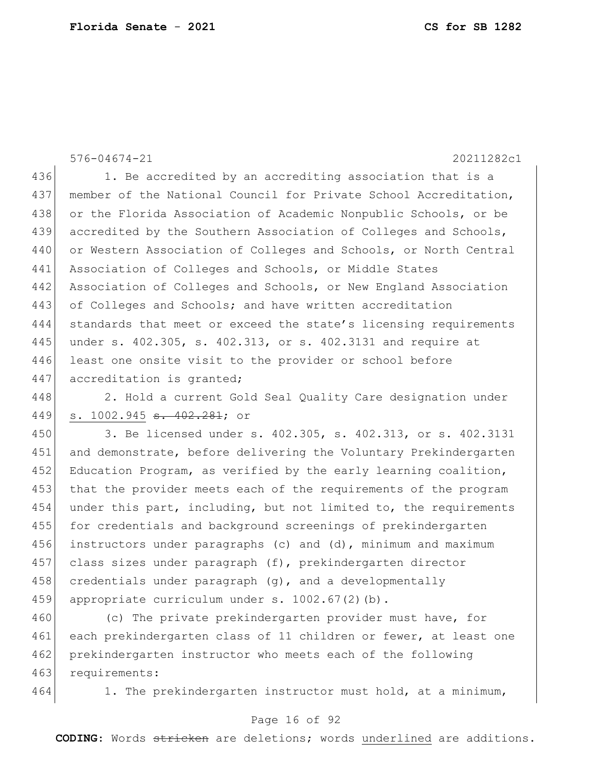1. Be accredited by an accrediting association that is a member of the National Council for Private School Accreditation, or the Florida Association of Academic Nonpublic Schools, or be accredited by the Southern Association of Colleges and Schools, or Western Association of Colleges and Schools, or North Central Association of Colleges and Schools, or Middle States Association of Colleges and Schools, or New England Association of Colleges and Schools; and have written accreditation standards that meet or exceed the state's licensing requirements under s. 402.305, s. 402.313, or s. 402.3131 and require at least one onsite visit to the provider or school before accreditation is granted;

2. Hold a current Gold Seal Quality Care designation under <u>s. 1002.945</u> ~~s. 402.281~~; or

3. Be licensed under s. 402.305, s. 402.313, or s. 402.3131 and demonstrate, before delivering the Voluntary Prekindergarten Education Program, as verified by the early learning coalition, that the provider meets each of the requirements of the program under this part, including, but not limited to, the requirements for credentials and background screenings of prekindergarten instructors under paragraphs (c) and (d), minimum and maximum class sizes under paragraph (f), prekindergarten director credentials under paragraph (g), and a developmentally appropriate curriculum under s. 1002.67(2)(b).

(c) The private prekindergarten provider must have, for each prekindergarten class of 11 children or fewer, at least one prekindergarten instructor who meets each of the following requirements:

1. The prekindergarten instructor must hold, at a minimum,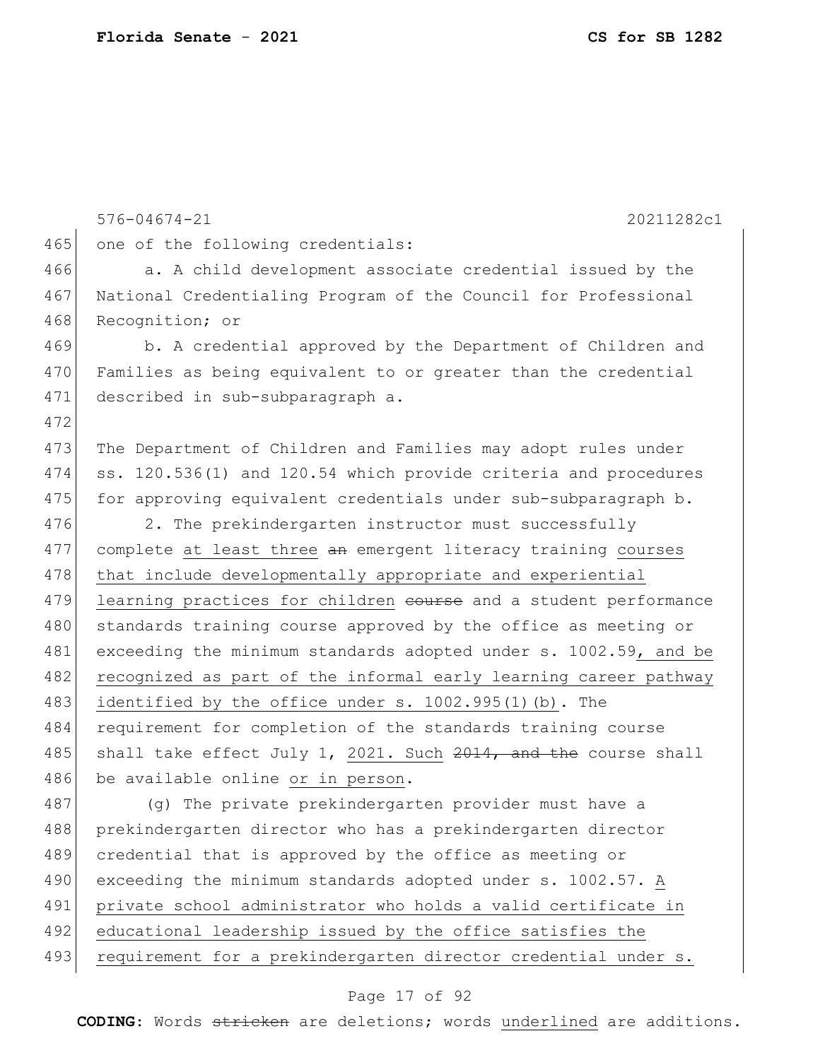one of the following credentials:

a. A child development associate credential issued by the National Credentialing Program of the Council for Professional Recognition; or

b. A credential approved by the Department of Children and Families as being equivalent to or greater than the credential described in sub-subparagraph a.

The Department of Children and Families may adopt rules under ss. 120.536(1) and 120.54 which provide criteria and procedures for approving equivalent credentials under sub-subparagraph b.

2. The prekindergarten instructor must successfully complete <u>at least three</u> ~~an~~ emergent literacy training <u>courses that include developmentally appropriate and experiential learning practices for children</u> ~~course~~ and a student performance standards training course approved by the office as meeting or exceeding the minimum standards adopted under s. 1002.59<u>, and be recognized as part of the informal early learning career pathway identified by the office under s. 1002.995(1)(b)</u>. The requirement for completion of the standards training course shall take effect July 1, <u>2021. Such</u> ~~2014, and the~~ course shall be available online <u>or in person</u>.

(g) The private prekindergarten provider must have a prekindergarten director who has a prekindergarten director credential that is approved by the office as meeting or exceeding the minimum standards adopted under s. 1002.57. <u>A private school administrator who holds a valid certificate in educational leadership issued by the office satisfies the requirement for a prekindergarten director credential under s.</u>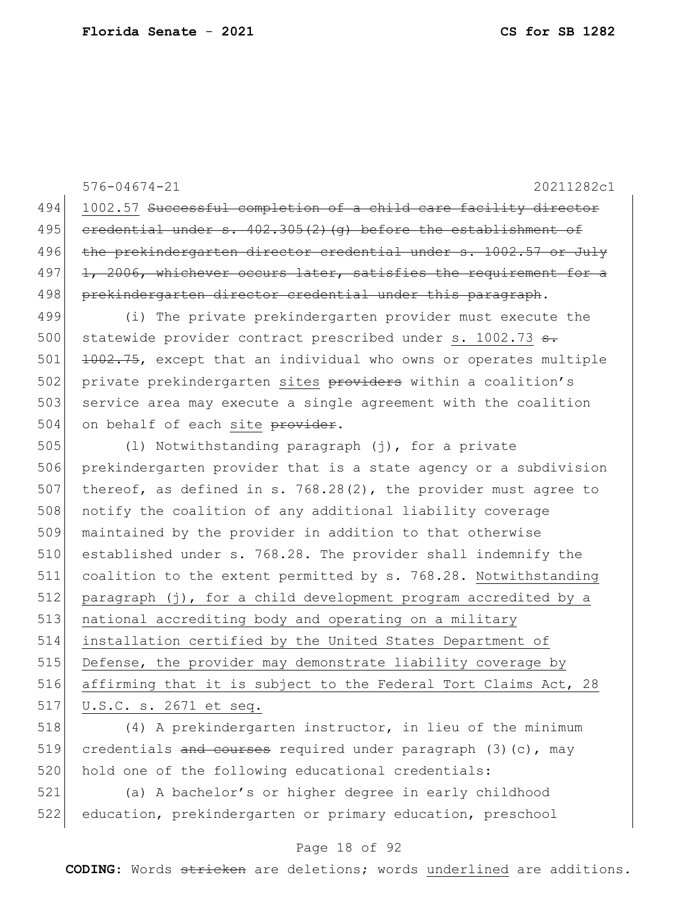1002.57 ~~Successful completion of a child care facility director credential under s. 402.305(2)(g) before the establishment of the prekindergarten director credential under s. 1002.57 or July 1, 2006, whichever occurs later, satisfies the requirement for a prekindergarten director credential under this paragraph~~.

(i) The private prekindergarten provider must execute the statewide provider contract prescribed under <u>s. 1002.73</u> ~~s. 1002.75~~, except that an individual who owns or operates multiple private prekindergarten <u>sites</u> ~~providers~~ within a coalition's service area may execute a single agreement with the coalition on behalf of each <u>site</u> ~~provider~~.

(l) Notwithstanding paragraph (j), for a private prekindergarten provider that is a state agency or a subdivision thereof, as defined in s. 768.28(2), the provider must agree to notify the coalition of any additional liability coverage maintained by the provider in addition to that otherwise established under s. 768.28. The provider shall indemnify the coalition to the extent permitted by s. 768.28. <u>Notwithstanding paragraph (j), for a child development program accredited by a national accrediting body and operating on a military installation certified by the United States Department of Defense, the provider may demonstrate liability coverage by affirming that it is subject to the Federal Tort Claims Act, 28 U.S.C. s. 2671 et seq.</u>

(4) A prekindergarten instructor, in lieu of the minimum credentials ~~and courses~~ required under paragraph (3)(c), may hold one of the following educational credentials:

(a) A bachelor's or higher degree in early childhood education, prekindergarten or primary education, preschool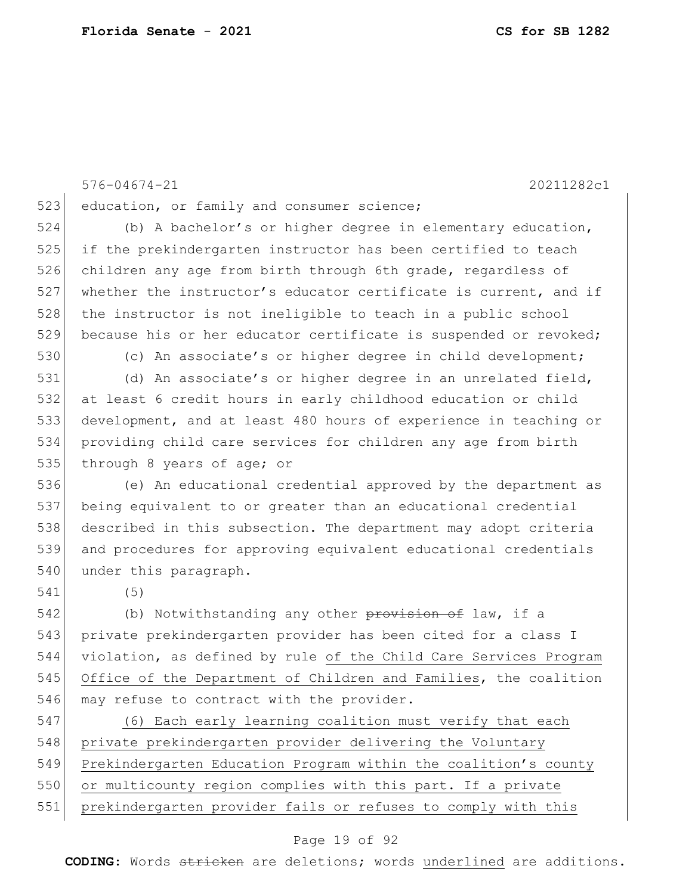education, or family and consumer science;

(b) A bachelor's or higher degree in elementary education, if the prekindergarten instructor has been certified to teach children any age from birth through 6th grade, regardless of whether the instructor's educator certificate is current, and if the instructor is not ineligible to teach in a public school because his or her educator certificate is suspended or revoked;

(c) An associate's or higher degree in child development;

(d) An associate's or higher degree in an unrelated field, at least 6 credit hours in early childhood education or child development, and at least 480 hours of experience in teaching or providing child care services for children any age from birth through 8 years of age; or

(e) An educational credential approved by the department as being equivalent to or greater than an educational credential described in this subsection. The department may adopt criteria and procedures for approving equivalent educational credentials under this paragraph.

(5)

(b) Notwithstanding any other ~~provision of~~ law, if a private prekindergarten provider has been cited for a class I violation, as defined by rule <u>of the Child Care Services Program Office of the Department of Children and Families</u>, the coalition may refuse to contract with the provider.

<u>(6) Each early learning coalition must verify that each private prekindergarten provider delivering the Voluntary Prekindergarten Education Program within the coalition's county or multicounty region complies with this part. If a private prekindergarten provider fails or refuses to comply with this</u>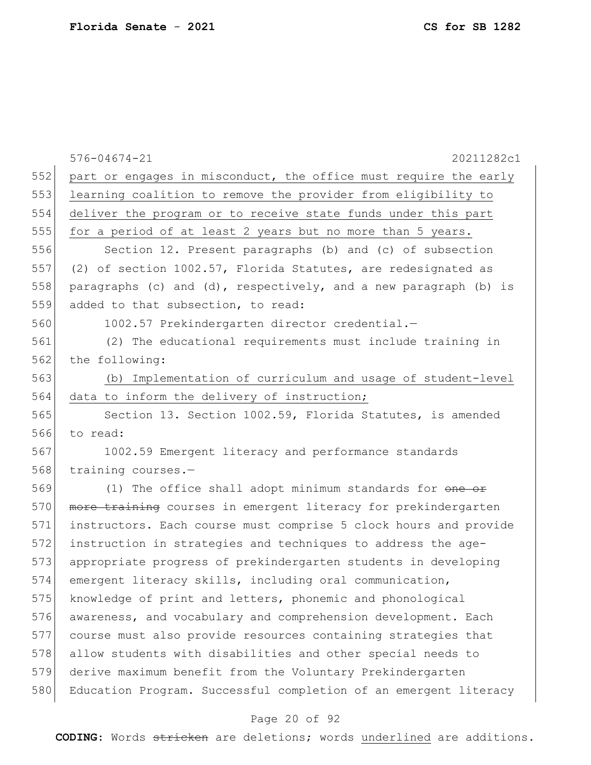part or engages in misconduct, the office must require the early learning coalition to remove the provider from eligibility to deliver the program or to receive state funds under this part for a period of at least 2 years but no more than 5 years.

Section 12. Present paragraphs (b) and (c) of subsection (2) of section 1002.57, Florida Statutes, are redesignated as paragraphs (c) and (d), respectively, and a new paragraph (b) is added to that subsection, to read:

1002.57 Prekindergarten director credential.—

(2) The educational requirements must include training in the following:

(b) Implementation of curriculum and usage of student-level data to inform the delivery of instruction;

Section 13. Section 1002.59, Florida Statutes, is amended to read:

1002.59 Emergent literacy and performance standards training courses.—

(1) The office shall adopt minimum standards for ~~one or more training~~ courses in emergent literacy for prekindergarten instructors. Each course must comprise 5 clock hours and provide instruction in strategies and techniques to address the age-appropriate progress of prekindergarten students in developing emergent literacy skills, including oral communication, knowledge of print and letters, phonemic and phonological awareness, and vocabulary and comprehension development. Each course must also provide resources containing strategies that allow students with disabilities and other special needs to derive maximum benefit from the Voluntary Prekindergarten Education Program. Successful completion of an emergent literacy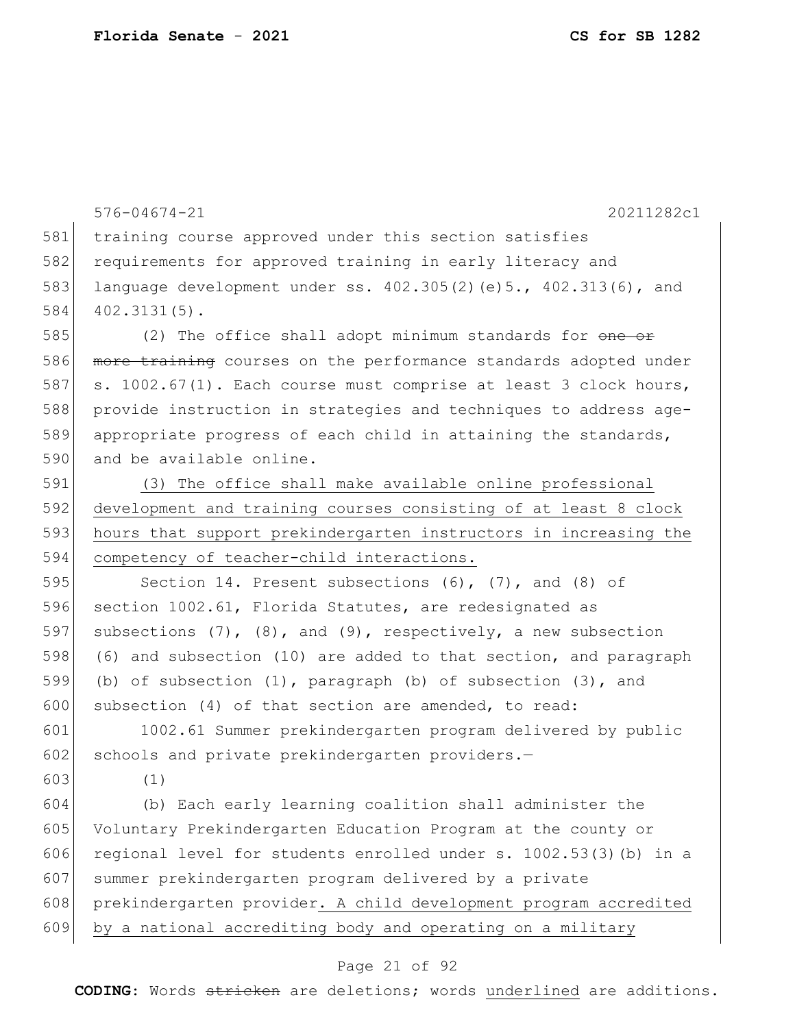training course approved under this section satisfies requirements for approved training in early literacy and language development under ss. 402.305(2)(e)5., 402.313(6), and 402.3131(5).

(2) The office shall adopt minimum standards for ~~one or more training~~ courses on the performance standards adopted under s. 1002.67(1). Each course must comprise at least 3 clock hours, provide instruction in strategies and techniques to address age-appropriate progress of each child in attaining the standards, and be available online.

<u>(3) The office shall make available online professional development and training courses consisting of at least 8 clock hours that support prekindergarten instructors in increasing the competency of teacher-child interactions.</u>

Section 14. Present subsections (6), (7), and (8) of section 1002.61, Florida Statutes, are redesignated as subsections (7), (8), and (9), respectively, a new subsection (6) and subsection (10) are added to that section, and paragraph (b) of subsection (1), paragraph (b) of subsection (3), and subsection (4) of that section are amended, to read:

1002.61 Summer prekindergarten program delivered by public schools and private prekindergarten providers.—

(1)

(b) Each early learning coalition shall administer the Voluntary Prekindergarten Education Program at the county or regional level for students enrolled under s. 1002.53(3)(b) in a summer prekindergarten program delivered by a private prekindergarten provider<u>. A child development program accredited by a national accrediting body and operating on a military</u>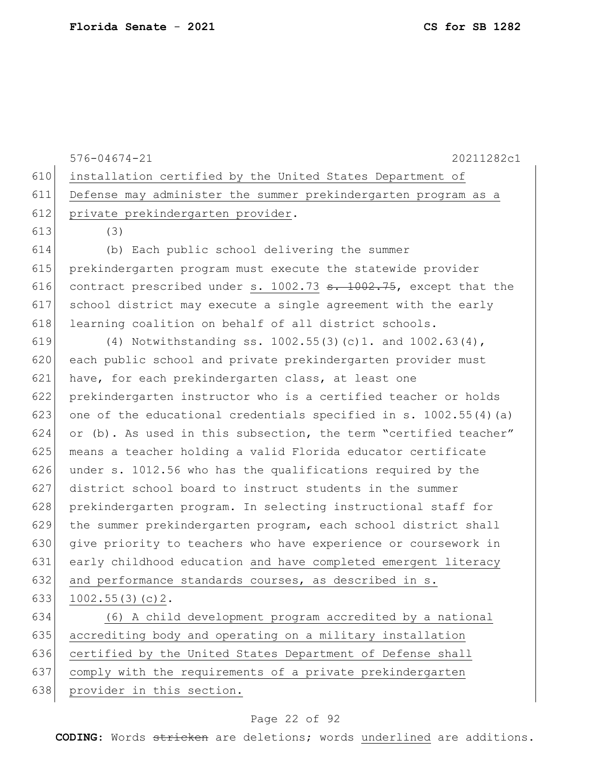576-04674-21 20211282c1

610 installation certified by the United States Department of
611 Defense may administer the summer prekindergarten program as a
612 private prekindergarten provider.
613 (3)
614 (b) Each public school delivering the summer
615 prekindergarten program must execute the statewide provider
616 contract prescribed under s. 1002.73 ~~s. 1002.75~~, except that the
617 school district may execute a single agreement with the early
618 learning coalition on behalf of all district schools.
619 (4) Notwithstanding ss. 1002.55(3)(c)1. and 1002.63(4),
620 each public school and private prekindergarten provider must
621 have, for each prekindergarten class, at least one
622 prekindergarten instructor who is a certified teacher or holds
623 one of the educational credentials specified in s. 1002.55(4)(a)
624 or (b). As used in this subsection, the term "certified teacher"
625 means a teacher holding a valid Florida educator certificate
626 under s. 1012.56 who has the qualifications required by the
627 district school board to instruct students in the summer
628 prekindergarten program. In selecting instructional staff for
629 the summer prekindergarten program, each school district shall
630 give priority to teachers who have experience or coursework in
631 early childhood education and have completed emergent literacy
632 and performance standards courses, as described in s.
633 1002.55(3)(c)2.
634 (6) A child development program accredited by a national
635 accrediting body and operating on a military installation
636 certified by the United States Department of Defense shall
637 comply with the requirements of a private prekindergarten
638 provider in this section.

**CODING:** Words ~~stricken~~ are deletions; words underlined are additions.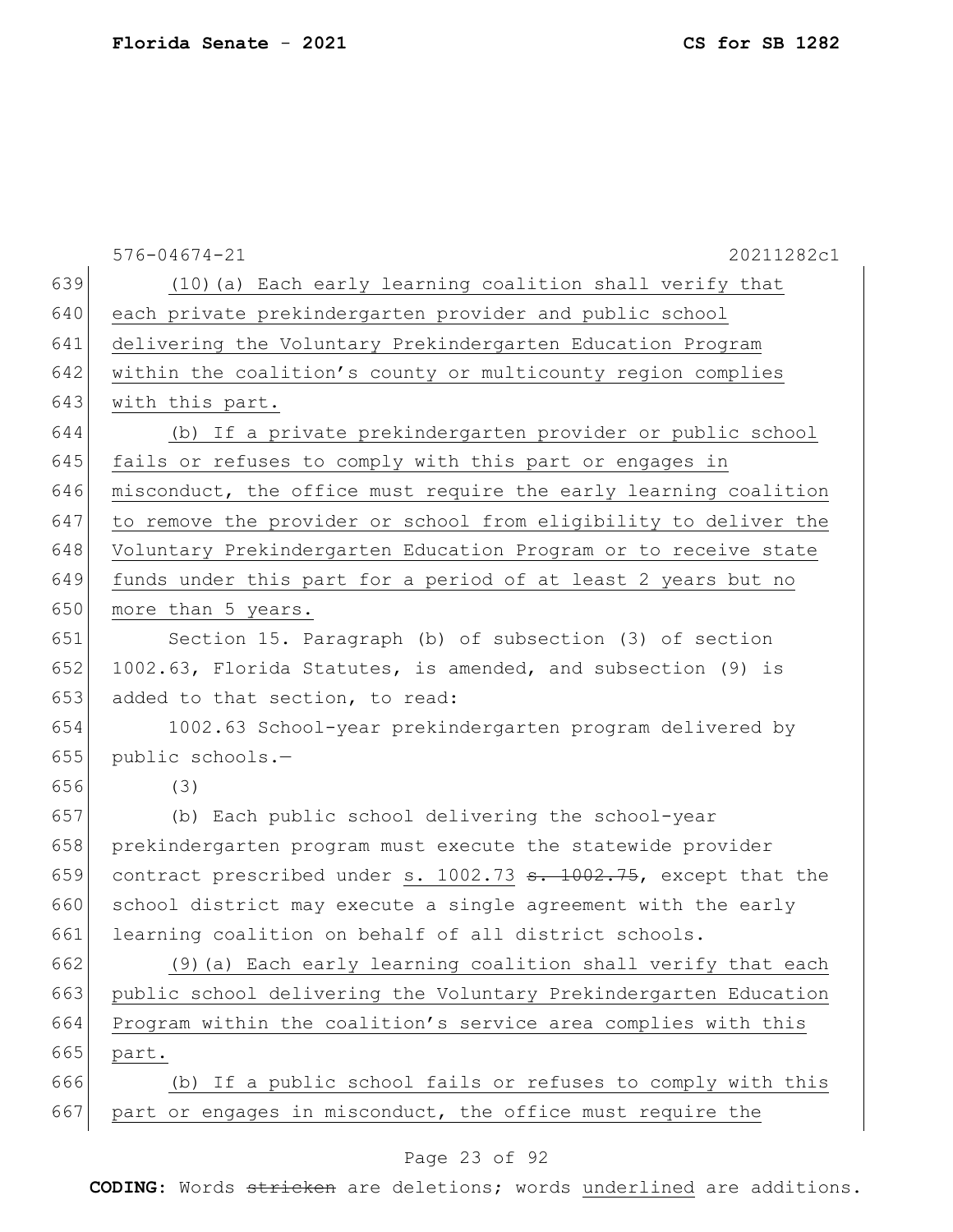(10)(a) Each early learning coalition shall verify that each private prekindergarten provider and public school delivering the Voluntary Prekindergarten Education Program within the coalition's county or multicounty region complies with this part.

(b) If a private prekindergarten provider or public school fails or refuses to comply with this part or engages in misconduct, the office must require the early learning coalition to remove the provider or school from eligibility to deliver the Voluntary Prekindergarten Education Program or to receive state funds under this part for a period of at least 2 years but no more than 5 years.

Section 15. Paragraph (b) of subsection (3) of section 1002.63, Florida Statutes, is amended, and subsection (9) is added to that section, to read:

1002.63 School-year prekindergarten program delivered by public schools.—

(3)

(b) Each public school delivering the school-year prekindergarten program must execute the statewide provider contract prescribed under s. 1002.73 ~~s. 1002.75~~, except that the school district may execute a single agreement with the early learning coalition on behalf of all district schools.

(9)(a) Each early learning coalition shall verify that each public school delivering the Voluntary Prekindergarten Education Program within the coalition's service area complies with this part.

(b) If a public school fails or refuses to comply with this part or engages in misconduct, the office must require the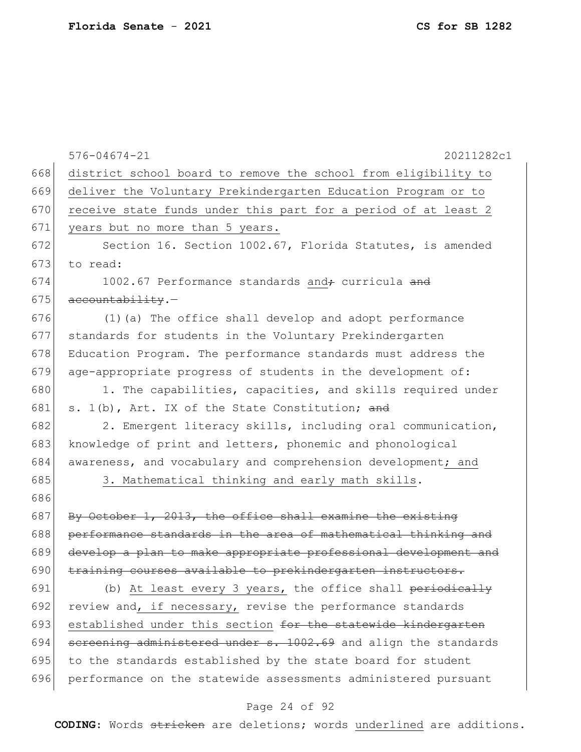district school board to remove the school from eligibility to deliver the Voluntary Prekindergarten Education Program or to receive state funds under this part for a period of at least 2 years but no more than 5 years.

Section 16. Section 1002.67, Florida Statutes, is amended to read:

1002.67 Performance standards and; curricula and accountability.—

(1)(a) The office shall develop and adopt performance standards for students in the Voluntary Prekindergarten Education Program. The performance standards must address the age-appropriate progress of students in the development of:

1. The capabilities, capacities, and skills required under s. 1(b), Art. IX of the State Constitution; and

2. Emergent literacy skills, including oral communication, knowledge of print and letters, phonemic and phonological awareness, and vocabulary and comprehension development; and

3. Mathematical thinking and early math skills.

By October 1, 2013, the office shall examine the existing performance standards in the area of mathematical thinking and develop a plan to make appropriate professional development and training courses available to prekindergarten instructors.

(b) At least every 3 years, the office shall periodically review and, if necessary, revise the performance standards established under this section for the statewide kindergarten screening administered under s. 1002.69 and align the standards to the standards established by the state board for student performance on the statewide assessments administered pursuant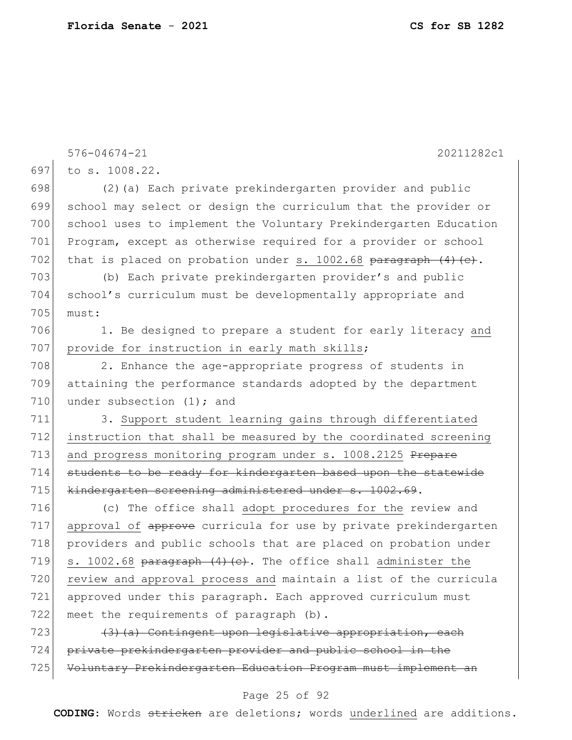to s. 1008.22.

(2)(a) Each private prekindergarten provider and public school may select or design the curriculum that the provider or school uses to implement the Voluntary Prekindergarten Education Program, except as otherwise required for a provider or school that is placed on probation under <u>s. 1002.68</u> ~~paragraph (4)(c)~~.

(b) Each private prekindergarten provider's and public school's curriculum must be developmentally appropriate and must:

1. Be designed to prepare a student for early literacy <u>and provide for instruction in early math skills</u>;

2. Enhance the age-appropriate progress of students in attaining the performance standards adopted by the department under subsection (1); and

3. <u>Support student learning gains through differentiated instruction that shall be measured by the coordinated screening and progress monitoring program under s. 1008.2125</u> ~~Prepare students to be ready for kindergarten based upon the statewide kindergarten screening administered under s. 1002.69~~.

(c) The office shall <u>adopt procedures for the</u> review and <u>approval of</u> ~~approve~~ curricula for use by private prekindergarten providers and public schools that are placed on probation under <u>s. 1002.68</u> ~~paragraph (4)(c)~~. The office shall <u>administer the review and approval process and</u> maintain a list of the curricula approved under this paragraph. Each approved curriculum must meet the requirements of paragraph (b).

~~(3)(a) Contingent upon legislative appropriation, each private prekindergarten provider and public school in the Voluntary Prekindergarten Education Program must implement an~~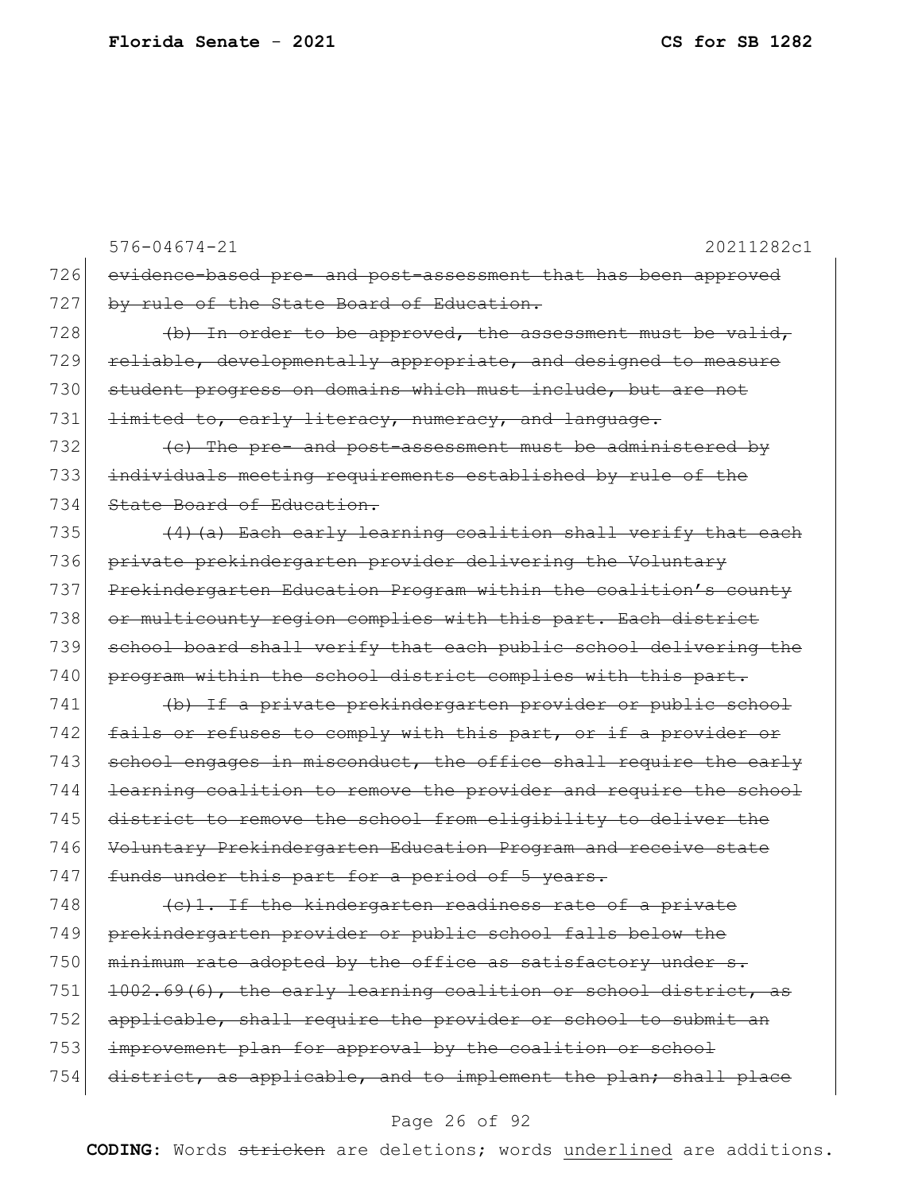576-04674-21 20211282c1

726 ~~evidence-based pre- and post-assessment that has been approved~~
727 ~~by rule of the State Board of Education.~~

728 ~~(b) In order to be approved, the assessment must be valid,~~
729 ~~reliable, developmentally appropriate, and designed to measure~~
730 ~~student progress on domains which must include, but are not~~
731 ~~limited to, early literacy, numeracy, and language.~~

732 ~~(c) The pre- and post-assessment must be administered by~~
733 ~~individuals meeting requirements established by rule of the~~
734 ~~State Board of Education.~~

735 ~~(4)(a) Each early learning coalition shall verify that each~~
736 ~~private prekindergarten provider delivering the Voluntary~~
737 ~~Prekindergarten Education Program within the coalition's county~~
738 ~~or multicounty region complies with this part. Each district~~
739 ~~school board shall verify that each public school delivering the~~
740 ~~program within the school district complies with this part.~~

741 ~~(b) If a private prekindergarten provider or public school~~
742 ~~fails or refuses to comply with this part, or if a provider or~~
743 ~~school engages in misconduct, the office shall require the early~~
744 ~~learning coalition to remove the provider and require the school~~
745 ~~district to remove the school from eligibility to deliver the~~
746 ~~Voluntary Prekindergarten Education Program and receive state~~
747 ~~funds under this part for a period of 5 years.~~

748 ~~(c)1. If the kindergarten readiness rate of a private~~
749 ~~prekindergarten provider or public school falls below the~~
750 ~~minimum rate adopted by the office as satisfactory under s.~~
751 ~~1002.69(6), the early learning coalition or school district, as~~
752 ~~applicable, shall require the provider or school to submit an~~
753 ~~improvement plan for approval by the coalition or school~~
754 ~~district, as applicable, and to implement the plan; shall place~~

**CODING:** Words ~~stricken~~ are deletions; words <u>underlined</u> are additions.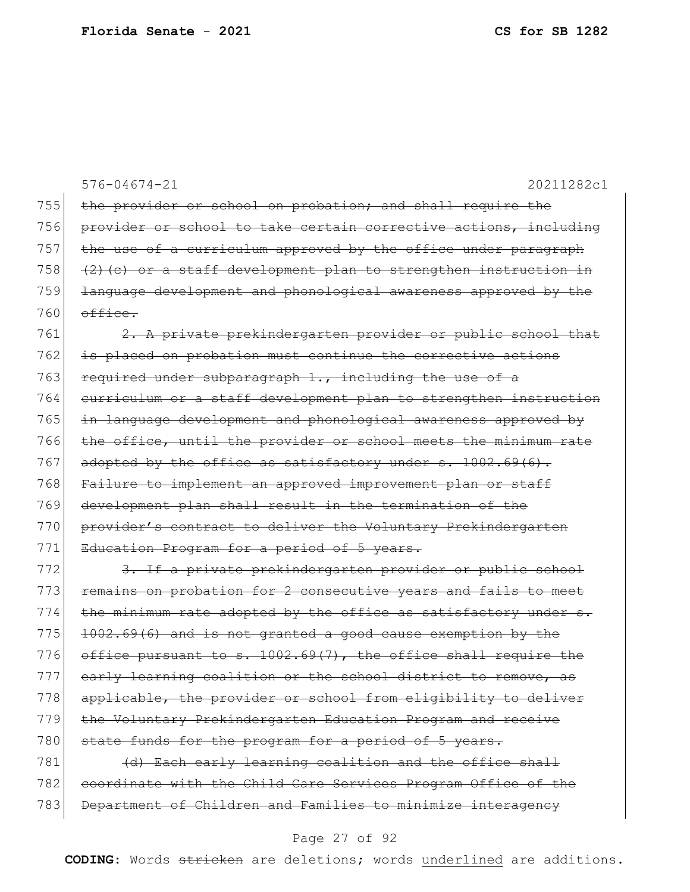755 ~~the provider or school on probation; and shall require the~~
756 ~~provider or school to take certain corrective actions, including~~
757 ~~the use of a curriculum approved by the office under paragraph~~
758 ~~(2)(c) or a staff development plan to strengthen instruction in~~
759 ~~language development and phonological awareness approved by the~~
760 ~~office.~~

761 ~~2. A private prekindergarten provider or public school that~~
762 ~~is placed on probation must continue the corrective actions~~
763 ~~required under subparagraph 1., including the use of a~~
764 ~~curriculum or a staff development plan to strengthen instruction~~
765 ~~in language development and phonological awareness approved by~~
766 ~~the office, until the provider or school meets the minimum rate~~
767 ~~adopted by the office as satisfactory under s. 1002.69(6).~~
768 ~~Failure to implement an approved improvement plan or staff~~
769 ~~development plan shall result in the termination of the~~
770 ~~provider's contract to deliver the Voluntary Prekindergarten~~
771 ~~Education Program for a period of 5 years.~~

772 ~~3. If a private prekindergarten provider or public school~~
773 ~~remains on probation for 2 consecutive years and fails to meet~~
774 ~~the minimum rate adopted by the office as satisfactory under s.~~
775 ~~1002.69(6) and is not granted a good cause exemption by the~~
776 ~~office pursuant to s. 1002.69(7), the office shall require the~~
777 ~~early learning coalition or the school district to remove, as~~
778 ~~applicable, the provider or school from eligibility to deliver~~
779 ~~the Voluntary Prekindergarten Education Program and receive~~
780 ~~state funds for the program for a period of 5 years.~~

781 ~~(d) Each early learning coalition and the office shall~~
782 ~~coordinate with the Child Care Services Program Office of the~~
783 ~~Department of Children and Families to minimize interagency~~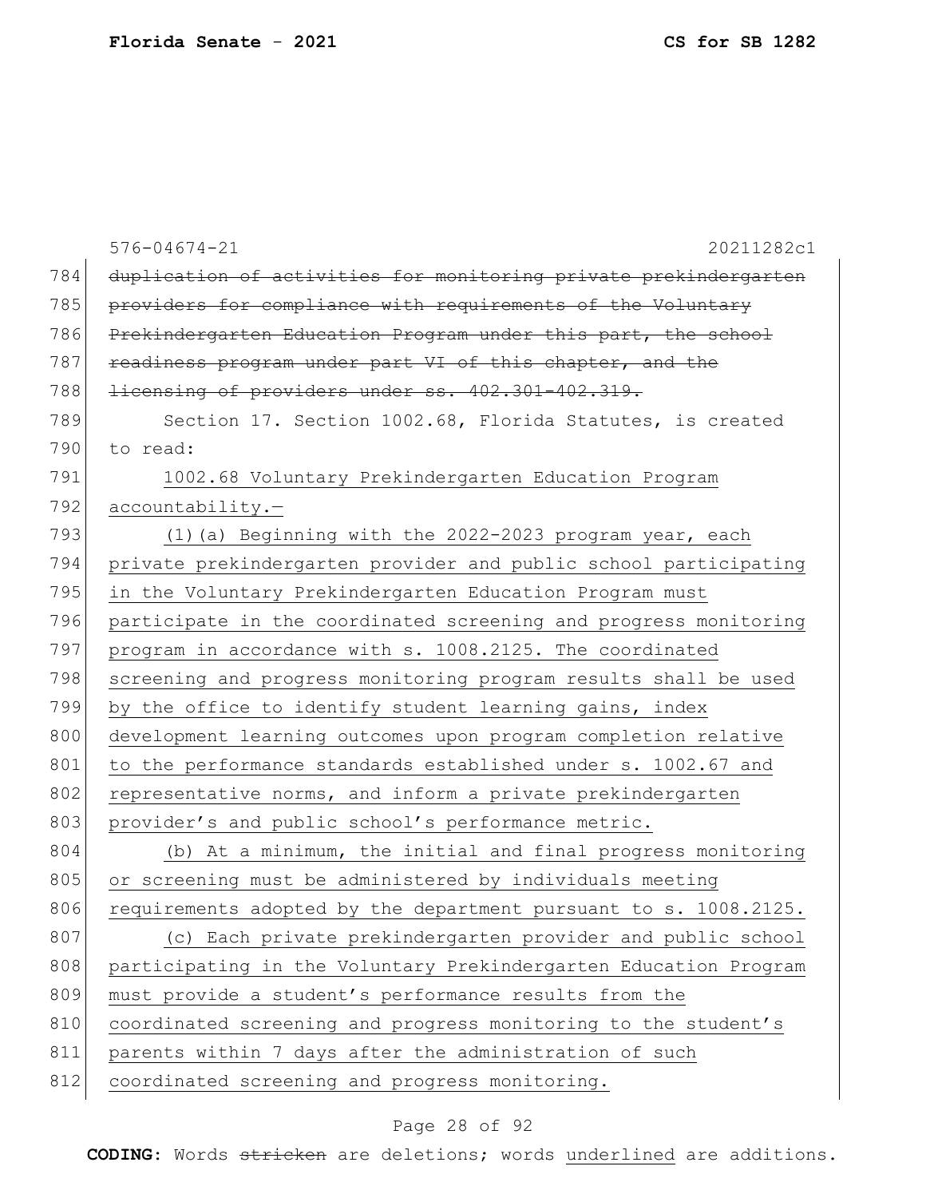~~duplication of activities for monitoring private prekindergarten providers for compliance with requirements of the Voluntary Prekindergarten Education Program under this part, the school readiness program under part VI of this chapter, and the licensing of providers under ss. 402.301-402.319.~~

Section 17. Section 1002.68, Florida Statutes, is created to read:

<u>1002.68 Voluntary Prekindergarten Education Program accountability.—</u>

<u>(1)(a) Beginning with the 2022-2023 program year, each private prekindergarten provider and public school participating in the Voluntary Prekindergarten Education Program must participate in the coordinated screening and progress monitoring program in accordance with s. 1008.2125. The coordinated screening and progress monitoring program results shall be used by the office to identify student learning gains, index development learning outcomes upon program completion relative to the performance standards established under s. 1002.67 and representative norms, and inform a private prekindergarten provider's and public school's performance metric.</u>

<u>(b) At a minimum, the initial and final progress monitoring or screening must be administered by individuals meeting requirements adopted by the department pursuant to s. 1008.2125.</u>

<u>(c) Each private prekindergarten provider and public school participating in the Voluntary Prekindergarten Education Program must provide a student's performance results from the coordinated screening and progress monitoring to the student's parents within 7 days after the administration of such coordinated screening and progress monitoring.</u>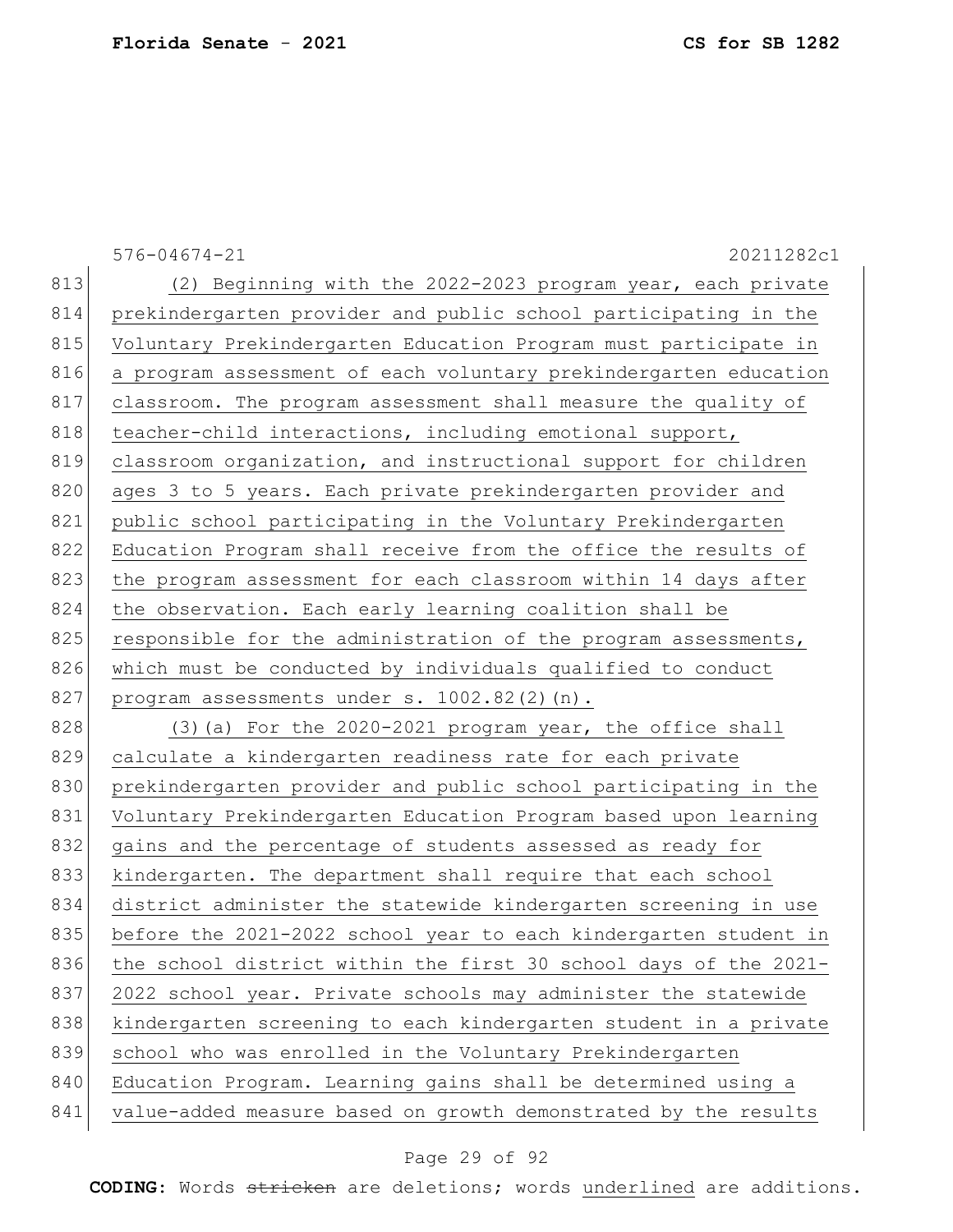(2) Beginning with the 2022-2023 program year, each private prekindergarten provider and public school participating in the Voluntary Prekindergarten Education Program must participate in a program assessment of each voluntary prekindergarten education classroom. The program assessment shall measure the quality of teacher-child interactions, including emotional support, classroom organization, and instructional support for children ages 3 to 5 years. Each private prekindergarten provider and public school participating in the Voluntary Prekindergarten Education Program shall receive from the office the results of the program assessment for each classroom within 14 days after the observation. Each early learning coalition shall be responsible for the administration of the program assessments, which must be conducted by individuals qualified to conduct program assessments under s. 1002.82(2)(n).

(3)(a) For the 2020-2021 program year, the office shall calculate a kindergarten readiness rate for each private prekindergarten provider and public school participating in the Voluntary Prekindergarten Education Program based upon learning gains and the percentage of students assessed as ready for kindergarten. The department shall require that each school district administer the statewide kindergarten screening in use before the 2021-2022 school year to each kindergarten student in the school district within the first 30 school days of the 2021-2022 school year. Private schools may administer the statewide kindergarten screening to each kindergarten student in a private school who was enrolled in the Voluntary Prekindergarten Education Program. Learning gains shall be determined using a value-added measure based on growth demonstrated by the results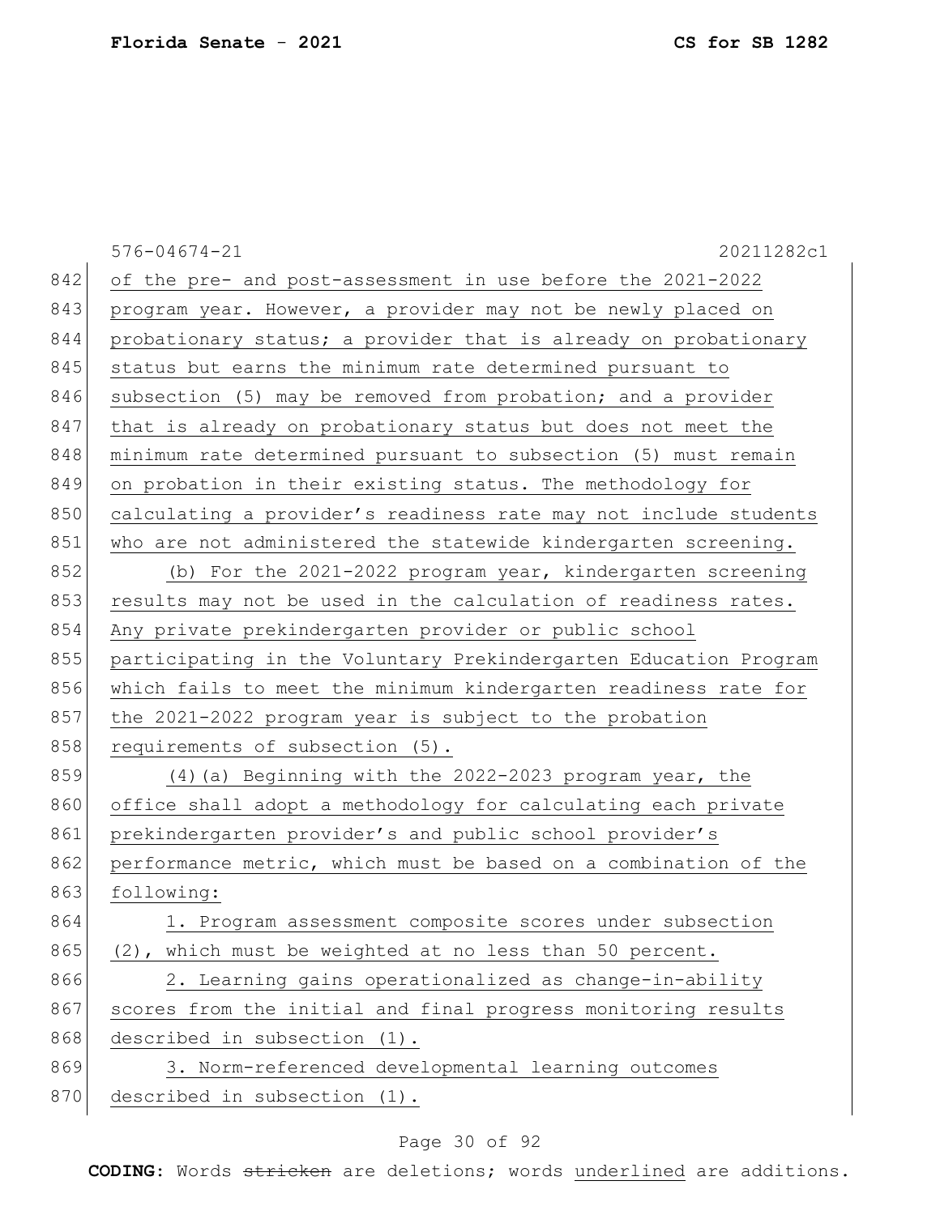of the pre- and post-assessment in use before the 2021-2022 program year. However, a provider may not be newly placed on probationary status; a provider that is already on probationary status but earns the minimum rate determined pursuant to subsection (5) may be removed from probation; and a provider that is already on probationary status but does not meet the minimum rate determined pursuant to subsection (5) must remain on probation in their existing status. The methodology for calculating a provider's readiness rate may not include students who are not administered the statewide kindergarten screening.

(b) For the 2021-2022 program year, kindergarten screening results may not be used in the calculation of readiness rates. Any private prekindergarten provider or public school participating in the Voluntary Prekindergarten Education Program which fails to meet the minimum kindergarten readiness rate for the 2021-2022 program year is subject to the probation requirements of subsection (5).

(4)(a) Beginning with the 2022-2023 program year, the office shall adopt a methodology for calculating each private prekindergarten provider's and public school provider's performance metric, which must be based on a combination of the following:

1. Program assessment composite scores under subsection (2), which must be weighted at no less than 50 percent.

2. Learning gains operationalized as change-in-ability scores from the initial and final progress monitoring results described in subsection (1).

3. Norm-referenced developmental learning outcomes described in subsection (1).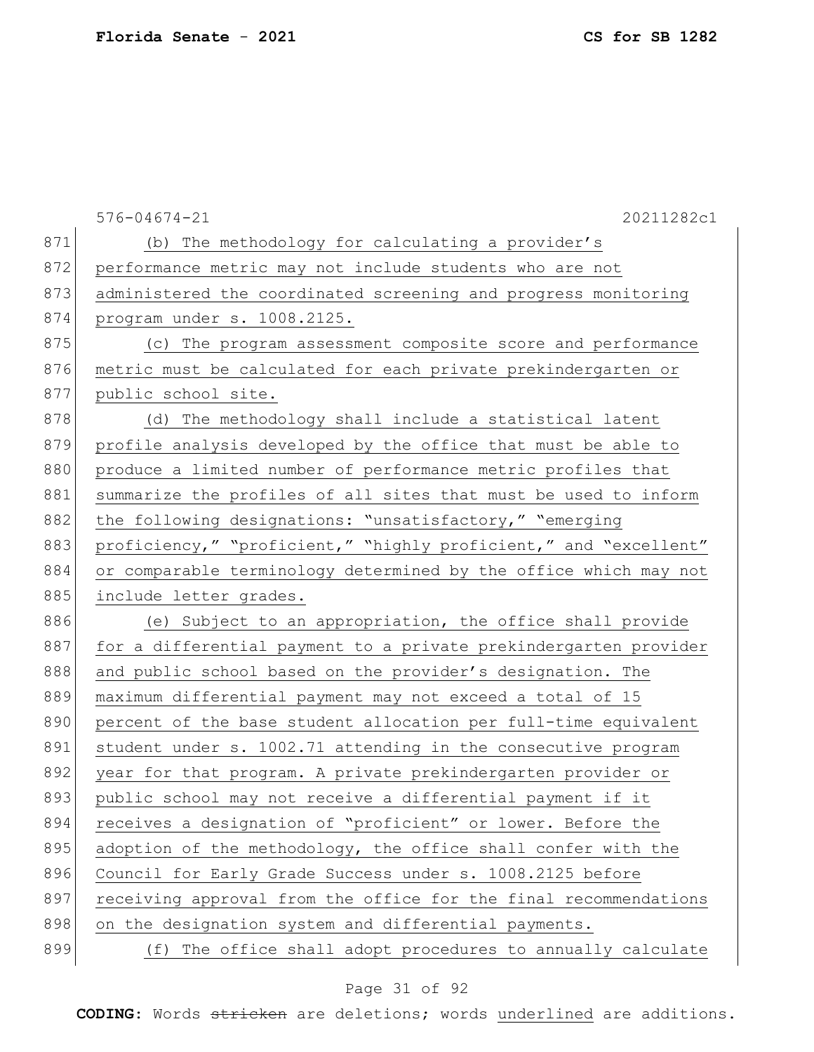(b) The methodology for calculating a provider's performance metric may not include students who are not administered the coordinated screening and progress monitoring program under s. 1008.2125.

(c) The program assessment composite score and performance metric must be calculated for each private prekindergarten or public school site.

(d) The methodology shall include a statistical latent profile analysis developed by the office that must be able to produce a limited number of performance metric profiles that summarize the profiles of all sites that must be used to inform the following designations: "unsatisfactory," "emerging proficiency," "proficient," "highly proficient," and "excellent" or comparable terminology determined by the office which may not include letter grades.

(e) Subject to an appropriation, the office shall provide for a differential payment to a private prekindergarten provider and public school based on the provider's designation. The maximum differential payment may not exceed a total of 15 percent of the base student allocation per full-time equivalent student under s. 1002.71 attending in the consecutive program year for that program. A private prekindergarten provider or public school may not receive a differential payment if it receives a designation of "proficient" or lower. Before the adoption of the methodology, the office shall confer with the Council for Early Grade Success under s. 1008.2125 before receiving approval from the office for the final recommendations on the designation system and differential payments.

(f) The office shall adopt procedures to annually calculate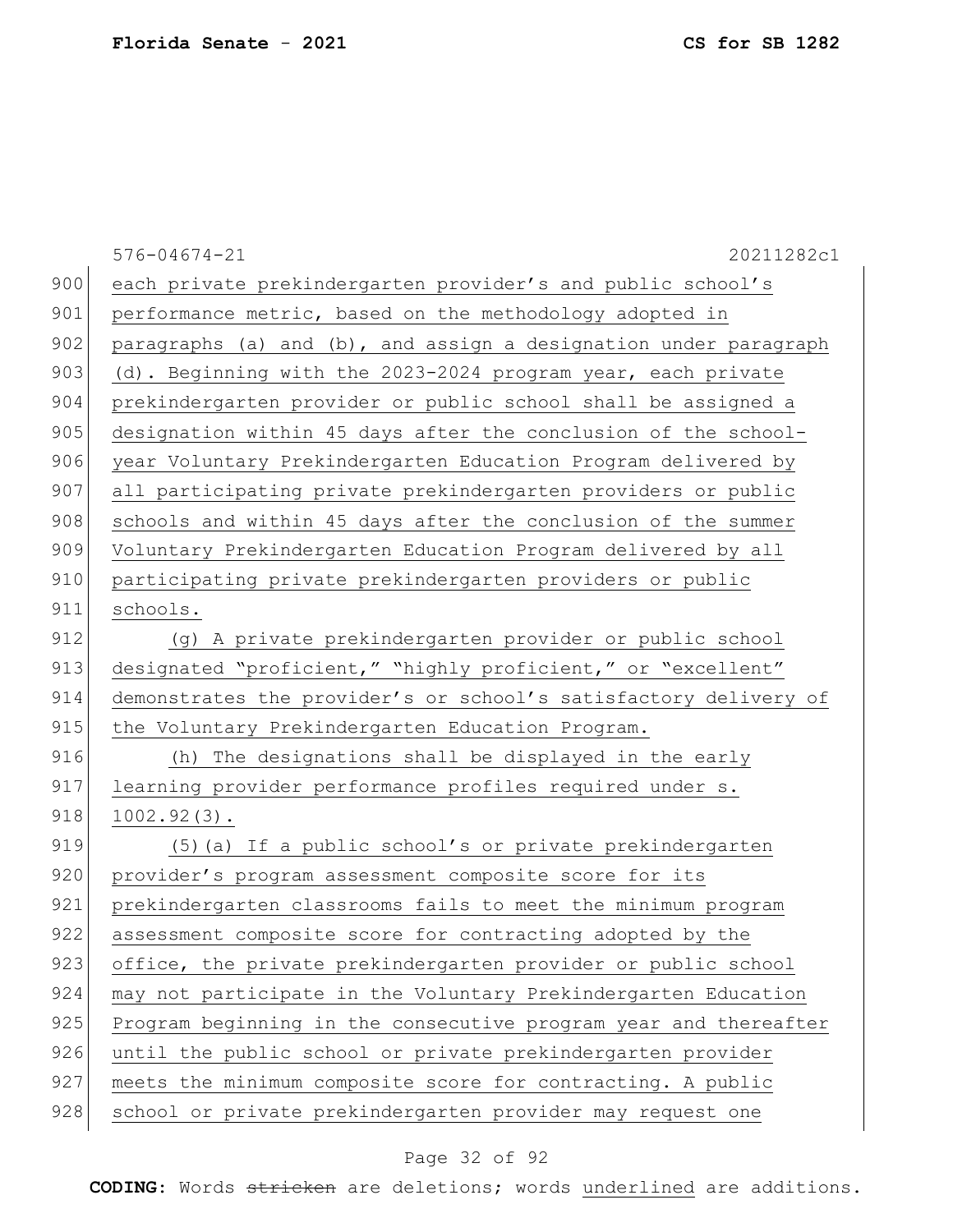each private prekindergarten provider's and public school's performance metric, based on the methodology adopted in paragraphs (a) and (b), and assign a designation under paragraph (d). Beginning with the 2023-2024 program year, each private prekindergarten provider or public school shall be assigned a designation within 45 days after the conclusion of the school-year Voluntary Prekindergarten Education Program delivered by all participating private prekindergarten providers or public schools and within 45 days after the conclusion of the summer Voluntary Prekindergarten Education Program delivered by all participating private prekindergarten providers or public schools.

(g) A private prekindergarten provider or public school designated "proficient," "highly proficient," or "excellent" demonstrates the provider's or school's satisfactory delivery of the Voluntary Prekindergarten Education Program.

(h) The designations shall be displayed in the early learning provider performance profiles required under s. 1002.92(3).

(5)(a) If a public school's or private prekindergarten provider's program assessment composite score for its prekindergarten classrooms fails to meet the minimum program assessment composite score for contracting adopted by the office, the private prekindergarten provider or public school may not participate in the Voluntary Prekindergarten Education Program beginning in the consecutive program year and thereafter until the public school or private prekindergarten provider meets the minimum composite score for contracting. A public school or private prekindergarten provider may request one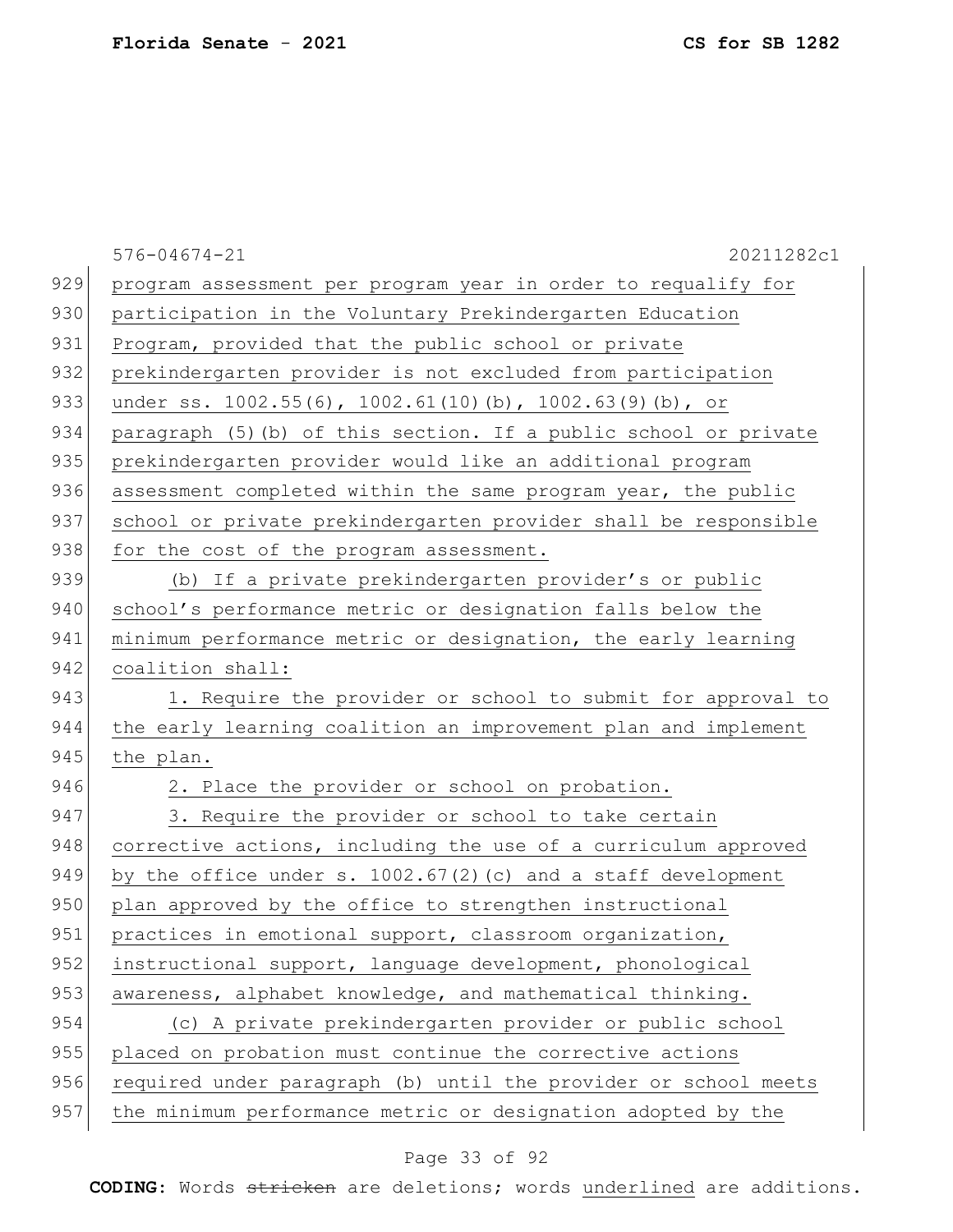program assessment per program year in order to requalify for participation in the Voluntary Prekindergarten Education Program, provided that the public school or private prekindergarten provider is not excluded from participation under ss. 1002.55(6), 1002.61(10)(b), 1002.63(9)(b), or paragraph (5)(b) of this section. If a public school or private prekindergarten provider would like an additional program assessment completed within the same program year, the public school or private prekindergarten provider shall be responsible for the cost of the program assessment.

(b) If a private prekindergarten provider's or public school's performance metric or designation falls below the minimum performance metric or designation, the early learning coalition shall:

1. Require the provider or school to submit for approval to the early learning coalition an improvement plan and implement the plan.

2. Place the provider or school on probation.

3. Require the provider or school to take certain corrective actions, including the use of a curriculum approved by the office under s. 1002.67(2)(c) and a staff development plan approved by the office to strengthen instructional practices in emotional support, classroom organization, instructional support, language development, phonological awareness, alphabet knowledge, and mathematical thinking.

(c) A private prekindergarten provider or public school placed on probation must continue the corrective actions required under paragraph (b) until the provider or school meets the minimum performance metric or designation adopted by the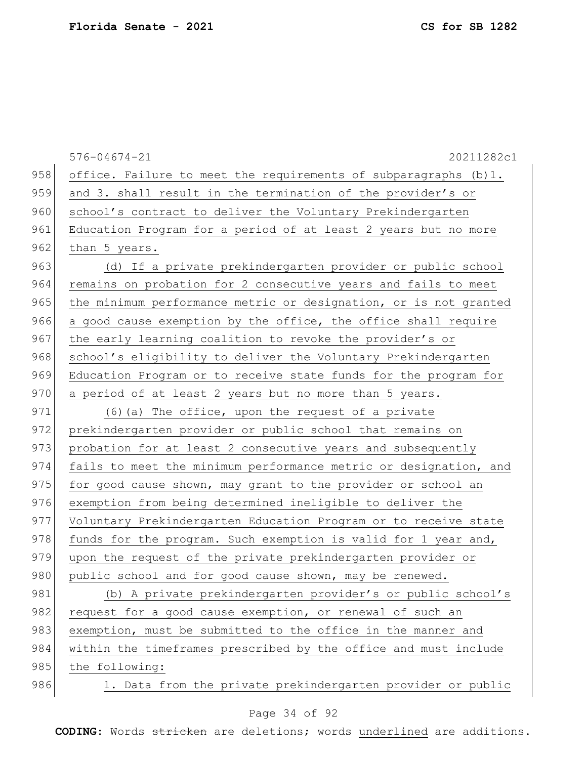office. Failure to meet the requirements of subparagraphs (b)1. and 3. shall result in the termination of the provider's or school's contract to deliver the Voluntary Prekindergarten Education Program for a period of at least 2 years but no more than 5 years.

(d) If a private prekindergarten provider or public school remains on probation for 2 consecutive years and fails to meet the minimum performance metric or designation, or is not granted a good cause exemption by the office, the office shall require the early learning coalition to revoke the provider's or school's eligibility to deliver the Voluntary Prekindergarten Education Program or to receive state funds for the program for a period of at least 2 years but no more than 5 years.

(6)(a) The office, upon the request of a private prekindergarten provider or public school that remains on probation for at least 2 consecutive years and subsequently fails to meet the minimum performance metric or designation, and for good cause shown, may grant to the provider or school an exemption from being determined ineligible to deliver the Voluntary Prekindergarten Education Program or to receive state funds for the program. Such exemption is valid for 1 year and, upon the request of the private prekindergarten provider or public school and for good cause shown, may be renewed.

(b) A private prekindergarten provider's or public school's request for a good cause exemption, or renewal of such an exemption, must be submitted to the office in the manner and within the timeframes prescribed by the office and must include the following:

1. Data from the private prekindergarten provider or public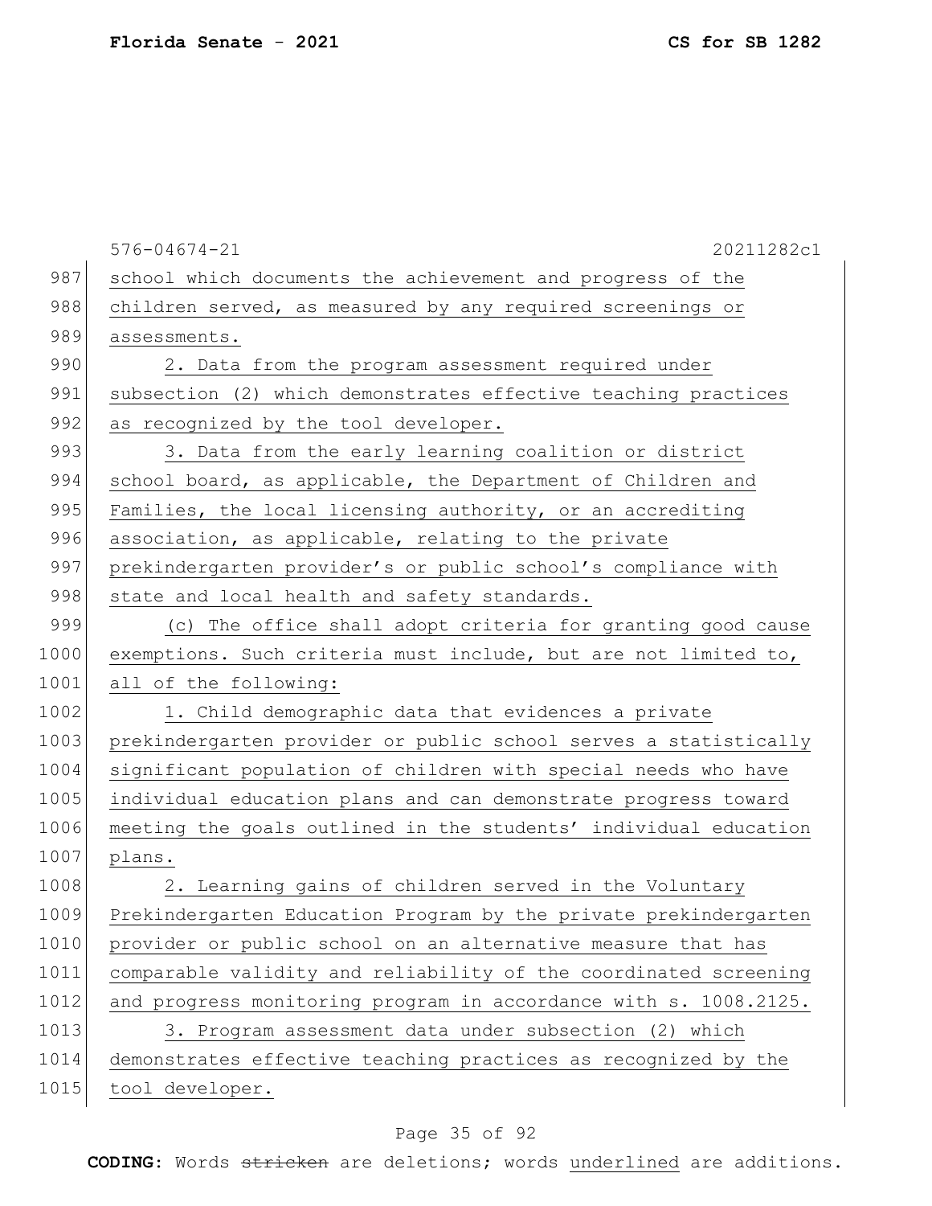school which documents the achievement and progress of the children served, as measured by any required screenings or assessments.

2. Data from the program assessment required under subsection (2) which demonstrates effective teaching practices as recognized by the tool developer.

3. Data from the early learning coalition or district school board, as applicable, the Department of Children and Families, the local licensing authority, or an accrediting association, as applicable, relating to the private prekindergarten provider's or public school's compliance with state and local health and safety standards.

(c) The office shall adopt criteria for granting good cause exemptions. Such criteria must include, but are not limited to, all of the following:

1. Child demographic data that evidences a private prekindergarten provider or public school serves a statistically significant population of children with special needs who have individual education plans and can demonstrate progress toward meeting the goals outlined in the students' individual education plans.

2. Learning gains of children served in the Voluntary Prekindergarten Education Program by the private prekindergarten provider or public school on an alternative measure that has comparable validity and reliability of the coordinated screening and progress monitoring program in accordance with s. 1008.2125.

3. Program assessment data under subsection (2) which demonstrates effective teaching practices as recognized by the tool developer.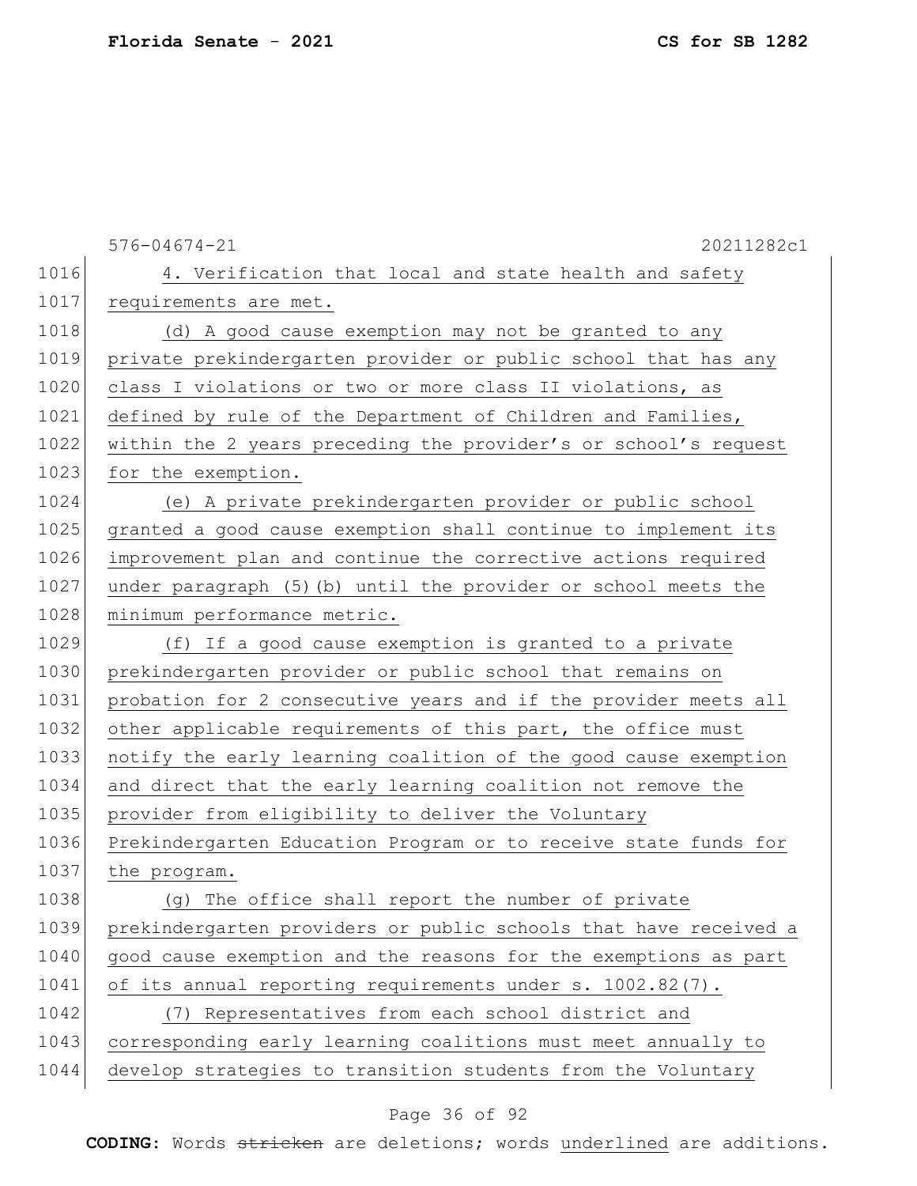4. Verification that local and state health and safety requirements are met.

(d) A good cause exemption may not be granted to any private prekindergarten provider or public school that has any class I violations or two or more class II violations, as defined by rule of the Department of Children and Families, within the 2 years preceding the provider's or school's request for the exemption.

(e) A private prekindergarten provider or public school granted a good cause exemption shall continue to implement its improvement plan and continue the corrective actions required under paragraph (5)(b) until the provider or school meets the minimum performance metric.

(f) If a good cause exemption is granted to a private prekindergarten provider or public school that remains on probation for 2 consecutive years and if the provider meets all other applicable requirements of this part, the office must notify the early learning coalition of the good cause exemption and direct that the early learning coalition not remove the provider from eligibility to deliver the Voluntary Prekindergarten Education Program or to receive state funds for the program.

(g) The office shall report the number of private prekindergarten providers or public schools that have received a good cause exemption and the reasons for the exemptions as part of its annual reporting requirements under s. 1002.82(7).

(7) Representatives from each school district and corresponding early learning coalitions must meet annually to develop strategies to transition students from the Voluntary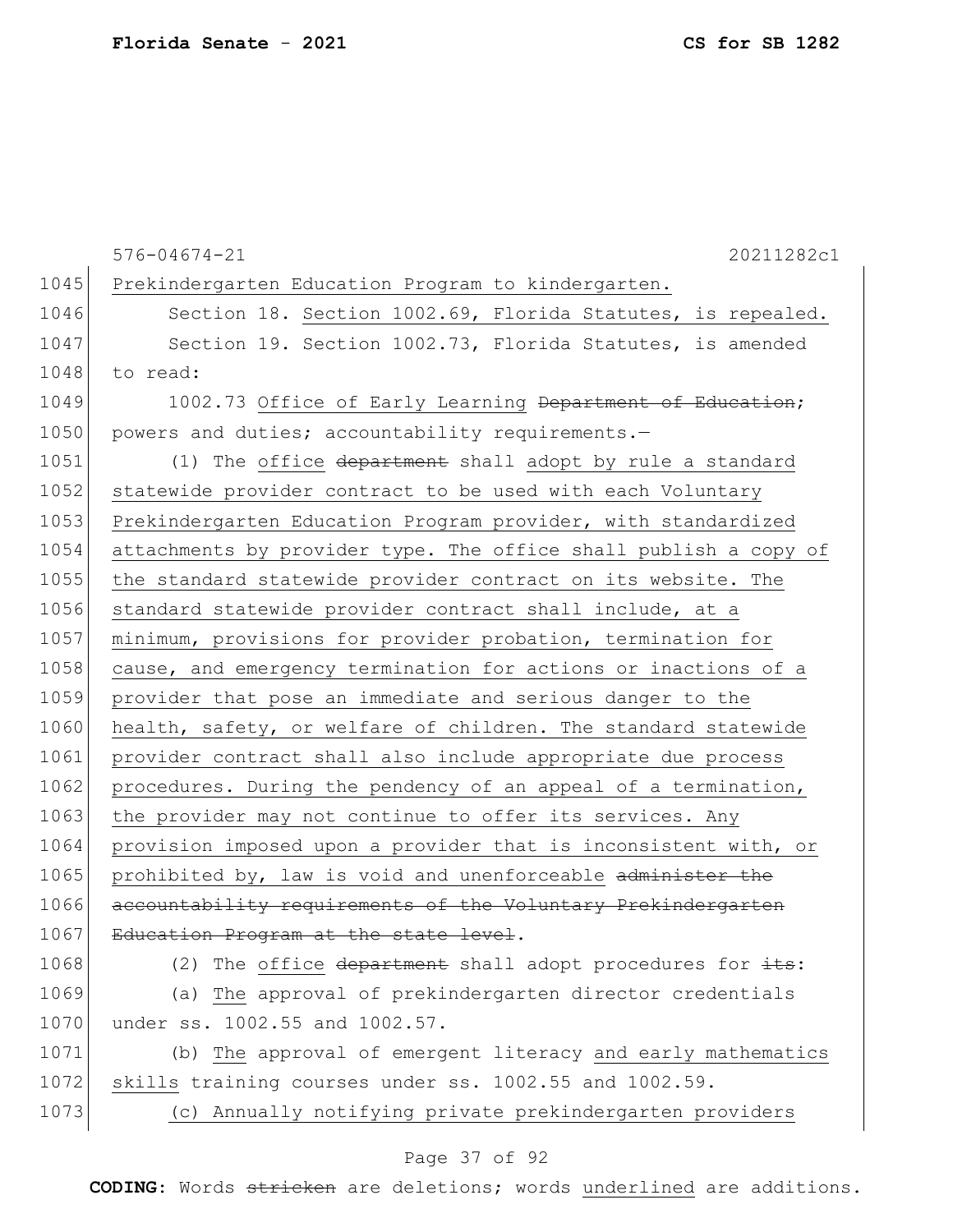576-04674-21 20211282c1

1045 Prekindergarten Education Program to kindergarten.

1046 Section 18. Section 1002.69, Florida Statutes, is repealed.

1047 Section 19. Section 1002.73, Florida Statutes, is amended
1048 to read:

1049 1002.73 Office of Early Learning ~~Department of Education~~;
1050 powers and duties; accountability requirements.—

1051 (1) The office ~~department~~ shall adopt by rule a standard
1052 statewide provider contract to be used with each Voluntary
1053 Prekindergarten Education Program provider, with standardized
1054 attachments by provider type. The office shall publish a copy of
1055 the standard statewide provider contract on its website. The
1056 standard statewide provider contract shall include, at a
1057 minimum, provisions for provider probation, termination for
1058 cause, and emergency termination for actions or inactions of a
1059 provider that pose an immediate and serious danger to the
1060 health, safety, or welfare of children. The standard statewide
1061 provider contract shall also include appropriate due process
1062 procedures. During the pendency of an appeal of a termination,
1063 the provider may not continue to offer its services. Any
1064 provision imposed upon a provider that is inconsistent with, or
1065 prohibited by, law is void and unenforceable ~~administer the~~
1066 ~~accountability requirements of the Voluntary Prekindergarten~~
1067 ~~Education Program at the state level~~.

1068 (2) The office ~~department~~ shall adopt procedures for ~~its~~:

1069 (a) The approval of prekindergarten director credentials
1070 under ss. 1002.55 and 1002.57.

1071 (b) The approval of emergent literacy and early mathematics
1072 skills training courses under ss. 1002.55 and 1002.59.

1073 (c) Annually notifying private prekindergarten providers

**CODING:** Words ~~stricken~~ are deletions; words underlined are additions.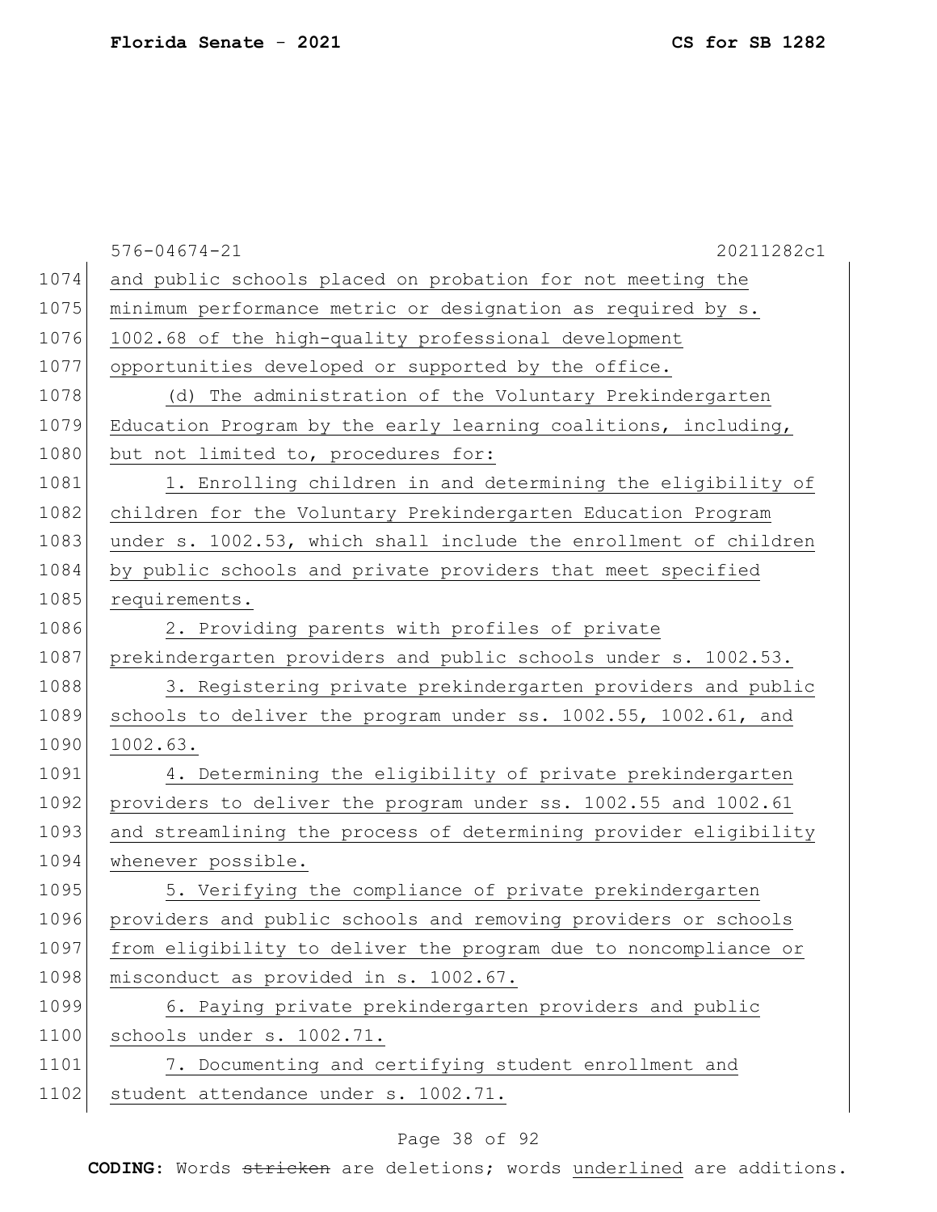and public schools placed on probation for not meeting the minimum performance metric or designation as required by s. 1002.68 of the high-quality professional development opportunities developed or supported by the office.

(d) The administration of the Voluntary Prekindergarten Education Program by the early learning coalitions, including, but not limited to, procedures for:

1. Enrolling children in and determining the eligibility of children for the Voluntary Prekindergarten Education Program under s. 1002.53, which shall include the enrollment of children by public schools and private providers that meet specified requirements.

2. Providing parents with profiles of private prekindergarten providers and public schools under s. 1002.53.

3. Registering private prekindergarten providers and public schools to deliver the program under ss. 1002.55, 1002.61, and 1002.63.

4. Determining the eligibility of private prekindergarten providers to deliver the program under ss. 1002.55 and 1002.61 and streamlining the process of determining provider eligibility whenever possible.

5. Verifying the compliance of private prekindergarten providers and public schools and removing providers or schools from eligibility to deliver the program due to noncompliance or misconduct as provided in s. 1002.67.

6. Paying private prekindergarten providers and public schools under s. 1002.71.

7. Documenting and certifying student enrollment and student attendance under s. 1002.71.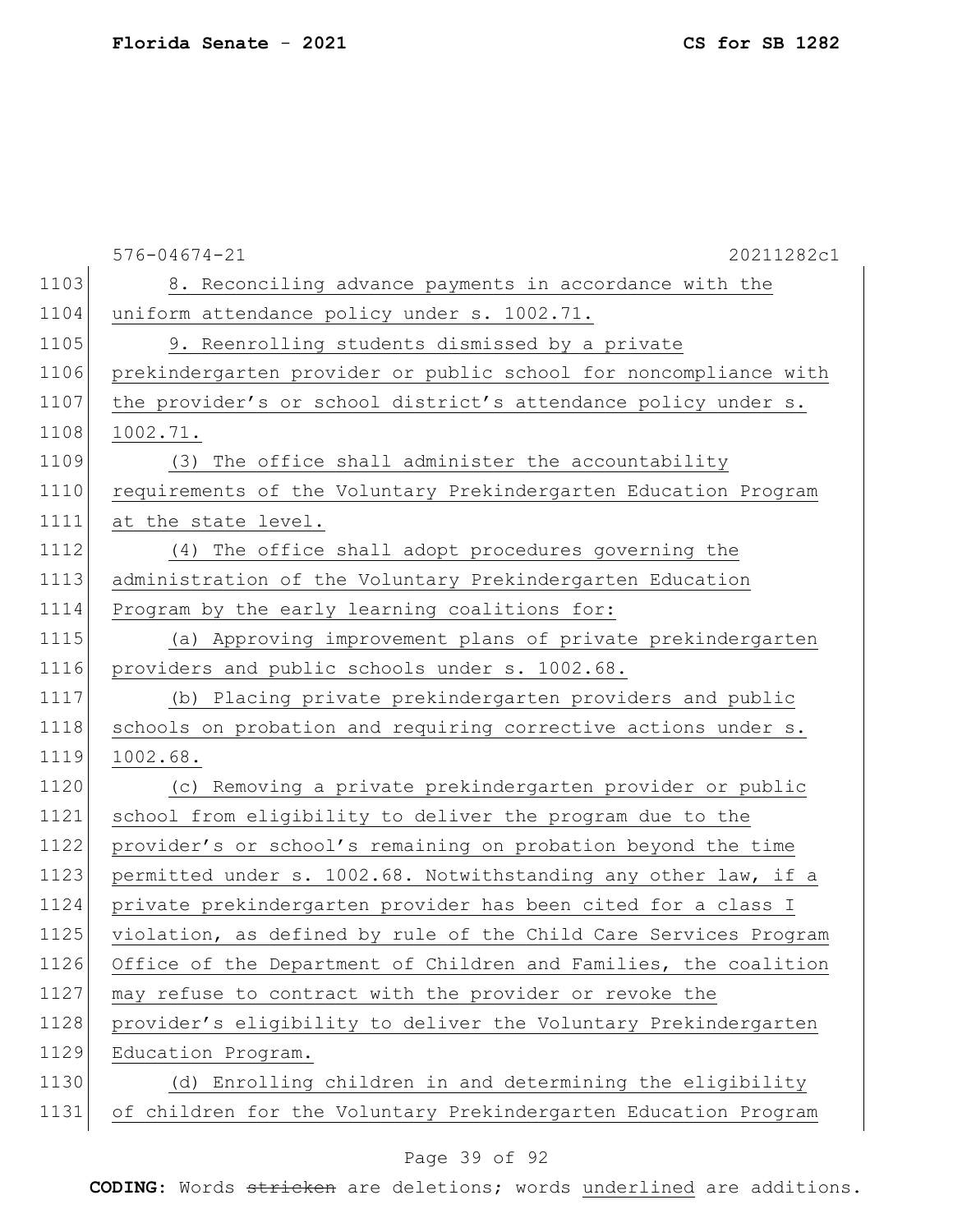576-04674-21 20211282c1

1103 8. Reconciling advance payments in accordance with the
1104 uniform attendance policy under s. 1002.71.
1105 9. Reenrolling students dismissed by a private
1106 prekindergarten provider or public school for noncompliance with
1107 the provider's or school district's attendance policy under s.
1108 1002.71.
1109 (3) The office shall administer the accountability
1110 requirements of the Voluntary Prekindergarten Education Program
1111 at the state level.
1112 (4) The office shall adopt procedures governing the
1113 administration of the Voluntary Prekindergarten Education
1114 Program by the early learning coalitions for:
1115 (a) Approving improvement plans of private prekindergarten
1116 providers and public schools under s. 1002.68.
1117 (b) Placing private prekindergarten providers and public
1118 schools on probation and requiring corrective actions under s.
1119 1002.68.
1120 (c) Removing a private prekindergarten provider or public
1121 school from eligibility to deliver the program due to the
1122 provider's or school's remaining on probation beyond the time
1123 permitted under s. 1002.68. Notwithstanding any other law, if a
1124 private prekindergarten provider has been cited for a class I
1125 violation, as defined by rule of the Child Care Services Program
1126 Office of the Department of Children and Families, the coalition
1127 may refuse to contract with the provider or revoke the
1128 provider's eligibility to deliver the Voluntary Prekindergarten
1129 Education Program.
1130 (d) Enrolling children in and determining the eligibility
1131 of children for the Voluntary Prekindergarten Education Program

**CODING:** Words ~~stricken~~ are deletions; words underlined are additions.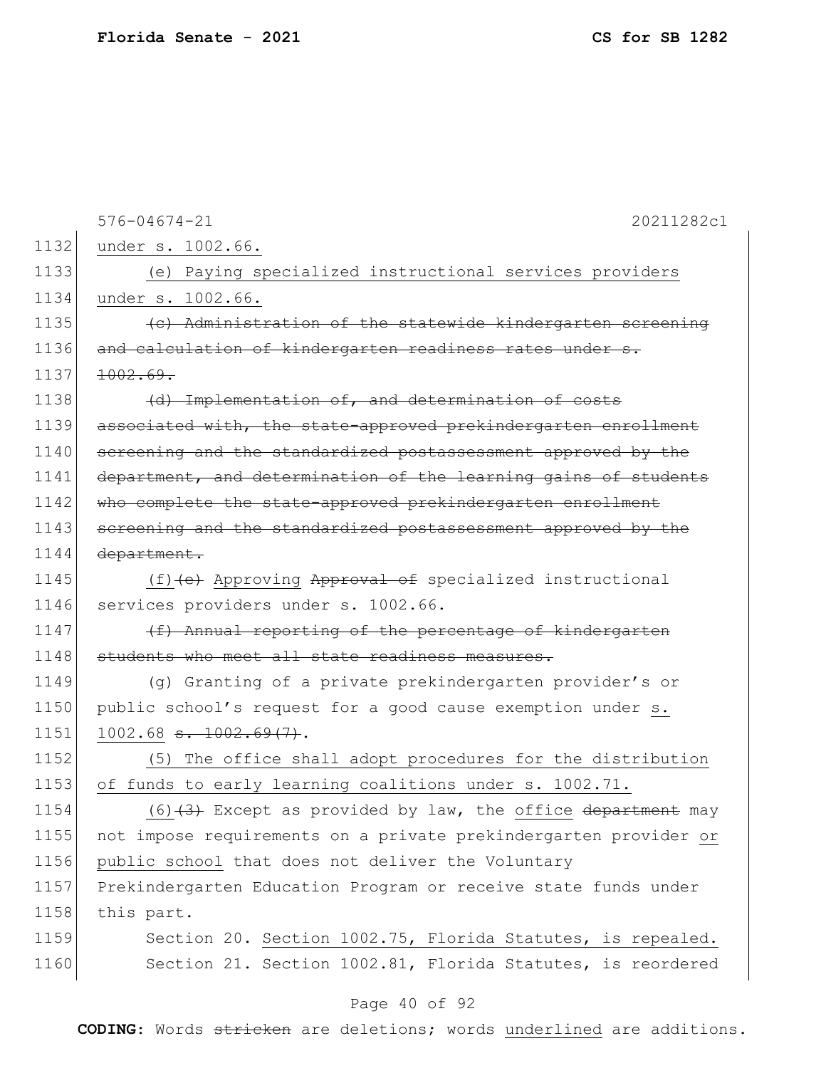576-04674-21 20211282c1

under s. 1002.66.

(e) Paying specialized instructional services providers under s. 1002.66.

~~(c) Administration of the statewide kindergarten screening and calculation of kindergarten readiness rates under s. 1002.69.~~

~~(d) Implementation of, and determination of costs associated with, the state-approved prekindergarten enrollment screening and the standardized postassessment approved by the department, and determination of the learning gains of students who complete the state-approved prekindergarten enrollment screening and the standardized postassessment approved by the department.~~

(f) ~~(e)~~ Approving ~~Approval of~~ specialized instructional services providers under s. 1002.66.

~~(f) Annual reporting of the percentage of kindergarten students who meet all state readiness measures.~~

(g) Granting of a private prekindergarten provider's or public school's request for a good cause exemption under s. 1002.68 ~~s. 1002.69(7)~~.

(5) The office shall adopt procedures for the distribution of funds to early learning coalitions under s. 1002.71.

(6) ~~(3)~~ Except as provided by law, the office ~~department~~ may not impose requirements on a private prekindergarten provider or public school that does not deliver the Voluntary Prekindergarten Education Program or receive state funds under this part.

Section 20. Section 1002.75, Florida Statutes, is repealed.

Section 21. Section 1002.81, Florida Statutes, is reordered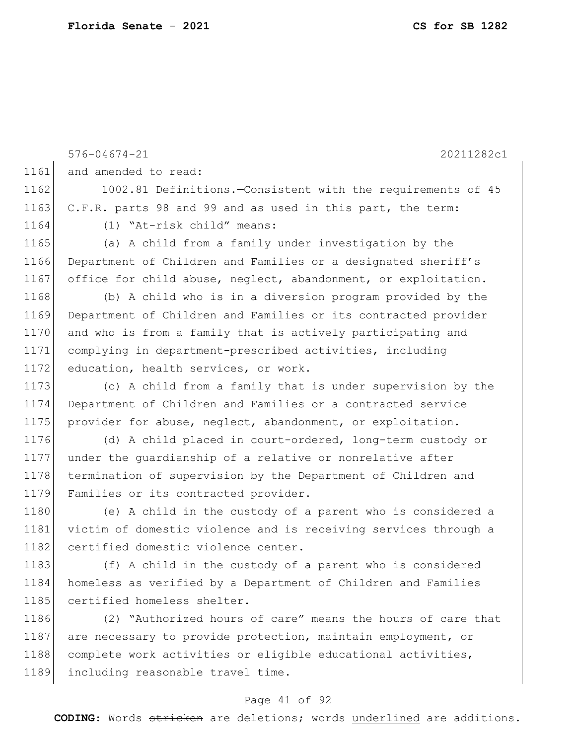and amended to read:

1002.81 Definitions.—Consistent with the requirements of 45 C.F.R. parts 98 and 99 and as used in this part, the term:

(1) "At-risk child" means:

(a) A child from a family under investigation by the Department of Children and Families or a designated sheriff's office for child abuse, neglect, abandonment, or exploitation.

(b) A child who is in a diversion program provided by the Department of Children and Families or its contracted provider and who is from a family that is actively participating and complying in department-prescribed activities, including education, health services, or work.

(c) A child from a family that is under supervision by the Department of Children and Families or a contracted service provider for abuse, neglect, abandonment, or exploitation.

(d) A child placed in court-ordered, long-term custody or under the guardianship of a relative or nonrelative after termination of supervision by the Department of Children and Families or its contracted provider.

(e) A child in the custody of a parent who is considered a victim of domestic violence and is receiving services through a certified domestic violence center.

(f) A child in the custody of a parent who is considered homeless as verified by a Department of Children and Families certified homeless shelter.

(2) "Authorized hours of care" means the hours of care that are necessary to provide protection, maintain employment, or complete work activities or eligible educational activities, including reasonable travel time.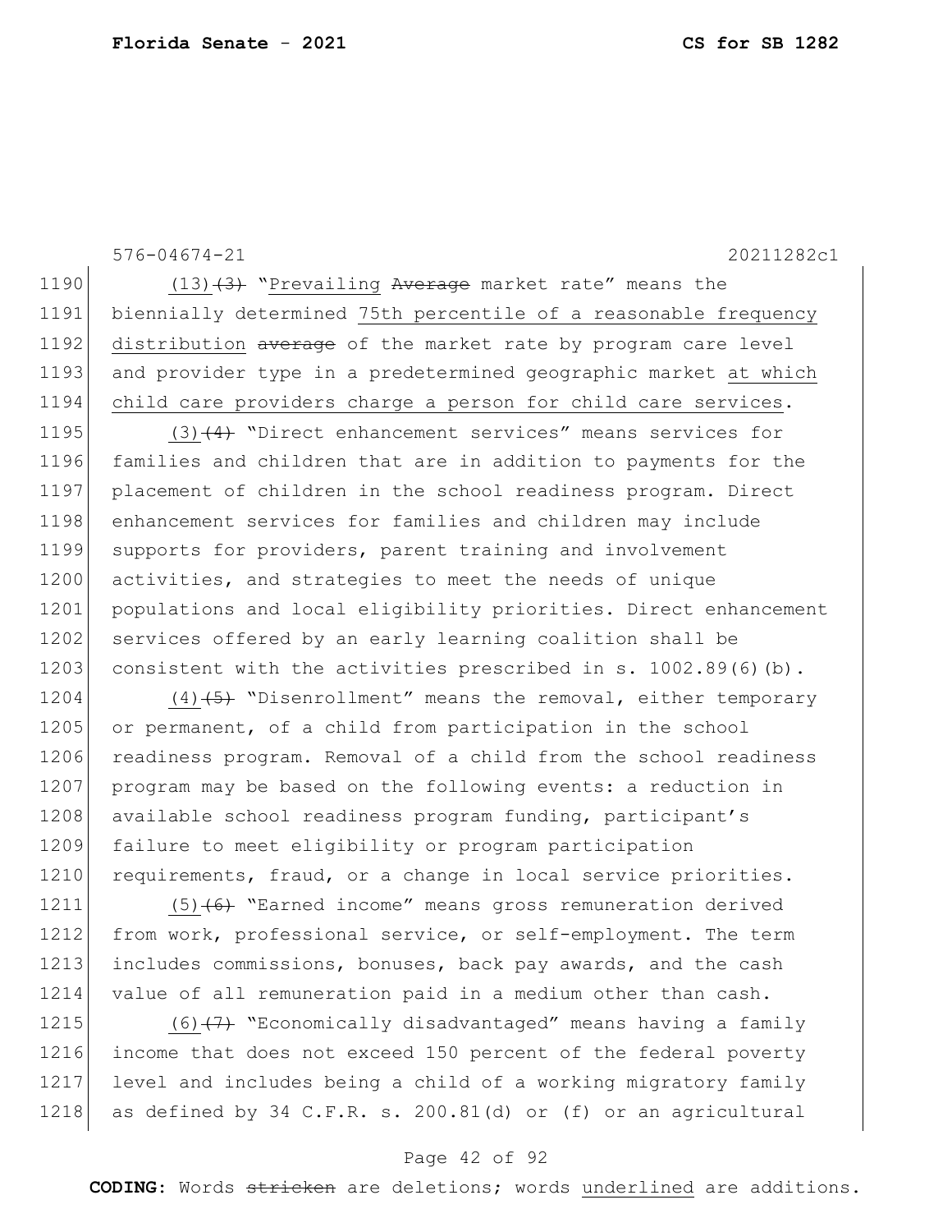576-04674-21 20211282c1

1190 (13)~~(3)~~ "Prevailing ~~Average~~ market rate" means the
1191 biennially determined 75th percentile of a reasonable frequency
1192 distribution ~~average~~ of the market rate by program care level
1193 and provider type in a predetermined geographic market at which
1194 child care providers charge a person for child care services.

1195 (3)~~(4)~~ "Direct enhancement services" means services for
1196 families and children that are in addition to payments for the
1197 placement of children in the school readiness program. Direct
1198 enhancement services for families and children may include
1199 supports for providers, parent training and involvement
1200 activities, and strategies to meet the needs of unique
1201 populations and local eligibility priorities. Direct enhancement
1202 services offered by an early learning coalition shall be
1203 consistent with the activities prescribed in s. 1002.89(6)(b).

1204 (4)~~(5)~~ "Disenrollment" means the removal, either temporary
1205 or permanent, of a child from participation in the school
1206 readiness program. Removal of a child from the school readiness
1207 program may be based on the following events: a reduction in
1208 available school readiness program funding, participant's
1209 failure to meet eligibility or program participation
1210 requirements, fraud, or a change in local service priorities.

1211 (5)~~(6)~~ "Earned income" means gross remuneration derived
1212 from work, professional service, or self-employment. The term
1213 includes commissions, bonuses, back pay awards, and the cash
1214 value of all remuneration paid in a medium other than cash.

1215 (6)~~(7)~~ "Economically disadvantaged" means having a family
1216 income that does not exceed 150 percent of the federal poverty
1217 level and includes being a child of a working migratory family
1218 as defined by 34 C.F.R. s. 200.81(d) or (f) or an agricultural

**CODING:** Words ~~stricken~~ are deletions; words underlined are additions.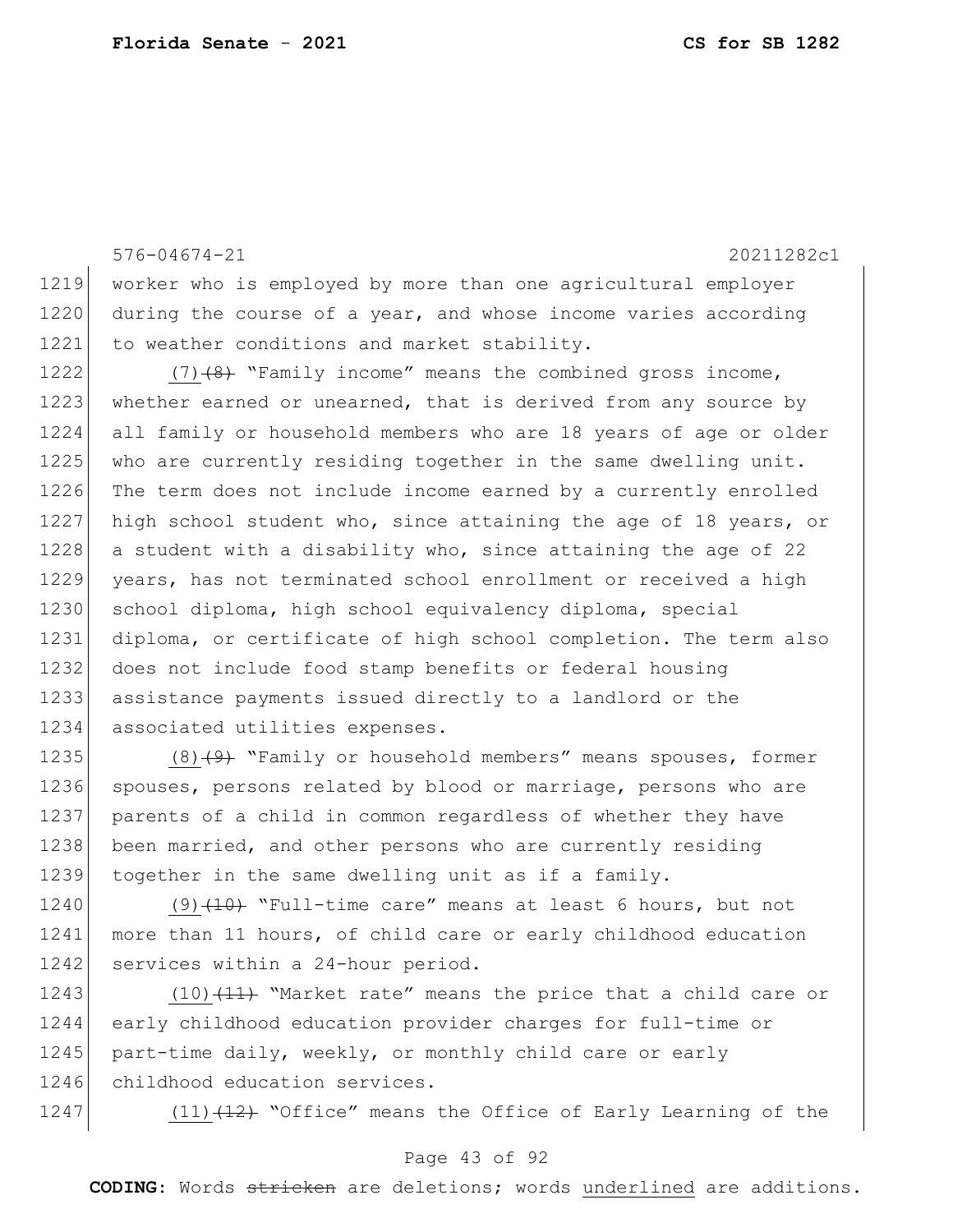worker who is employed by more than one agricultural employer during the course of a year, and whose income varies according to weather conditions and market stability.

<u>(7)</u>~~(8)~~ "Family income" means the combined gross income, whether earned or unearned, that is derived from any source by all family or household members who are 18 years of age or older who are currently residing together in the same dwelling unit. The term does not include income earned by a currently enrolled high school student who, since attaining the age of 18 years, or a student with a disability who, since attaining the age of 22 years, has not terminated school enrollment or received a high school diploma, high school equivalency diploma, special diploma, or certificate of high school completion. The term also does not include food stamp benefits or federal housing assistance payments issued directly to a landlord or the associated utilities expenses.

<u>(8)</u>~~(9)~~ "Family or household members" means spouses, former spouses, persons related by blood or marriage, persons who are parents of a child in common regardless of whether they have been married, and other persons who are currently residing together in the same dwelling unit as if a family.

<u>(9)</u>~~(10)~~ "Full-time care" means at least 6 hours, but not more than 11 hours, of child care or early childhood education services within a 24-hour period.

<u>(10)</u>~~(11)~~ "Market rate" means the price that a child care or early childhood education provider charges for full-time or part-time daily, weekly, or monthly child care or early childhood education services.

<u>(11)</u>~~(12)~~ "Office" means the Office of Early Learning of the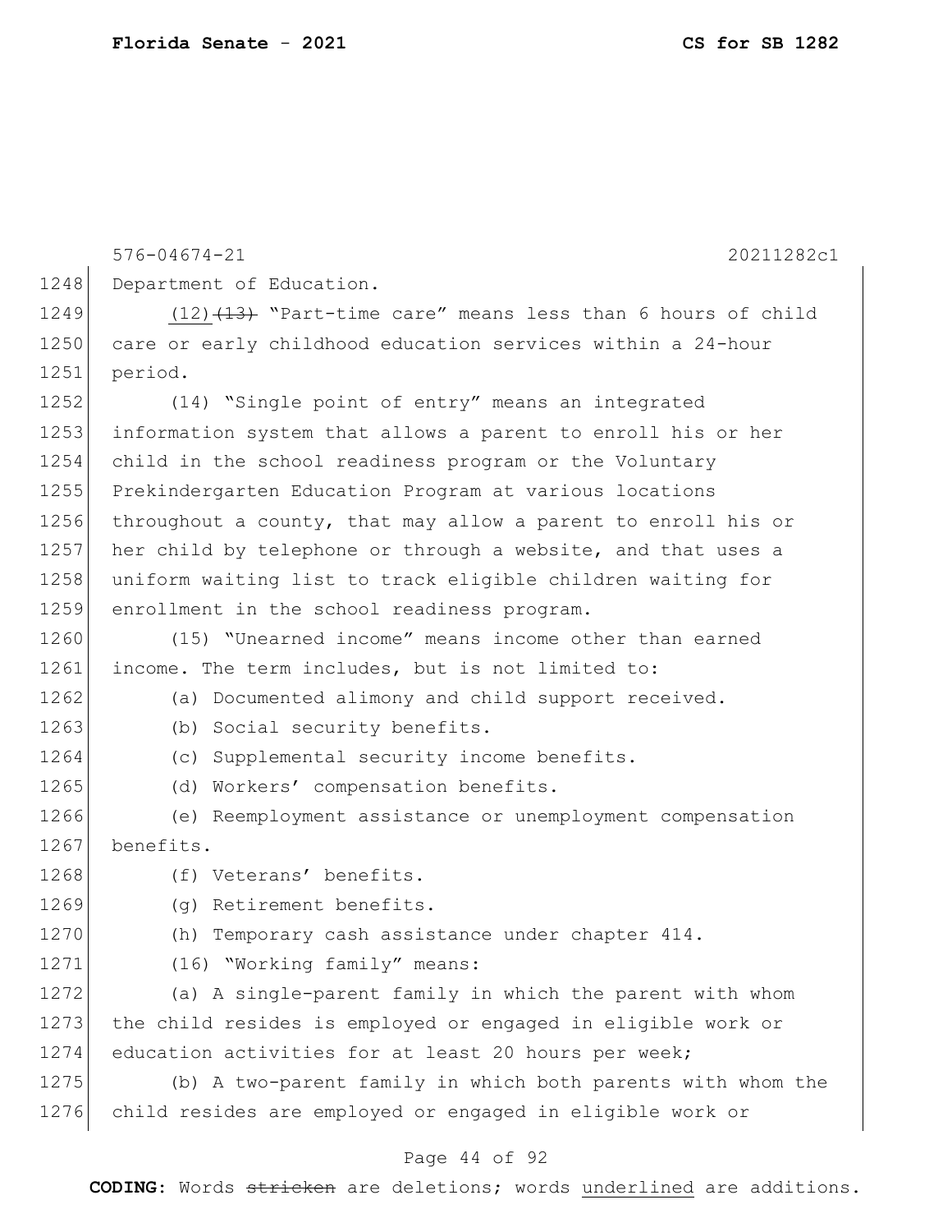576-04674-21 20211282c1

Department of Education.

(12) ~~(13)~~ "Part-time care" means less than 6 hours of child care or early childhood education services within a 24-hour period.

(14) "Single point of entry" means an integrated information system that allows a parent to enroll his or her child in the school readiness program or the Voluntary Prekindergarten Education Program at various locations throughout a county, that may allow a parent to enroll his or her child by telephone or through a website, and that uses a uniform waiting list to track eligible children waiting for enrollment in the school readiness program.

(15) "Unearned income" means income other than earned income. The term includes, but is not limited to:

(a) Documented alimony and child support received.

(b) Social security benefits.

(c) Supplemental security income benefits.

(d) Workers' compensation benefits.

(e) Reemployment assistance or unemployment compensation benefits.

(f) Veterans' benefits.

(g) Retirement benefits.

(h) Temporary cash assistance under chapter 414.

(16) "Working family" means:

(a) A single-parent family in which the parent with whom the child resides is employed or engaged in eligible work or education activities for at least 20 hours per week;

(b) A two-parent family in which both parents with whom the child resides are employed or engaged in eligible work or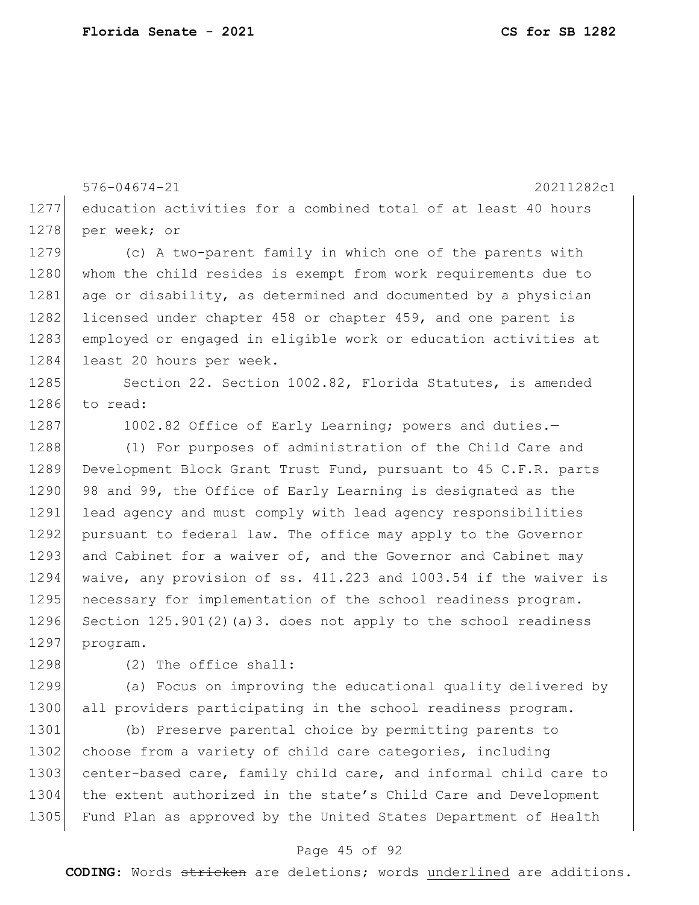education activities for a combined total of at least 40 hours per week; or

(c) A two-parent family in which one of the parents with whom the child resides is exempt from work requirements due to age or disability, as determined and documented by a physician licensed under chapter 458 or chapter 459, and one parent is employed or engaged in eligible work or education activities at least 20 hours per week.

Section 22. Section 1002.82, Florida Statutes, is amended to read:

1002.82 Office of Early Learning; powers and duties.—

(1) For purposes of administration of the Child Care and Development Block Grant Trust Fund, pursuant to 45 C.F.R. parts 98 and 99, the Office of Early Learning is designated as the lead agency and must comply with lead agency responsibilities pursuant to federal law. The office may apply to the Governor and Cabinet for a waiver of, and the Governor and Cabinet may waive, any provision of ss. 411.223 and 1003.54 if the waiver is necessary for implementation of the school readiness program. Section 125.901(2)(a)3. does not apply to the school readiness program.

(2) The office shall:

(a) Focus on improving the educational quality delivered by all providers participating in the school readiness program.

(b) Preserve parental choice by permitting parents to choose from a variety of child care categories, including center-based care, family child care, and informal child care to the extent authorized in the state's Child Care and Development Fund Plan as approved by the United States Department of Health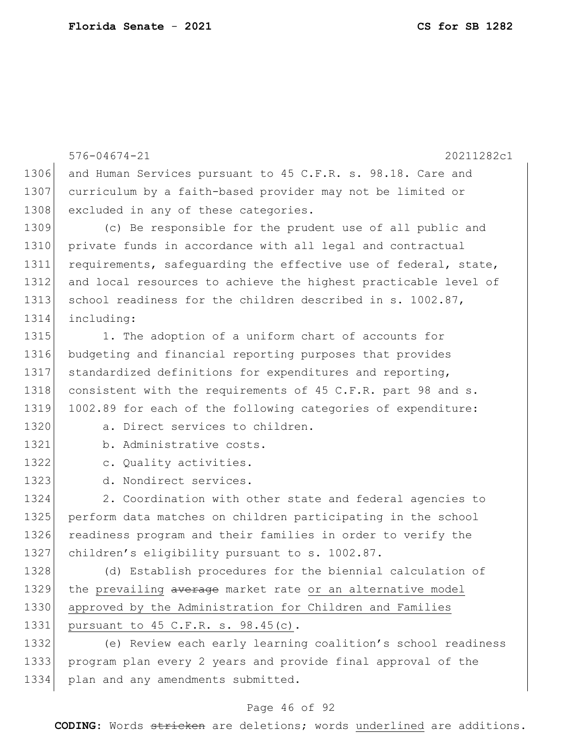and Human Services pursuant to 45 C.F.R. s. 98.18. Care and curriculum by a faith-based provider may not be limited or excluded in any of these categories.

(c) Be responsible for the prudent use of all public and private funds in accordance with all legal and contractual requirements, safeguarding the effective use of federal, state, and local resources to achieve the highest practicable level of school readiness for the children described in s. 1002.87, including:

1. The adoption of a uniform chart of accounts for budgeting and financial reporting purposes that provides standardized definitions for expenditures and reporting, consistent with the requirements of 45 C.F.R. part 98 and s. 1002.89 for each of the following categories of expenditure:

a. Direct services to children.

b. Administrative costs.

c. Quality activities.

d. Nondirect services.

2. Coordination with other state and federal agencies to perform data matches on children participating in the school readiness program and their families in order to verify the children's eligibility pursuant to s. 1002.87.

(d) Establish procedures for the biennial calculation of the <u>prevailing</u> ~~average~~ market rate <u>or an alternative model approved by the Administration for Children and Families pursuant to 45 C.F.R. s. 98.45(c)</u>.

(e) Review each early learning coalition's school readiness program plan every 2 years and provide final approval of the plan and any amendments submitted.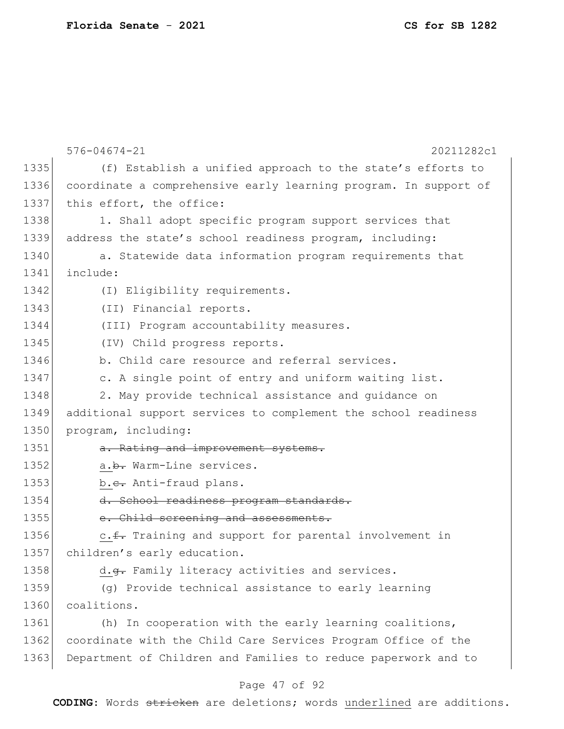576-04674-21 20211282c1

1335 (f) Establish a unified approach to the state's efforts to
1336 coordinate a comprehensive early learning program. In support of
1337 this effort, the office:

1338 1. Shall adopt specific program support services that
1339 address the state's school readiness program, including:

1340 a. Statewide data information program requirements that
1341 include:

1342 (I) Eligibility requirements.

1343 (II) Financial reports.

1344 (III) Program accountability measures.

1345 (IV) Child progress reports.

1346 b. Child care resource and referral services.

1347 c. A single point of entry and uniform waiting list.

1348 2. May provide technical assistance and guidance on
1349 additional support services to complement the school readiness
1350 program, including:

1351 ~~a. Rating and improvement systems.~~

1352 <u>a.</u>~~b.~~ Warm-Line services.

1353 <u>b.</u>~~c.~~ Anti-fraud plans.

1354 ~~d. School readiness program standards.~~

1355 ~~e. Child screening and assessments.~~

1356 <u>c.</u>~~f.~~ Training and support for parental involvement in
1357 children's early education.

1358 <u>d.</u>~~g.~~ Family literacy activities and services.

1359 (g) Provide technical assistance to early learning
1360 coalitions.

1361 (h) In cooperation with the early learning coalitions,
1362 coordinate with the Child Care Services Program Office of the
1363 Department of Children and Families to reduce paperwork and to

**CODING:** Words ~~stricken~~ are deletions; words <u>underlined</u> are additions.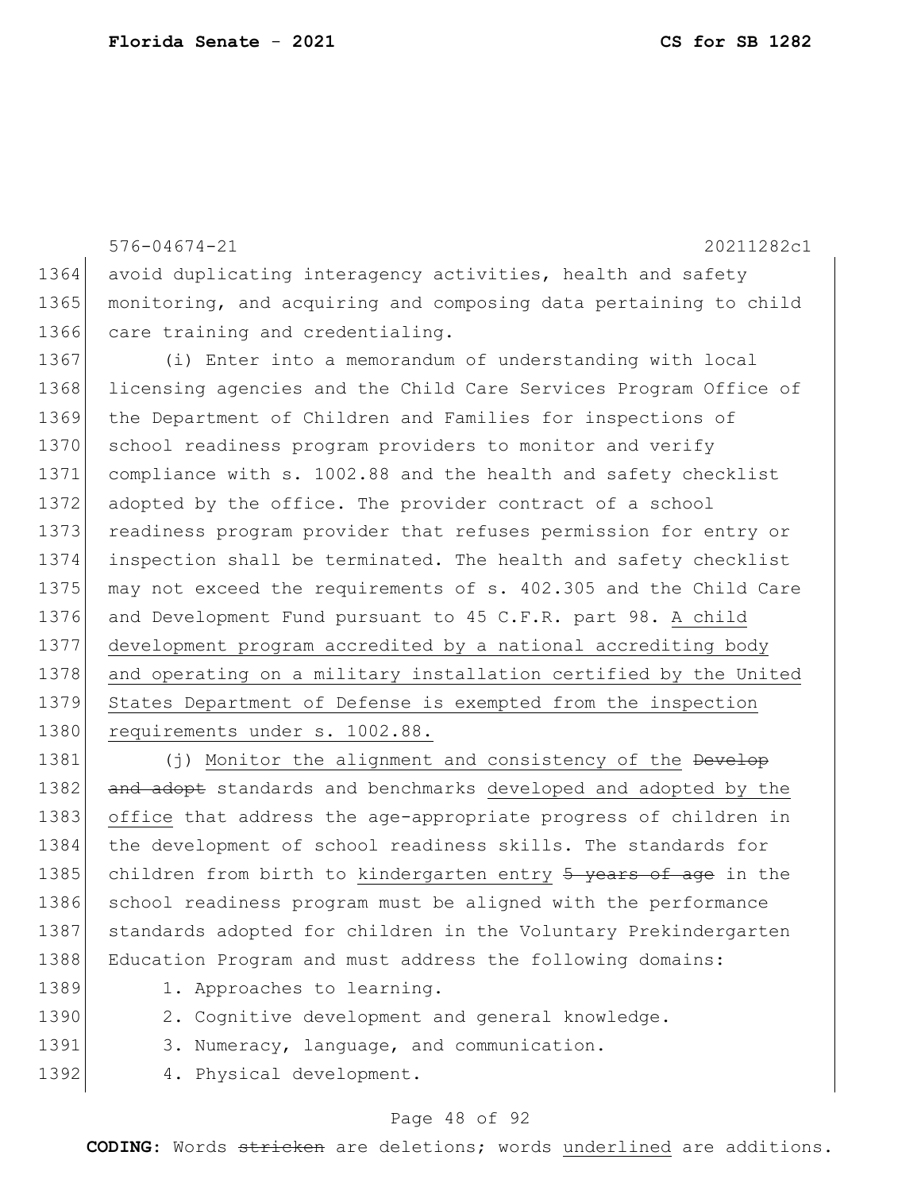avoid duplicating interagency activities, health and safety monitoring, and acquiring and composing data pertaining to child care training and credentialing.

(i) Enter into a memorandum of understanding with local licensing agencies and the Child Care Services Program Office of the Department of Children and Families for inspections of school readiness program providers to monitor and verify compliance with s. 1002.88 and the health and safety checklist adopted by the office. The provider contract of a school readiness program provider that refuses permission for entry or inspection shall be terminated. The health and safety checklist may not exceed the requirements of s. 402.305 and the Child Care and Development Fund pursuant to 45 C.F.R. part 98. <u>A child development program accredited by a national accrediting body and operating on a military installation certified by the United States Department of Defense is exempted from the inspection requirements under s. 1002.88.</u>

(j) <u>Monitor the alignment and consistency of the</u> ~~Develop and adopt~~ standards and benchmarks <u>developed and adopted by the office</u> that address the age-appropriate progress of children in the development of school readiness skills. The standards for children from birth to <u>kindergarten entry</u> ~~5 years of age~~ in the school readiness program must be aligned with the performance standards adopted for children in the Voluntary Prekindergarten Education Program and must address the following domains:

1. Approaches to learning.
2. Cognitive development and general knowledge.
3. Numeracy, language, and communication.
4. Physical development.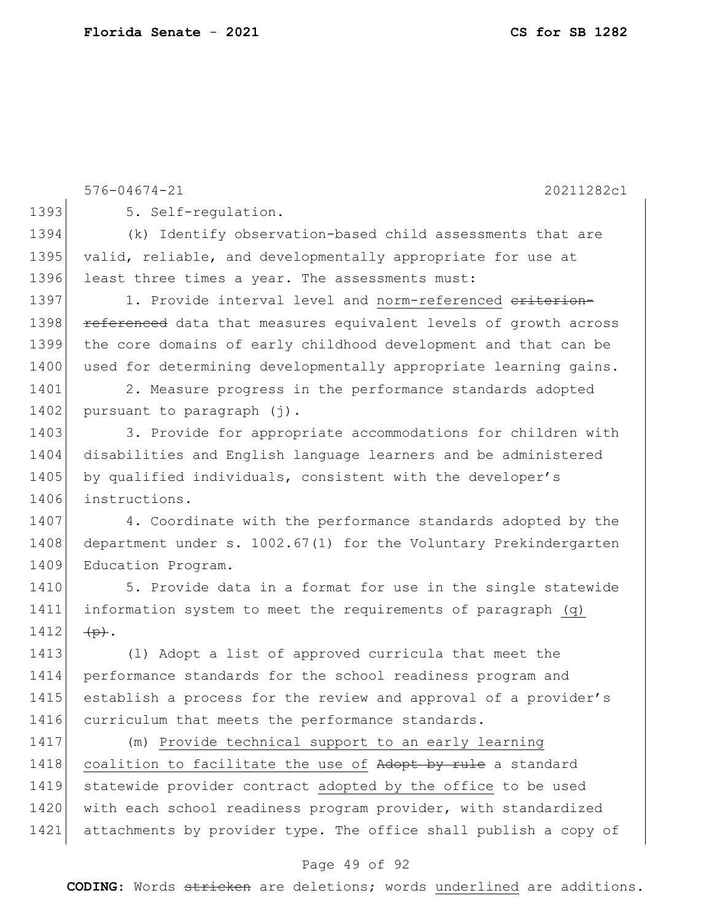5. Self-regulation.

(k) Identify observation-based child assessments that are valid, reliable, and developmentally appropriate for use at least three times a year. The assessments must:

1. Provide interval level and <u>norm-referenced</u> ~~criterion-referenced~~ data that measures equivalent levels of growth across the core domains of early childhood development and that can be used for determining developmentally appropriate learning gains.

2. Measure progress in the performance standards adopted pursuant to paragraph (j).

3. Provide for appropriate accommodations for children with disabilities and English language learners and be administered by qualified individuals, consistent with the developer's instructions.

4. Coordinate with the performance standards adopted by the department under s. 1002.67(1) for the Voluntary Prekindergarten Education Program.

5. Provide data in a format for use in the single statewide information system to meet the requirements of paragraph <u>(q)</u> ~~(p)~~.

(l) Adopt a list of approved curricula that meet the performance standards for the school readiness program and establish a process for the review and approval of a provider's curriculum that meets the performance standards.

(m) <u>Provide technical support to an early learning coalition to facilitate the use of</u> ~~Adopt by rule~~ a standard statewide provider contract <u>adopted by the office</u> to be used with each school readiness program provider, with standardized attachments by provider type. The office shall publish a copy of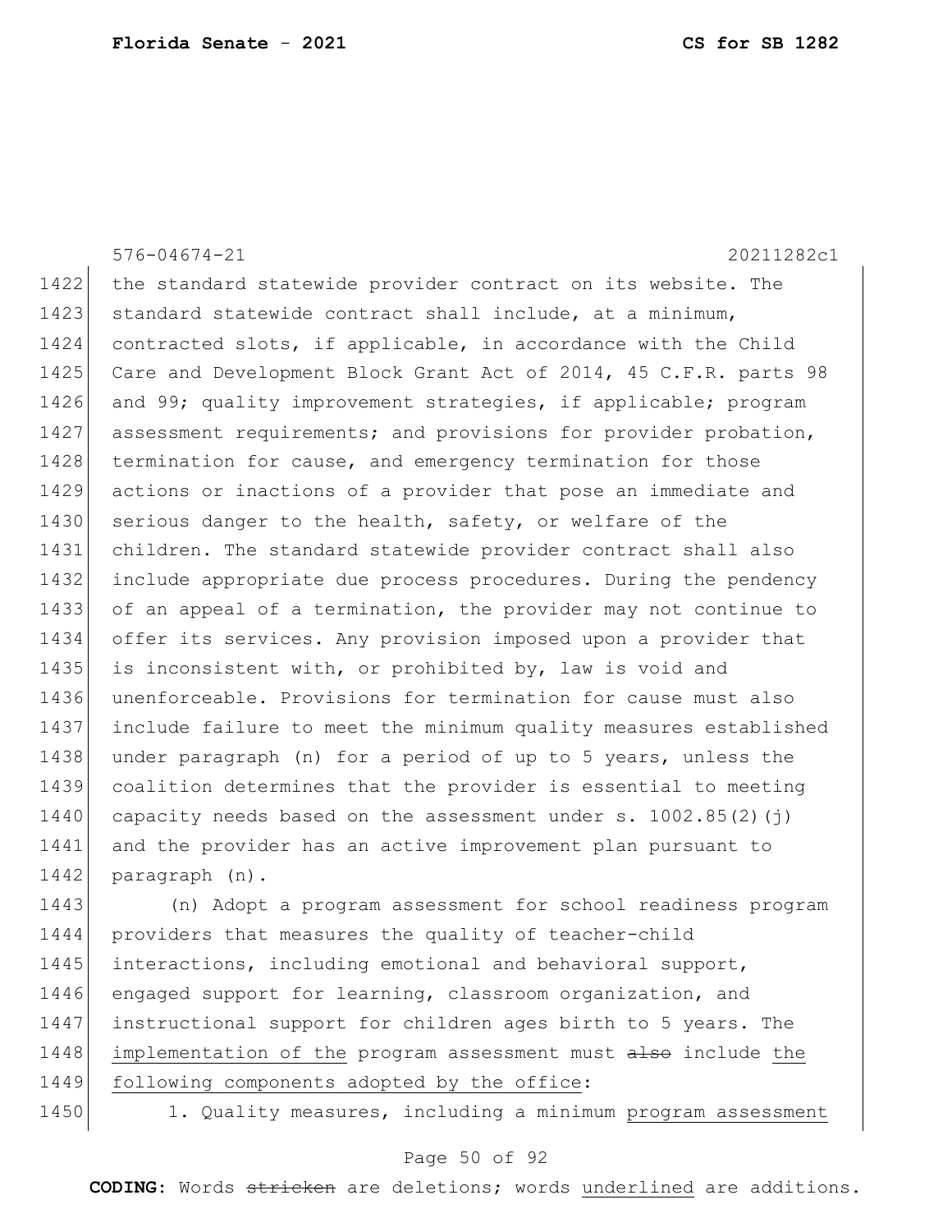576-04674-21 20211282c1

the standard statewide provider contract on its website. The standard statewide contract shall include, at a minimum, contracted slots, if applicable, in accordance with the Child Care and Development Block Grant Act of 2014, 45 C.F.R. parts 98 and 99; quality improvement strategies, if applicable; program assessment requirements; and provisions for provider probation, termination for cause, and emergency termination for those actions or inactions of a provider that pose an immediate and serious danger to the health, safety, or welfare of the children. The standard statewide provider contract shall also include appropriate due process procedures. During the pendency of an appeal of a termination, the provider may not continue to offer its services. Any provision imposed upon a provider that is inconsistent with, or prohibited by, law is void and unenforceable. Provisions for termination for cause must also include failure to meet the minimum quality measures established under paragraph (n) for a period of up to 5 years, unless the coalition determines that the provider is essential to meeting capacity needs based on the assessment under s. 1002.85(2)(j) and the provider has an active improvement plan pursuant to paragraph (n).

(n) Adopt a program assessment for school readiness program providers that measures the quality of teacher-child interactions, including emotional and behavioral support, engaged support for learning, classroom organization, and instructional support for children ages birth to 5 years. The implementation of the program assessment must ~~also~~ include the following components adopted by the office:

1. Quality measures, including a minimum program assessment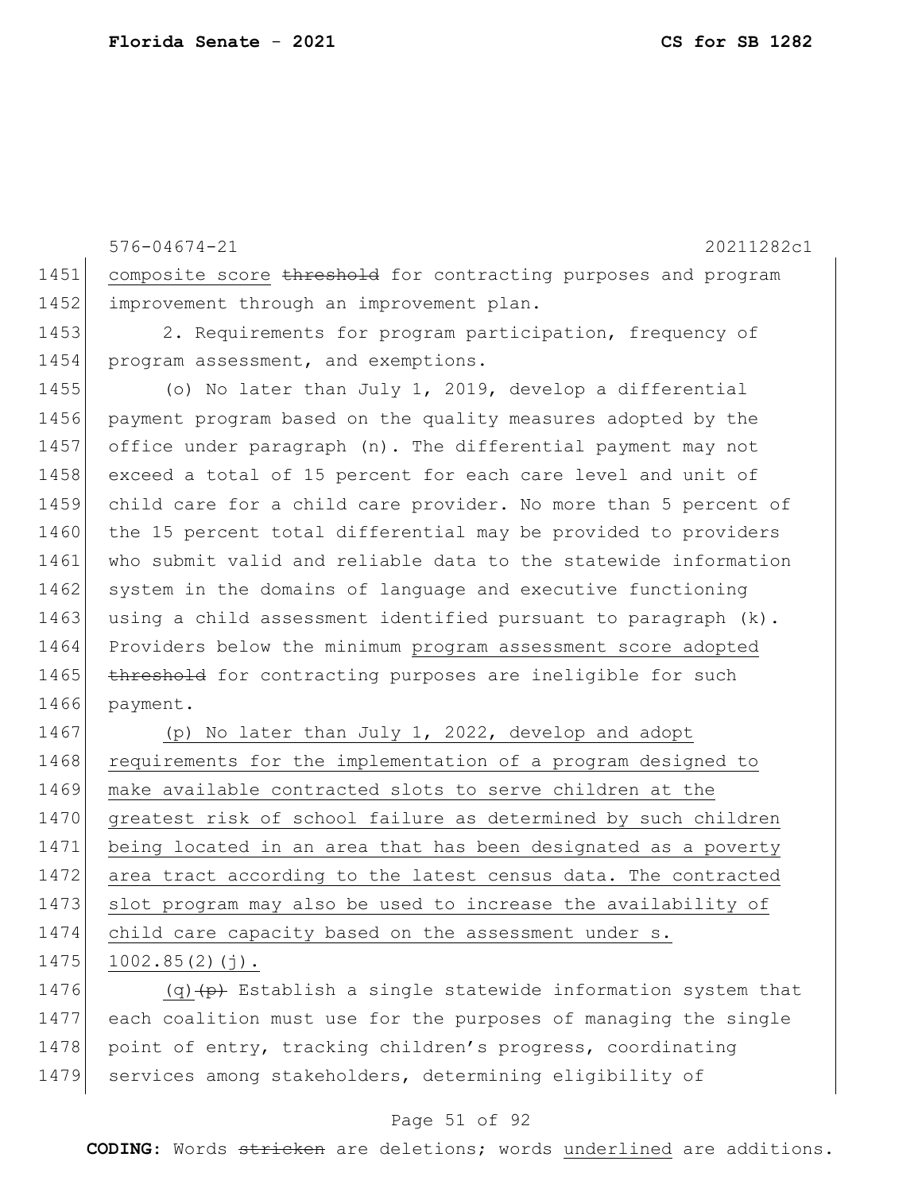composite score ~~threshold~~ for contracting purposes and program improvement through an improvement plan.

2. Requirements for program participation, frequency of program assessment, and exemptions.

(o) No later than July 1, 2019, develop a differential payment program based on the quality measures adopted by the office under paragraph (n). The differential payment may not exceed a total of 15 percent for each care level and unit of child care for a child care provider. No more than 5 percent of the 15 percent total differential may be provided to providers who submit valid and reliable data to the statewide information system in the domains of language and executive functioning using a child assessment identified pursuant to paragraph (k). Providers below the minimum <u>program assessment score adopted</u> ~~threshold~~ for contracting purposes are ineligible for such payment.

<u>(p) No later than July 1, 2022, develop and adopt requirements for the implementation of a program designed to make available contracted slots to serve children at the greatest risk of school failure as determined by such children being located in an area that has been designated as a poverty area tract according to the latest census data. The contracted slot program may also be used to increase the availability of child care capacity based on the assessment under s. 1002.85(2)(j).</u>

<u>(q)</u>~~(p)~~ Establish a single statewide information system that each coalition must use for the purposes of managing the single point of entry, tracking children's progress, coordinating services among stakeholders, determining eligibility of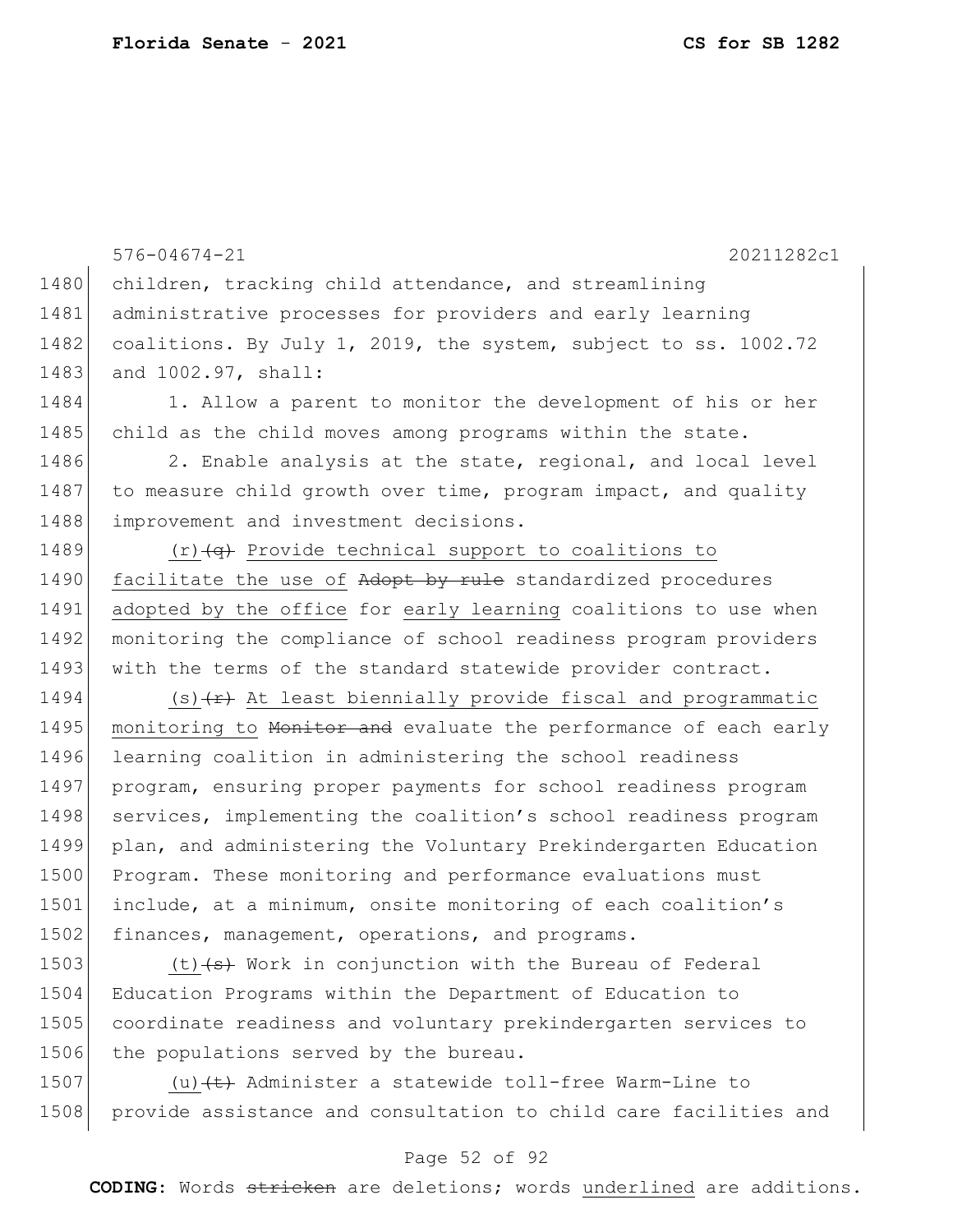children, tracking child attendance, and streamlining administrative processes for providers and early learning coalitions. By July 1, 2019, the system, subject to ss. 1002.72 and 1002.97, shall:

1. Allow a parent to monitor the development of his or her child as the child moves among programs within the state.

2. Enable analysis at the state, regional, and local level to measure child growth over time, program impact, and quality improvement and investment decisions.

(r) ~~(q)~~ Provide technical support to coalitions to facilitate the use of ~~Adopt by rule~~ standardized procedures adopted by the office for early learning coalitions to use when monitoring the compliance of school readiness program providers with the terms of the standard statewide provider contract.

(s) ~~(r)~~ At least biennially provide fiscal and programmatic monitoring to ~~Monitor and~~ evaluate the performance of each early learning coalition in administering the school readiness program, ensuring proper payments for school readiness program services, implementing the coalition's school readiness program plan, and administering the Voluntary Prekindergarten Education Program. These monitoring and performance evaluations must include, at a minimum, onsite monitoring of each coalition's finances, management, operations, and programs.

(t) ~~(s)~~ Work in conjunction with the Bureau of Federal Education Programs within the Department of Education to coordinate readiness and voluntary prekindergarten services to the populations served by the bureau.

(u) ~~(t)~~ Administer a statewide toll-free Warm-Line to provide assistance and consultation to child care facilities and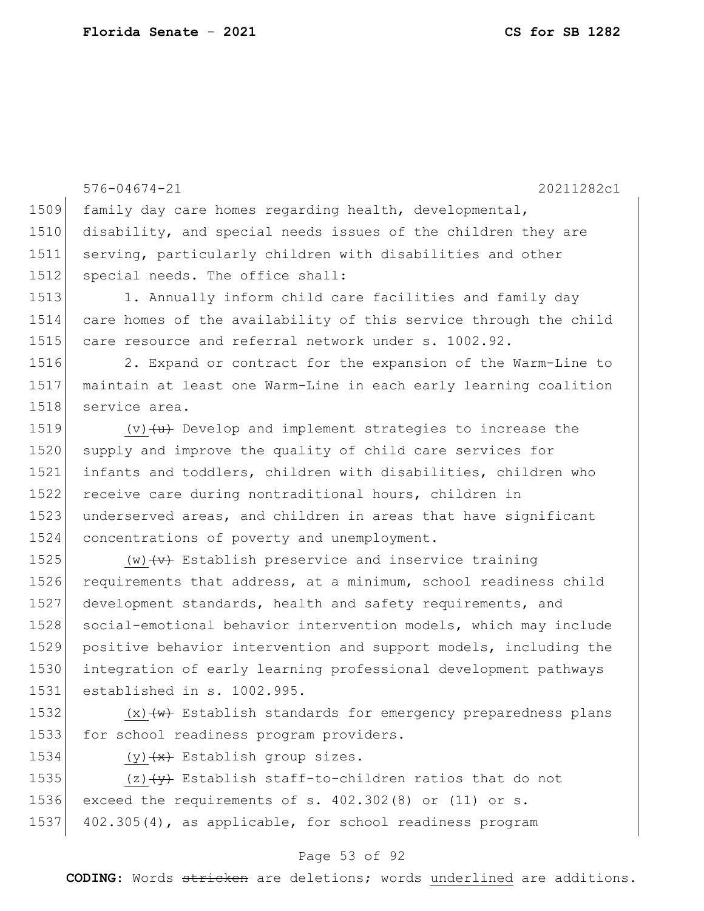family day care homes regarding health, developmental, disability, and special needs issues of the children they are serving, particularly children with disabilities and other special needs. The office shall:

1. Annually inform child care facilities and family day care homes of the availability of this service through the child care resource and referral network under s. 1002.92.

2. Expand or contract for the expansion of the Warm-Line to maintain at least one Warm-Line in each early learning coalition service area.

(v) ~~(u)~~ Develop and implement strategies to increase the supply and improve the quality of child care services for infants and toddlers, children with disabilities, children who receive care during nontraditional hours, children in underserved areas, and children in areas that have significant concentrations of poverty and unemployment.

(w) ~~(v)~~ Establish preservice and inservice training requirements that address, at a minimum, school readiness child development standards, health and safety requirements, and social-emotional behavior intervention models, which may include positive behavior intervention and support models, including the integration of early learning professional development pathways established in s. 1002.995.

(x) ~~(w)~~ Establish standards for emergency preparedness plans for school readiness program providers.

(y) ~~(x)~~ Establish group sizes.

(z) ~~(y)~~ Establish staff-to-children ratios that do not exceed the requirements of s. 402.302(8) or (11) or s. 402.305(4), as applicable, for school readiness program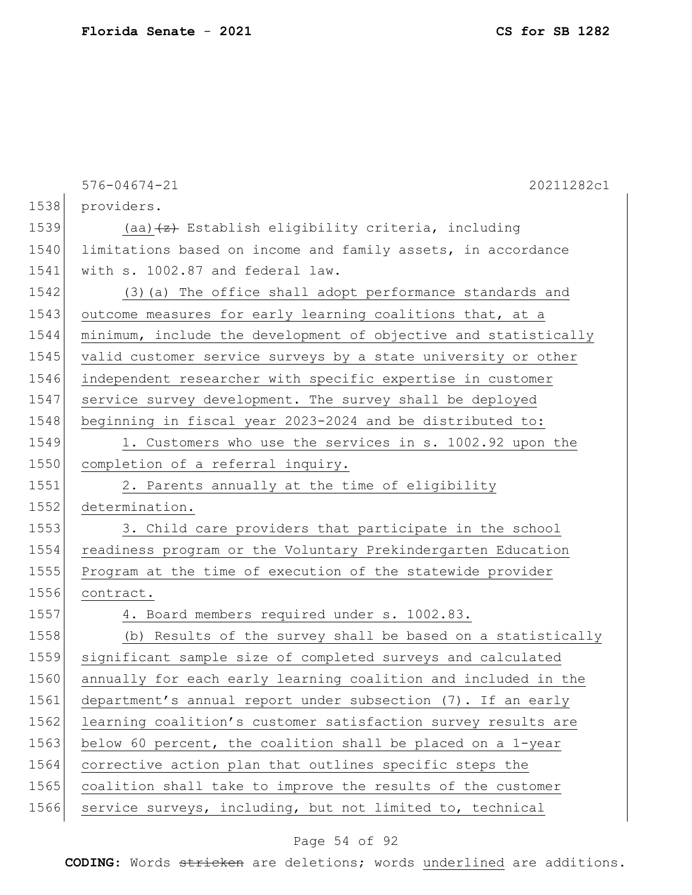providers.

(aa) ~~(z)~~ Establish eligibility criteria, including limitations based on income and family assets, in accordance with s. 1002.87 and federal law.

(3)(a) The office shall adopt performance standards and outcome measures for early learning coalitions that, at a minimum, include the development of objective and statistically valid customer service surveys by a state university or other independent researcher with specific expertise in customer service survey development. The survey shall be deployed beginning in fiscal year 2023-2024 and be distributed to:

1. Customers who use the services in s. 1002.92 upon the completion of a referral inquiry.

2. Parents annually at the time of eligibility determination.

3. Child care providers that participate in the school readiness program or the Voluntary Prekindergarten Education Program at the time of execution of the statewide provider contract.

4. Board members required under s. 1002.83.

(b) Results of the survey shall be based on a statistically significant sample size of completed surveys and calculated annually for each early learning coalition and included in the department's annual report under subsection (7). If an early learning coalition's customer satisfaction survey results are below 60 percent, the coalition shall be placed on a 1-year corrective action plan that outlines specific steps the coalition shall take to improve the results of the customer service surveys, including, but not limited to, technical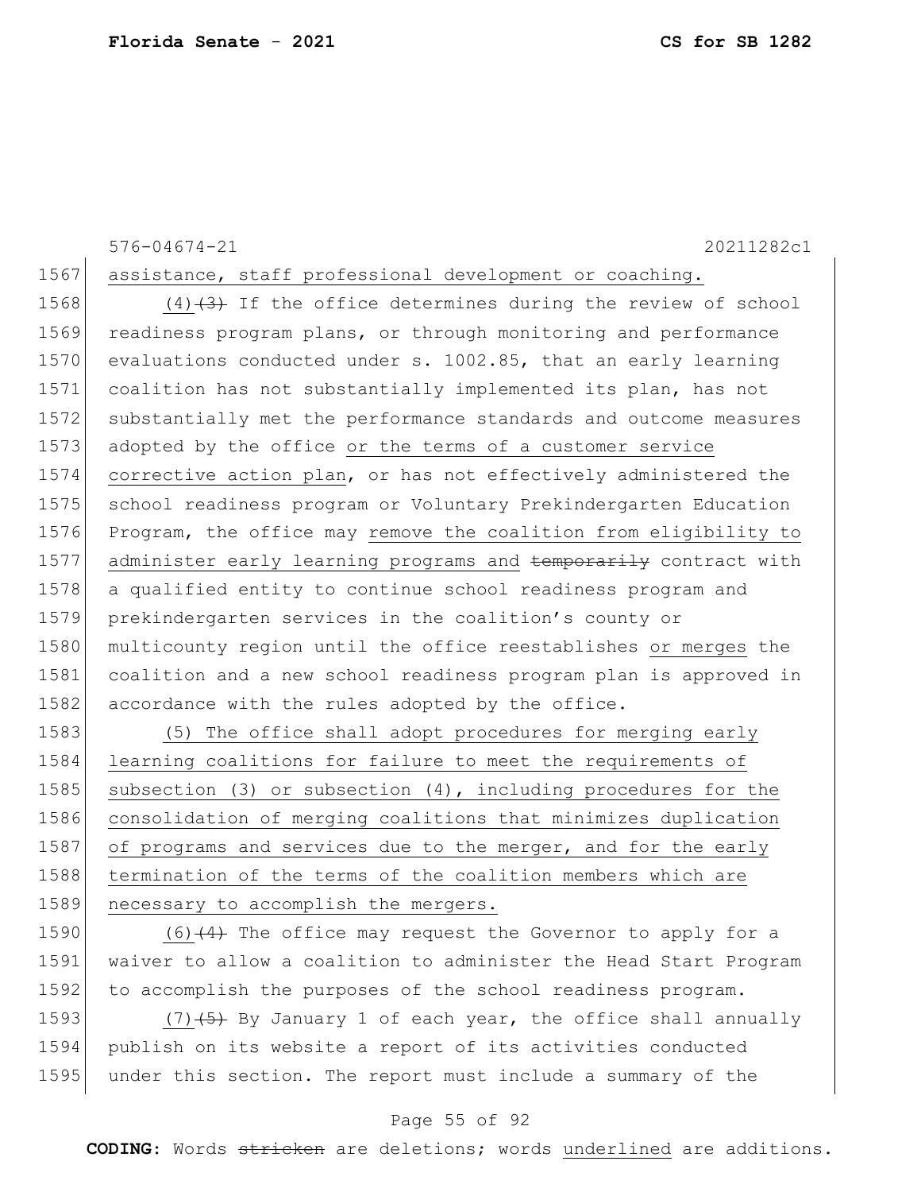assistance, staff professional development or coaching.

(4)~~(3)~~ If the office determines during the review of school readiness program plans, or through monitoring and performance evaluations conducted under s. 1002.85, that an early learning coalition has not substantially implemented its plan, has not substantially met the performance standards and outcome measures adopted by the office <u>or the terms of a customer service corrective action plan</u>, or has not effectively administered the school readiness program or Voluntary Prekindergarten Education Program, the office may <u>remove the coalition from eligibility to administer early learning programs and</u> ~~temporarily~~ contract with a qualified entity to continue school readiness program and prekindergarten services in the coalition's county or multicounty region until the office reestablishes <u>or merges</u> the coalition and a new school readiness program plan is approved in accordance with the rules adopted by the office.

<u>(5) The office shall adopt procedures for merging early learning coalitions for failure to meet the requirements of subsection (3) or subsection (4), including procedures for the consolidation of merging coalitions that minimizes duplication of programs and services due to the merger, and for the early termination of the terms of the coalition members which are necessary to accomplish the mergers.</u>

<u>(6)</u>~~(4)~~ The office may request the Governor to apply for a waiver to allow a coalition to administer the Head Start Program to accomplish the purposes of the school readiness program.

<u>(7)</u>~~(5)~~ By January 1 of each year, the office shall annually publish on its website a report of its activities conducted under this section. The report must include a summary of the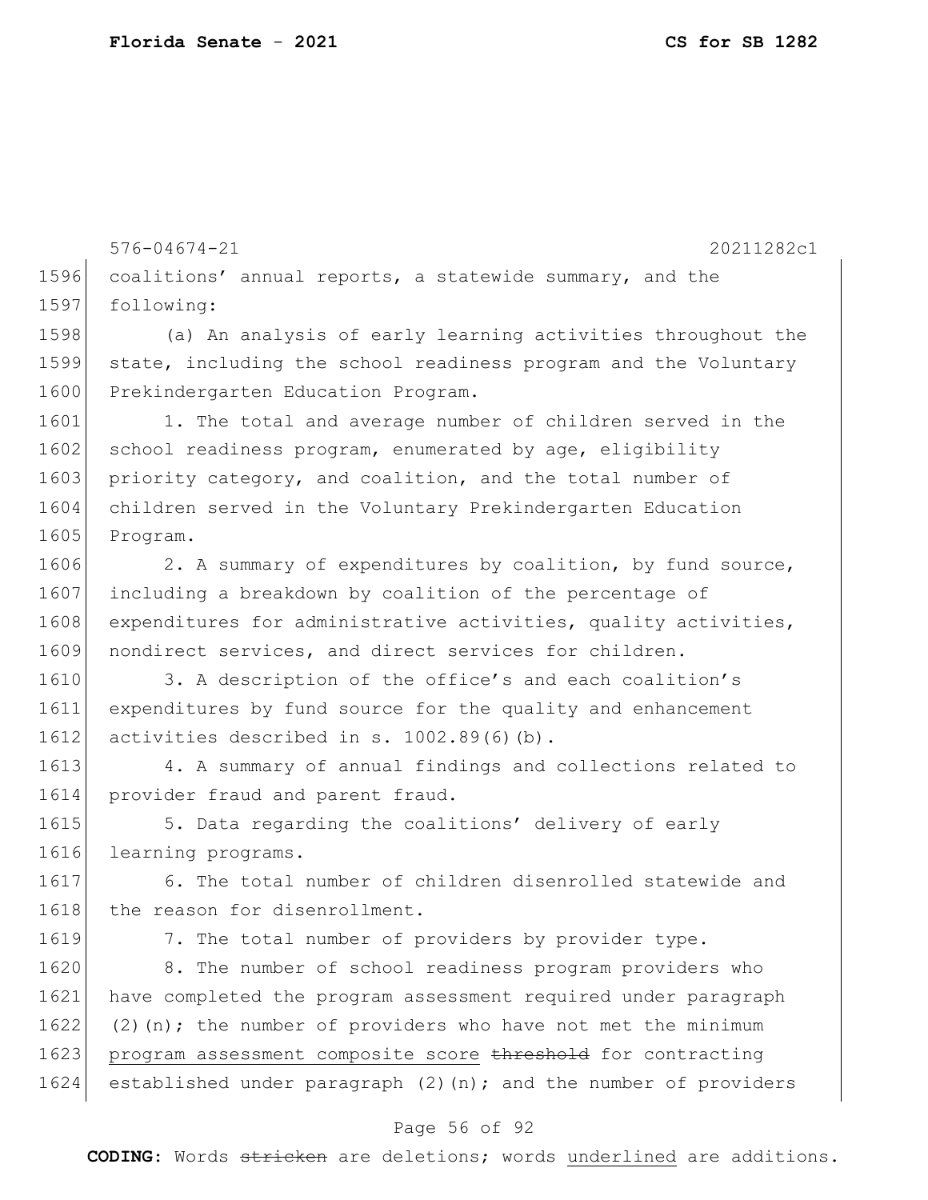coalitions' annual reports, a statewide summary, and the following:

(a) An analysis of early learning activities throughout the state, including the school readiness program and the Voluntary Prekindergarten Education Program.

1. The total and average number of children served in the school readiness program, enumerated by age, eligibility priority category, and coalition, and the total number of children served in the Voluntary Prekindergarten Education Program.

2. A summary of expenditures by coalition, by fund source, including a breakdown by coalition of the percentage of expenditures for administrative activities, quality activities, nondirect services, and direct services for children.

3. A description of the office's and each coalition's expenditures by fund source for the quality and enhancement activities described in s. 1002.89(6)(b).

4. A summary of annual findings and collections related to provider fraud and parent fraud.

5. Data regarding the coalitions' delivery of early learning programs.

6. The total number of children disenrolled statewide and the reason for disenrollment.

7. The total number of providers by provider type.

8. The number of school readiness program providers who have completed the program assessment required under paragraph (2)(n); the number of providers who have not met the minimum program assessment composite score ~~threshold~~ for contracting established under paragraph (2)(n); and the number of providers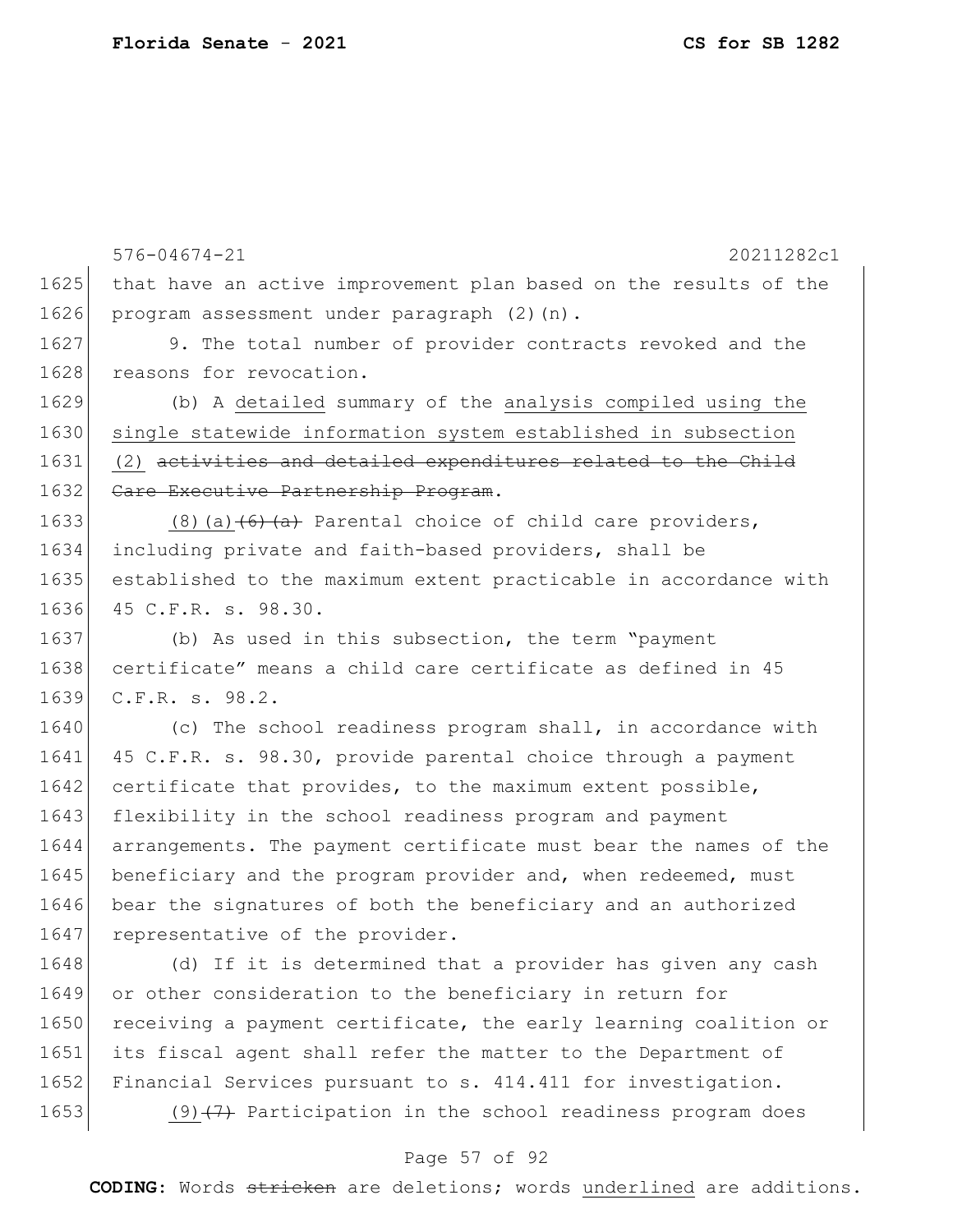576-04674-21 20211282c1

that have an active improvement plan based on the results of the program assessment under paragraph (2)(n).

9. The total number of provider contracts revoked and the reasons for revocation.

(b) A detailed summary of the analysis compiled using the single statewide information system established in subsection (2) ~~activities and detailed expenditures related to the Child Care Executive Partnership Program~~.

(8)(a) ~~(6)(a)~~ Parental choice of child care providers, including private and faith-based providers, shall be established to the maximum extent practicable in accordance with 45 C.F.R. s. 98.30.

(b) As used in this subsection, the term "payment certificate" means a child care certificate as defined in 45 C.F.R. s. 98.2.

(c) The school readiness program shall, in accordance with 45 C.F.R. s. 98.30, provide parental choice through a payment certificate that provides, to the maximum extent possible, flexibility in the school readiness program and payment arrangements. The payment certificate must bear the names of the beneficiary and the program provider and, when redeemed, must bear the signatures of both the beneficiary and an authorized representative of the provider.

(d) If it is determined that a provider has given any cash or other consideration to the beneficiary in return for receiving a payment certificate, the early learning coalition or its fiscal agent shall refer the matter to the Department of Financial Services pursuant to s. 414.411 for investigation.

(9) ~~(7)~~ Participation in the school readiness program does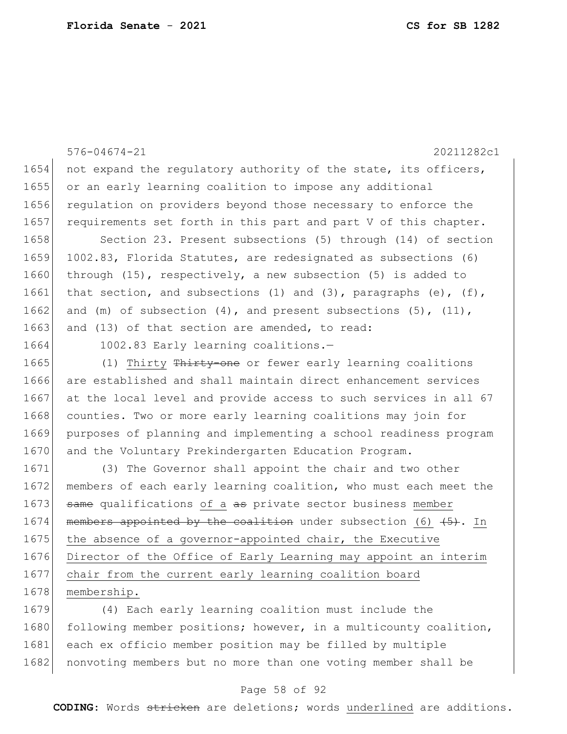not expand the regulatory authority of the state, its officers, or an early learning coalition to impose any additional regulation on providers beyond those necessary to enforce the requirements set forth in this part and part V of this chapter.

Section 23. Present subsections (5) through (14) of section 1002.83, Florida Statutes, are redesignated as subsections (6) through (15), respectively, a new subsection (5) is added to that section, and subsections (1) and (3), paragraphs (e), (f), and (m) of subsection (4), and present subsections (5), (11), and (13) of that section are amended, to read:

1002.83 Early learning coalitions.—

(1) <u>Thirty</u> ~~Thirty-one~~ or fewer early learning coalitions are established and shall maintain direct enhancement services at the local level and provide access to such services in all 67 counties. Two or more early learning coalitions may join for purposes of planning and implementing a school readiness program and the Voluntary Prekindergarten Education Program.

(3) The Governor shall appoint the chair and two other members of each early learning coalition, who must each meet the ~~same~~ qualifications <u>of a</u> ~~as~~ private sector business <u>member</u> ~~members appointed by the coalition~~ under subsection <u>(6)</u> ~~(5)~~. <u>In the absence of a governor-appointed chair, the Executive Director of the Office of Early Learning may appoint an interim chair from the current early learning coalition board membership.</u>

(4) Each early learning coalition must include the following member positions; however, in a multicounty coalition, each ex officio member position may be filled by multiple nonvoting members but no more than one voting member shall be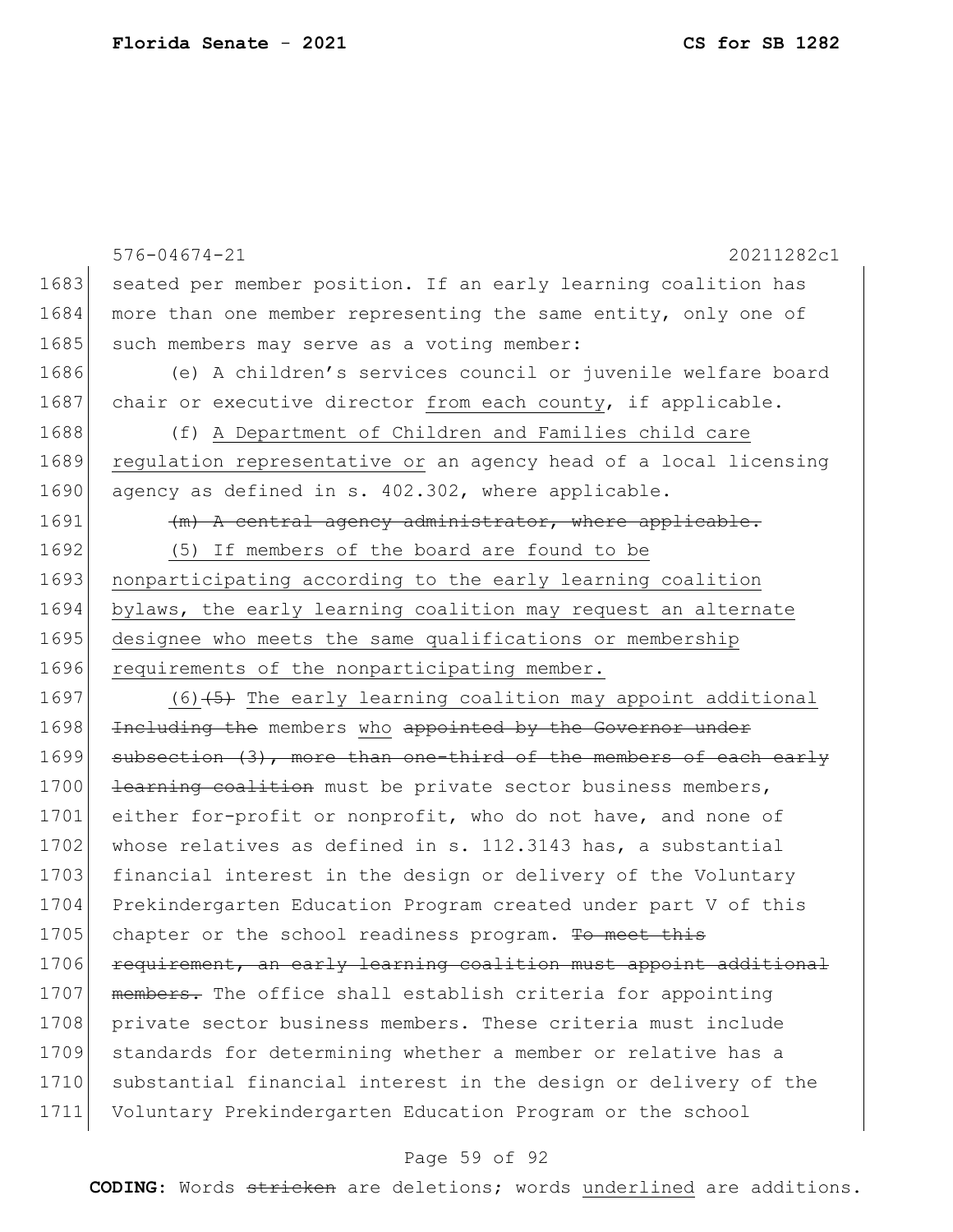seated per member position. If an early learning coalition has more than one member representing the same entity, only one of such members may serve as a voting member:

(e) A children's services council or juvenile welfare board chair or executive director <u>from each county</u>, if applicable.

(f) <u>A Department of Children and Families child care regulation representative or</u> an agency head of a local licensing agency as defined in s. 402.302, where applicable.

~~(m) A central agency administrator, where applicable.~~

<u>(5) If members of the board are found to be nonparticipating according to the early learning coalition bylaws, the early learning coalition may request an alternate designee who meets the same qualifications or membership requirements of the nonparticipating member.</u>

<u>(6)</u>~~(5)~~ <u>The early learning coalition may appoint additional</u> ~~Including the~~ members <u>who</u> ~~appointed by the Governor under subsection (3), more than one-third of the members of each early learning coalition~~ must be private sector business members, either for-profit or nonprofit, who do not have, and none of whose relatives as defined in s. 112.3143 has, a substantial financial interest in the design or delivery of the Voluntary Prekindergarten Education Program created under part V of this chapter or the school readiness program. ~~To meet this requirement, an early learning coalition must appoint additional members.~~ The office shall establish criteria for appointing private sector business members. These criteria must include standards for determining whether a member or relative has a substantial financial interest in the design or delivery of the Voluntary Prekindergarten Education Program or the school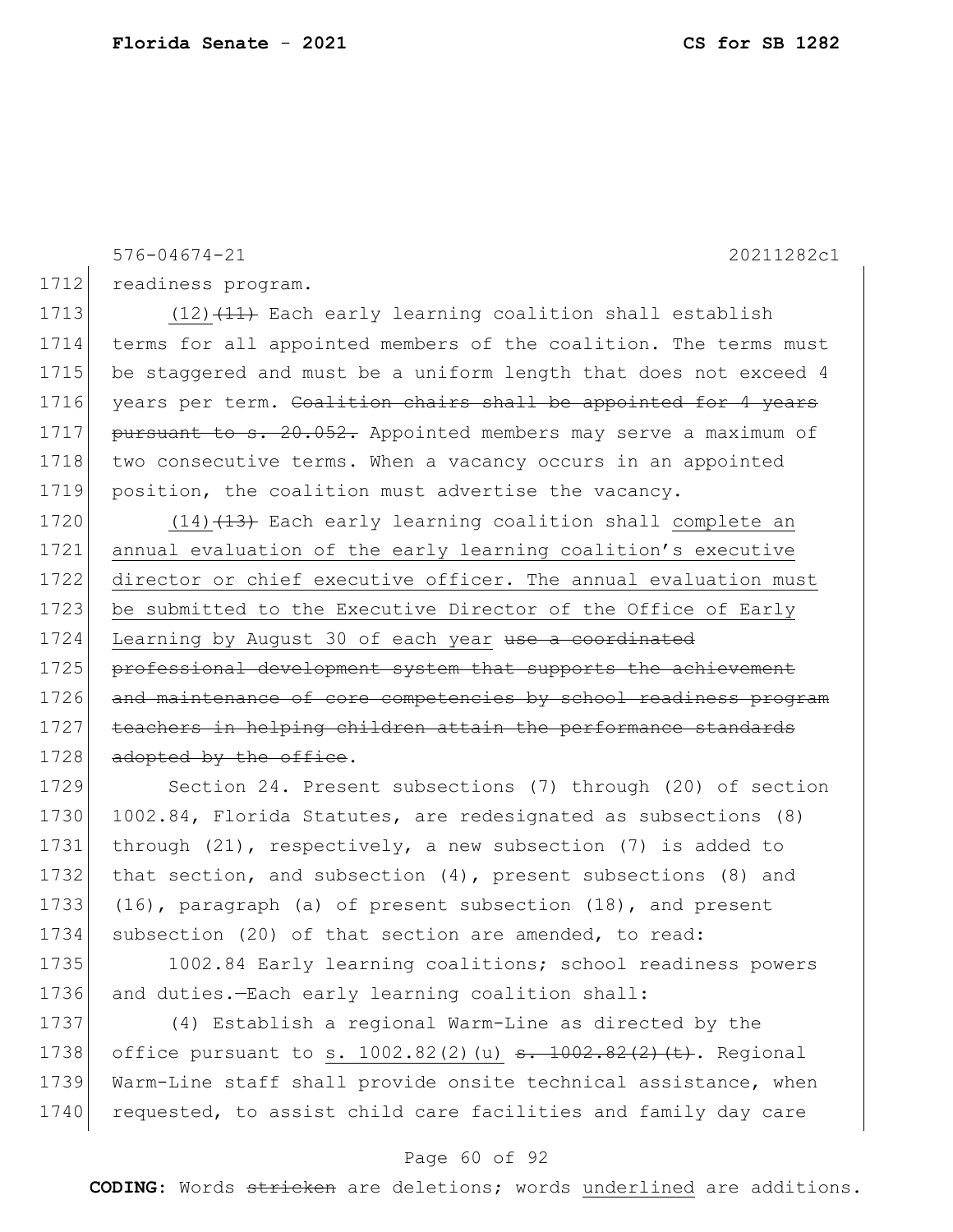576-04674-21 20211282c1

1712 readiness program.

1713 (12)~~(11)~~ Each early learning coalition shall establish
1714 terms for all appointed members of the coalition. The terms must
1715 be staggered and must be a uniform length that does not exceed 4
1716 years per term. ~~Coalition chairs shall be appointed for 4 years~~
1717 ~~pursuant to s. 20.052.~~ Appointed members may serve a maximum of
1718 two consecutive terms. When a vacancy occurs in an appointed
1719 position, the coalition must advertise the vacancy.

1720 (14)~~(13)~~ Each early learning coalition shall complete an
1721 annual evaluation of the early learning coalition's executive
1722 director or chief executive officer. The annual evaluation must
1723 be submitted to the Executive Director of the Office of Early
1724 Learning by August 30 of each year ~~use a coordinated~~
1725 ~~professional development system that supports the achievement~~
1726 ~~and maintenance of core competencies by school readiness program~~
1727 ~~teachers in helping children attain the performance standards~~
1728 ~~adopted by the office~~.

1729 Section 24. Present subsections (7) through (20) of section
1730 1002.84, Florida Statutes, are redesignated as subsections (8)
1731 through (21), respectively, a new subsection (7) is added to
1732 that section, and subsection (4), present subsections (8) and
1733 (16), paragraph (a) of present subsection (18), and present
1734 subsection (20) of that section are amended, to read:

1735 1002.84 Early learning coalitions; school readiness powers
1736 and duties.—Each early learning coalition shall:

1737 (4) Establish a regional Warm-Line as directed by the
1738 office pursuant to s. 1002.82(2)(u) ~~s. 1002.82(2)(t)~~. Regional
1739 Warm-Line staff shall provide onsite technical assistance, when
1740 requested, to assist child care facilities and family day care

**CODING:** Words ~~stricken~~ are deletions; words underlined are additions.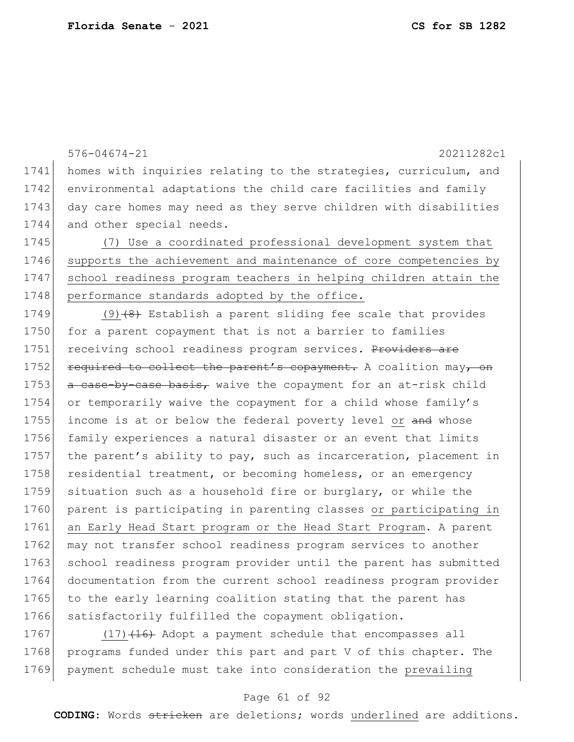576-04674-21 20211282c1

homes with inquiries relating to the strategies, curriculum, and environmental adaptations the child care facilities and family day care homes may need as they serve children with disabilities and other special needs.

(7) Use a coordinated professional development system that supports the achievement and maintenance of core competencies by school readiness program teachers in helping children attain the performance standards adopted by the office.

(9)~~(8)~~ Establish a parent sliding fee scale that provides for a parent copayment that is not a barrier to families receiving school readiness program services. ~~Providers are required to collect the parent's copayment.~~ A coalition may~~, on a case-by-case basis,~~ waive the copayment for an at-risk child or temporarily waive the copayment for a child whose family's income is at or below the federal poverty level or ~~and~~ whose family experiences a natural disaster or an event that limits the parent's ability to pay, such as incarceration, placement in residential treatment, or becoming homeless, or an emergency situation such as a household fire or burglary, or while the parent is participating in parenting classes or participating in an Early Head Start program or the Head Start Program. A parent may not transfer school readiness program services to another school readiness program provider until the parent has submitted documentation from the current school readiness program provider to the early learning coalition stating that the parent has satisfactorily fulfilled the copayment obligation.

(17)~~(16)~~ Adopt a payment schedule that encompasses all programs funded under this part and part V of this chapter. The payment schedule must take into consideration the prevailing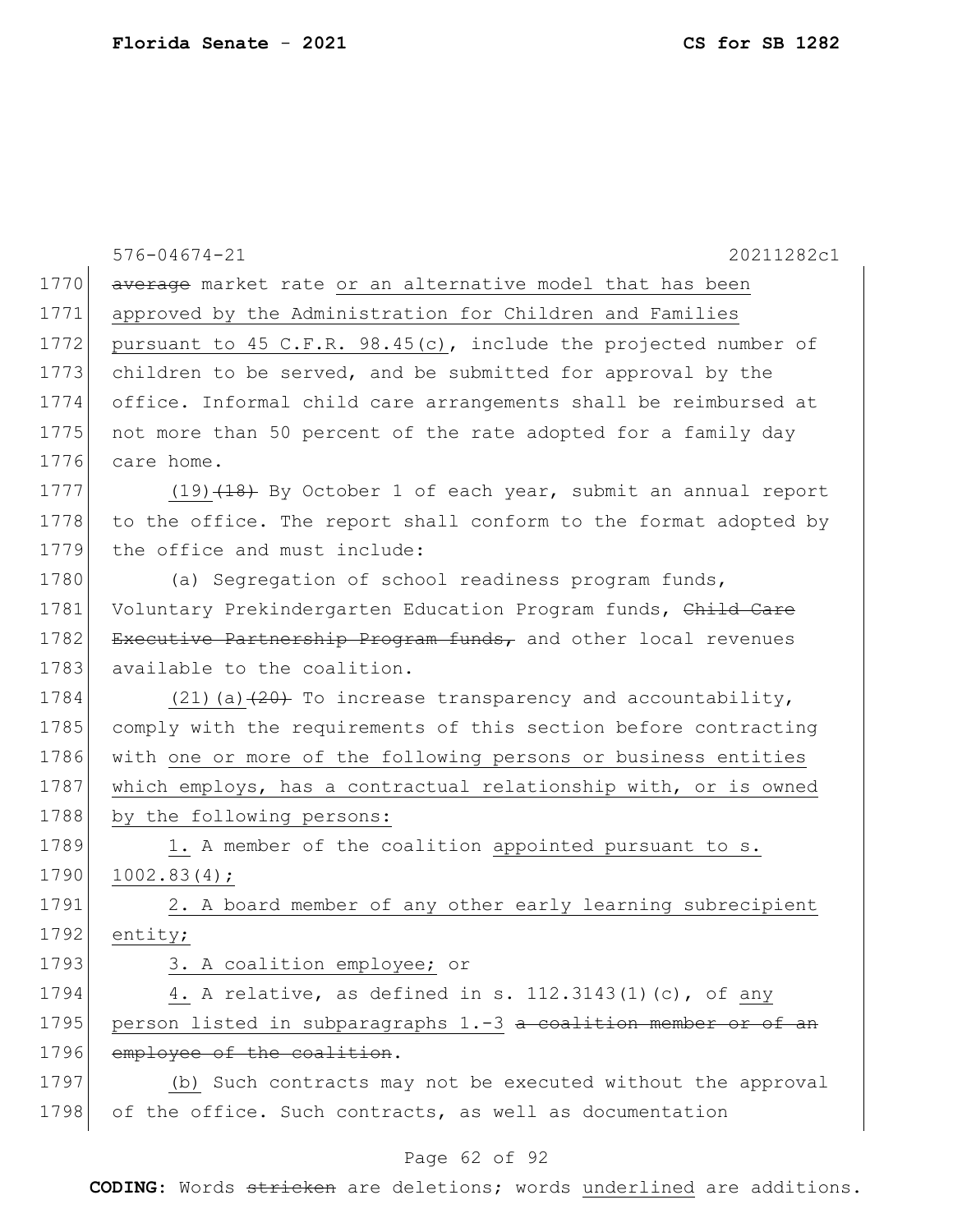576-04674-21 20211282c1

1770 ~~average~~ market rate or an alternative model that has been
1771 approved by the Administration for Children and Families
1772 pursuant to 45 C.F.R. 98.45(c), include the projected number of
1773 children to be served, and be submitted for approval by the
1774 office. Informal child care arrangements shall be reimbursed at
1775 not more than 50 percent of the rate adopted for a family day
1776 care home.

1777 (19)~~(18)~~ By October 1 of each year, submit an annual report
1778 to the office. The report shall conform to the format adopted by
1779 the office and must include:

1780 (a) Segregation of school readiness program funds,
1781 Voluntary Prekindergarten Education Program funds, ~~Child Care~~
1782 ~~Executive Partnership Program funds,~~ and other local revenues
1783 available to the coalition.

1784 (21)(a)~~(20)~~ To increase transparency and accountability,
1785 comply with the requirements of this section before contracting
1786 with one or more of the following persons or business entities
1787 which employs, has a contractual relationship with, or is owned
1788 by the following persons:

1789 1. A member of the coalition appointed pursuant to s.
1790 1002.83(4);

1791 2. A board member of any other early learning subrecipient
1792 entity;

1793 3. A coalition employee; or

1794 4. A relative, as defined in s. 112.3143(1)(c), of any
1795 person listed in subparagraphs 1.-3 ~~a coalition member or of an~~
1796 ~~employee of the coalition~~.

1797 (b) Such contracts may not be executed without the approval
1798 of the office. Such contracts, as well as documentation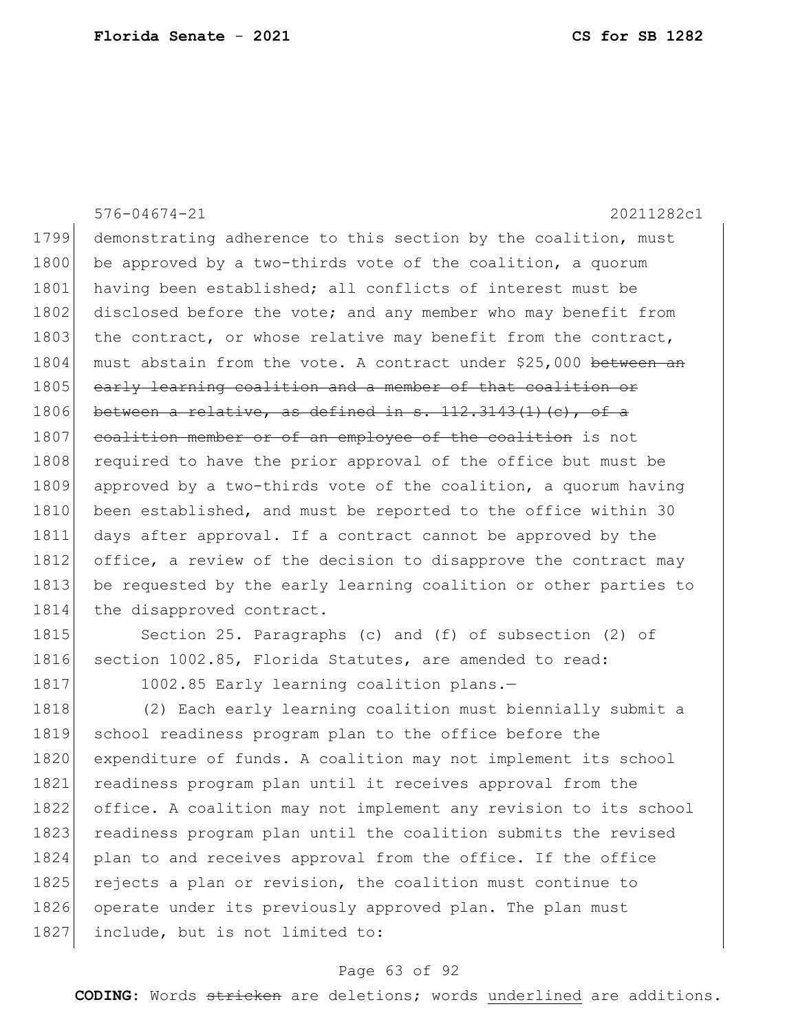demonstrating adherence to this section by the coalition, must be approved by a two-thirds vote of the coalition, a quorum having been established; all conflicts of interest must be disclosed before the vote; and any member who may benefit from the contract, or whose relative may benefit from the contract, must abstain from the vote. A contract under $25,000 ~~between an early learning coalition and a member of that coalition or between a relative, as defined in s. 112.3143(1)(c), of a coalition member or of an employee of the coalition~~ is not required to have the prior approval of the office but must be approved by a two-thirds vote of the coalition, a quorum having been established, and must be reported to the office within 30 days after approval. If a contract cannot be approved by the office, a review of the decision to disapprove the contract may be requested by the early learning coalition or other parties to the disapproved contract.

Section 25. Paragraphs (c) and (f) of subsection (2) of section 1002.85, Florida Statutes, are amended to read:

1002.85 Early learning coalition plans.—

(2) Each early learning coalition must biennially submit a school readiness program plan to the office before the expenditure of funds. A coalition may not implement its school readiness program plan until it receives approval from the office. A coalition may not implement any revision to its school readiness program plan until the coalition submits the revised plan to and receives approval from the office. If the office rejects a plan or revision, the coalition must continue to operate under its previously approved plan. The plan must include, but is not limited to: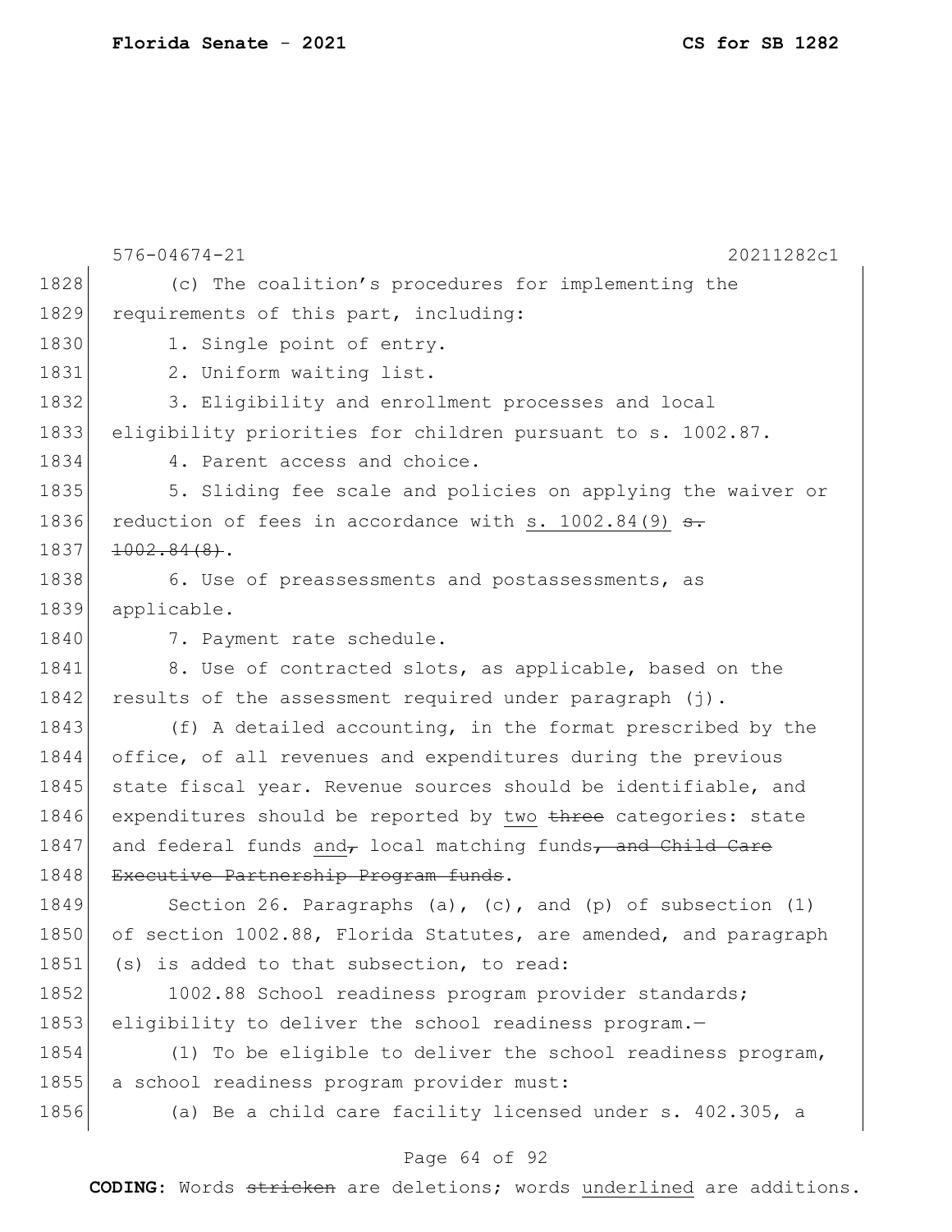(c) The coalition's procedures for implementing the requirements of this part, including:

1. Single point of entry.

2. Uniform waiting list.

3. Eligibility and enrollment processes and local eligibility priorities for children pursuant to s. 1002.87.

4. Parent access and choice.

5. Sliding fee scale and policies on applying the waiver or reduction of fees in accordance with <u>s. 1002.84(9)</u> ~~s. 1002.84(8)~~.

6. Use of preassessments and postassessments, as applicable.

7. Payment rate schedule.

8. Use of contracted slots, as applicable, based on the results of the assessment required under paragraph (j).

(f) A detailed accounting, in the format prescribed by the office, of all revenues and expenditures during the previous state fiscal year. Revenue sources should be identifiable, and expenditures should be reported by <u>two</u> ~~three~~ categories: state and federal funds <u>and</u>~~,~~ local matching funds~~, and Child Care Executive Partnership Program funds~~.

Section 26. Paragraphs (a), (c), and (p) of subsection (1) of section 1002.88, Florida Statutes, are amended, and paragraph (s) is added to that subsection, to read:

1002.88 School readiness program provider standards; eligibility to deliver the school readiness program.—

(1) To be eligible to deliver the school readiness program, a school readiness program provider must:

(a) Be a child care facility licensed under s. 402.305, a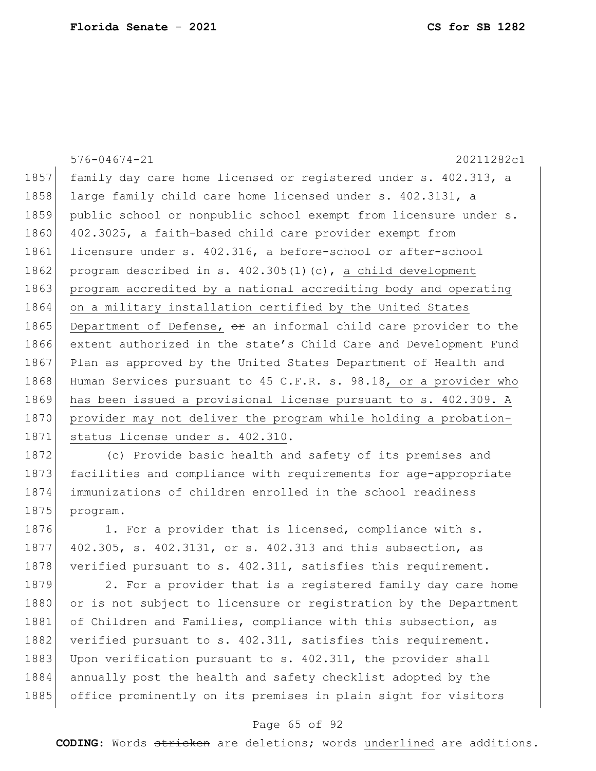family day care home licensed or registered under s. 402.313, a large family child care home licensed under s. 402.3131, a public school or nonpublic school exempt from licensure under s. 402.3025, a faith-based child care provider exempt from licensure under s. 402.316, a before-school or after-school program described in s. 402.305(1)(c), a child development program accredited by a national accrediting body and operating on a military installation certified by the United States Department of Defense, ~~or~~ an informal child care provider to the extent authorized in the state's Child Care and Development Fund Plan as approved by the United States Department of Health and Human Services pursuant to 45 C.F.R. s. 98.18, or a provider who has been issued a provisional license pursuant to s. 402.309. A provider may not deliver the program while holding a probation-status license under s. 402.310.

(c) Provide basic health and safety of its premises and facilities and compliance with requirements for age-appropriate immunizations of children enrolled in the school readiness program.

1. For a provider that is licensed, compliance with s. 402.305, s. 402.3131, or s. 402.313 and this subsection, as verified pursuant to s. 402.311, satisfies this requirement.

2. For a provider that is a registered family day care home or is not subject to licensure or registration by the Department of Children and Families, compliance with this subsection, as verified pursuant to s. 402.311, satisfies this requirement. Upon verification pursuant to s. 402.311, the provider shall annually post the health and safety checklist adopted by the office prominently on its premises in plain sight for visitors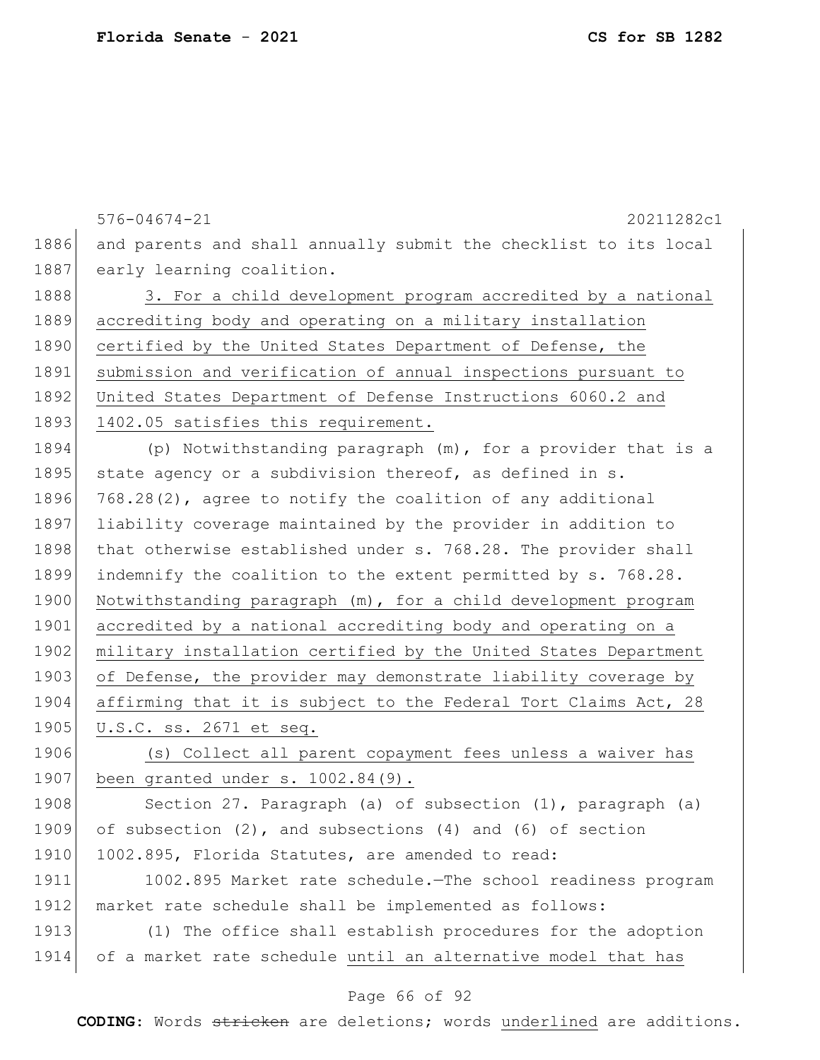and parents and shall annually submit the checklist to its local early learning coalition.

3. For a child development program accredited by a national accrediting body and operating on a military installation certified by the United States Department of Defense, the submission and verification of annual inspections pursuant to United States Department of Defense Instructions 6060.2 and 1402.05 satisfies this requirement.

(p) Notwithstanding paragraph (m), for a provider that is a state agency or a subdivision thereof, as defined in s. 768.28(2), agree to notify the coalition of any additional liability coverage maintained by the provider in addition to that otherwise established under s. 768.28. The provider shall indemnify the coalition to the extent permitted by s. 768.28. Notwithstanding paragraph (m), for a child development program accredited by a national accrediting body and operating on a military installation certified by the United States Department of Defense, the provider may demonstrate liability coverage by affirming that it is subject to the Federal Tort Claims Act, 28 U.S.C. ss. 2671 et seq.

(s) Collect all parent copayment fees unless a waiver has been granted under s. 1002.84(9).

Section 27. Paragraph (a) of subsection (1), paragraph (a) of subsection (2), and subsections (4) and (6) of section 1002.895, Florida Statutes, are amended to read:

1002.895 Market rate schedule.—The school readiness program market rate schedule shall be implemented as follows:

(1) The office shall establish procedures for the adoption of a market rate schedule until an alternative model that has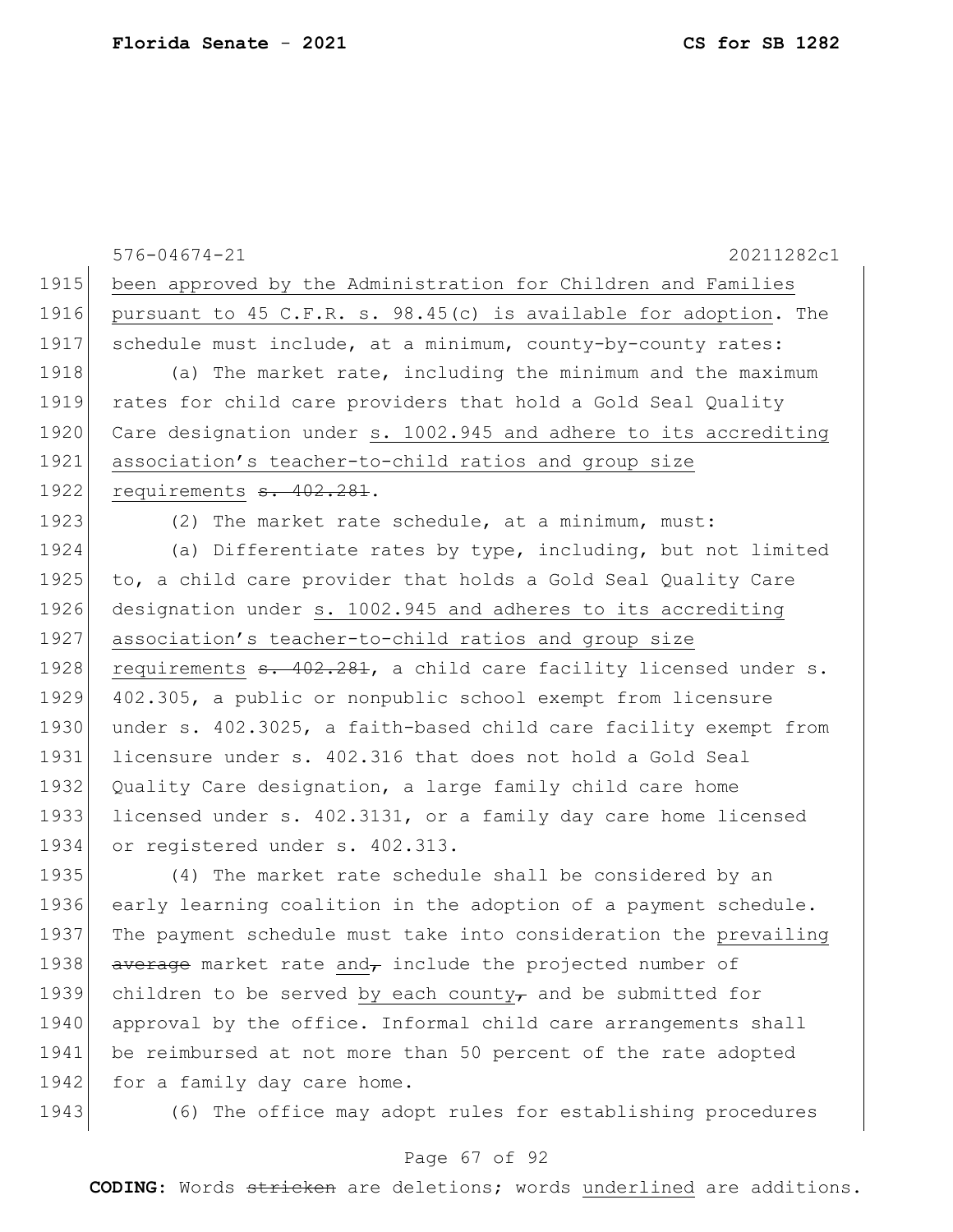been approved by the Administration for Children and Families pursuant to 45 C.F.R. s. 98.45(c) is available for adoption. The schedule must include, at a minimum, county-by-county rates:

(a) The market rate, including the minimum and the maximum rates for child care providers that hold a Gold Seal Quality Care designation under s. 1002.945 and adhere to its accrediting association's teacher-to-child ratios and group size requirements ~~s. 402.281~~.

(2) The market rate schedule, at a minimum, must:

(a) Differentiate rates by type, including, but not limited to, a child care provider that holds a Gold Seal Quality Care designation under s. 1002.945 and adheres to its accrediting association's teacher-to-child ratios and group size requirements ~~s. 402.281~~, a child care facility licensed under s. 402.305, a public or nonpublic school exempt from licensure under s. 402.3025, a faith-based child care facility exempt from licensure under s. 402.316 that does not hold a Gold Seal Quality Care designation, a large family child care home licensed under s. 402.3131, or a family day care home licensed or registered under s. 402.313.

(4) The market rate schedule shall be considered by an early learning coalition in the adoption of a payment schedule. The payment schedule must take into consideration the prevailing ~~average~~ market rate and~~,~~ include the projected number of children to be served by each county~~,~~ and be submitted for approval by the office. Informal child care arrangements shall be reimbursed at not more than 50 percent of the rate adopted for a family day care home.

(6) The office may adopt rules for establishing procedures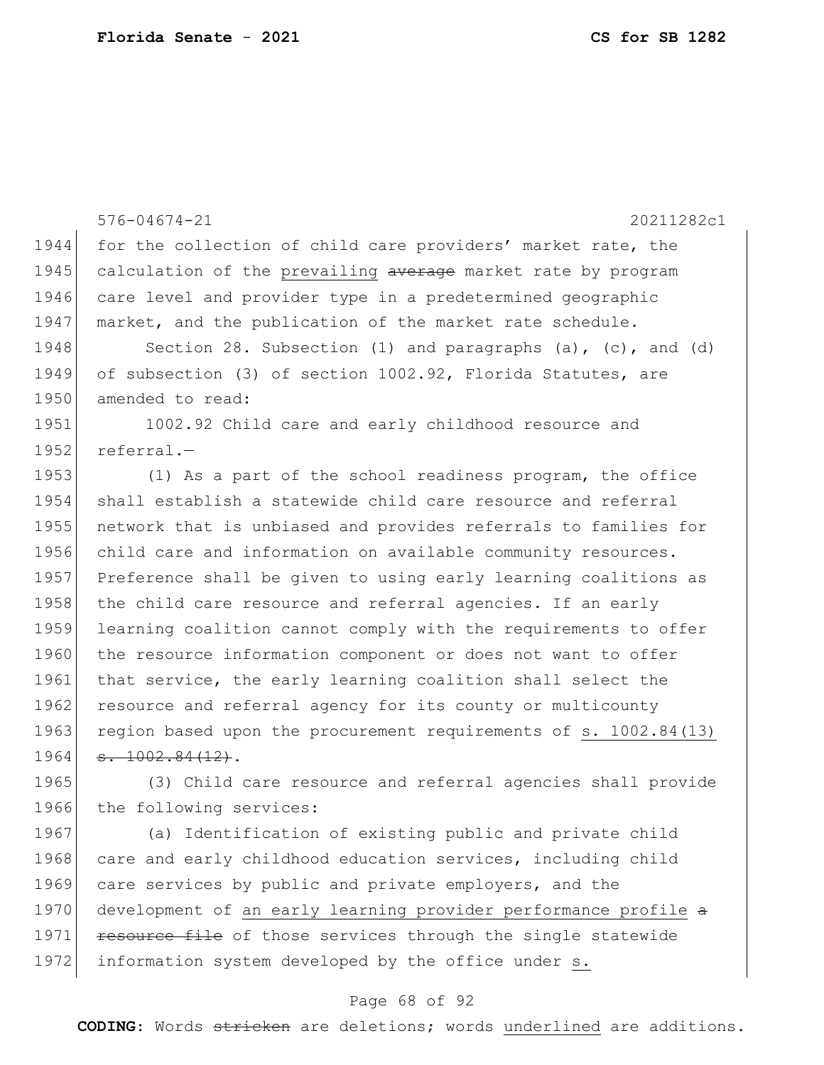for the collection of child care providers' market rate, the calculation of the <u>prevailing</u> ~~average~~ market rate by program care level and provider type in a predetermined geographic market, and the publication of the market rate schedule.

Section 28. Subsection (1) and paragraphs (a), (c), and (d) of subsection (3) of section 1002.92, Florida Statutes, are amended to read:

1002.92 Child care and early childhood resource and referral.—

(1) As a part of the school readiness program, the office shall establish a statewide child care resource and referral network that is unbiased and provides referrals to families for child care and information on available community resources. Preference shall be given to using early learning coalitions as the child care resource and referral agencies. If an early learning coalition cannot comply with the requirements to offer the resource information component or does not want to offer that service, the early learning coalition shall select the resource and referral agency for its county or multicounty region based upon the procurement requirements of <u>s. 1002.84(13)</u> ~~s. 1002.84(12)~~.

(3) Child care resource and referral agencies shall provide the following services:

(a) Identification of existing public and private child care and early childhood education services, including child care services by public and private employers, and the development of <u>an early learning provider performance profile</u> ~~a resource file~~ of those services through the single statewide information system developed by the office under <u>s.</u>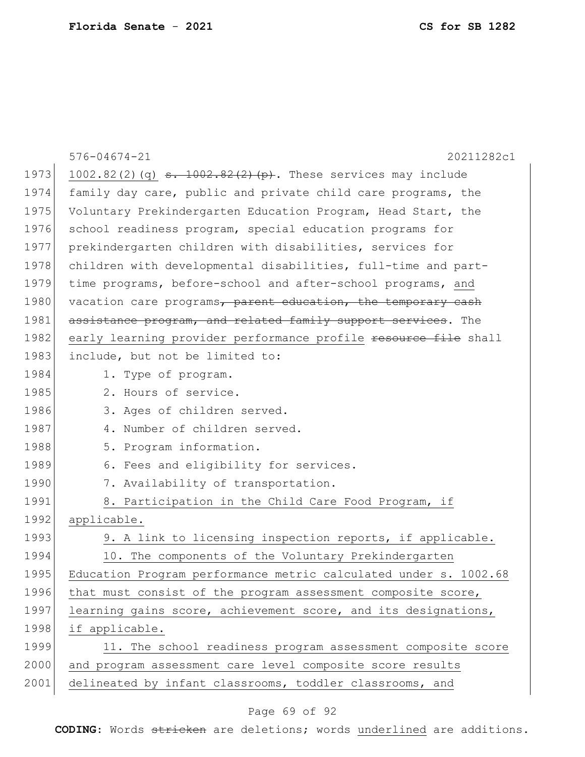1002.82(2)(q) ~~s. 1002.82(2)(p)~~. These services may include family day care, public and private child care programs, the Voluntary Prekindergarten Education Program, Head Start, the school readiness program, special education programs for prekindergarten children with disabilities, services for children with developmental disabilities, full-time and part-time programs, before-school and after-school programs, <u>and</u> vacation care programs~~, parent education, the temporary cash assistance program, and related family support services~~. The <u>early learning provider performance profile</u> ~~resource file~~ shall include, but not be limited to:

1. Type of program.
2. Hours of service.
3. Ages of children served.
4. Number of children served.
5. Program information.
6. Fees and eligibility for services.
7. Availability of transportation.
8. <u>Participation in the Child Care Food Program, if applicable.</u>
9. <u>A link to licensing inspection reports, if applicable.</u>
10. <u>The components of the Voluntary Prekindergarten Education Program performance metric calculated under s. 1002.68 that must consist of the program assessment composite score, learning gains score, achievement score, and its designations, if applicable.</u>
11. <u>The school readiness program assessment composite score and program assessment care level composite score results delineated by infant classrooms, toddler classrooms, and</u>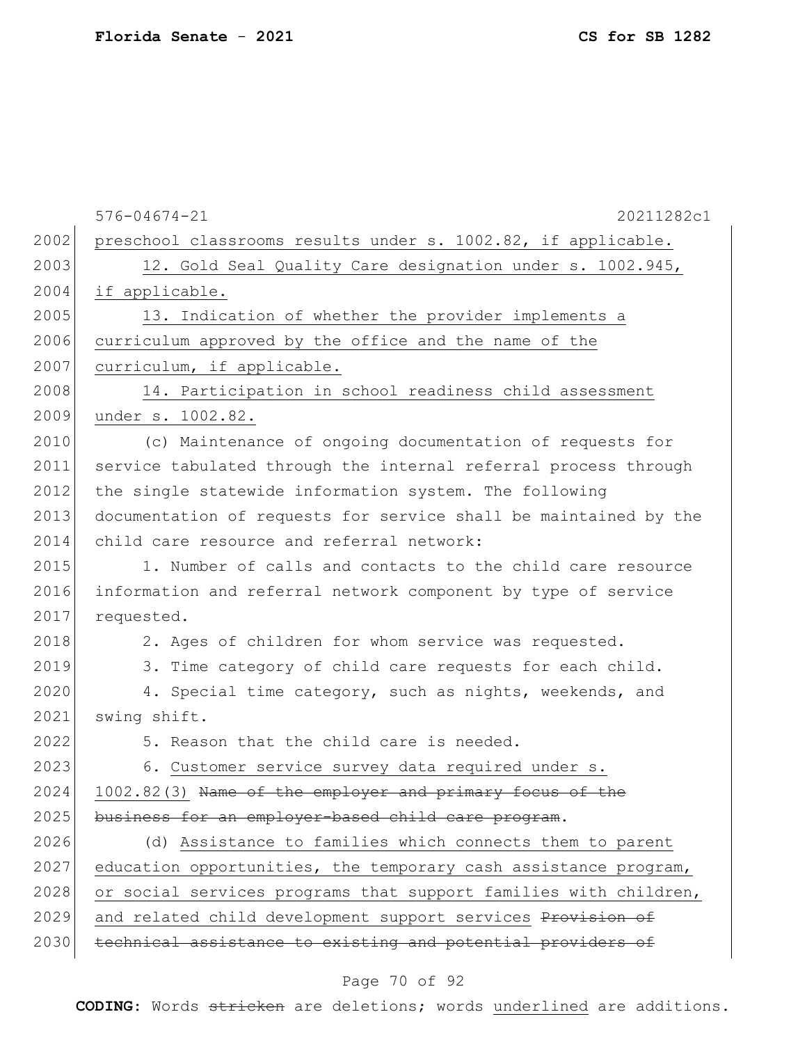preschool classrooms results under s. 1002.82, if applicable.

<u>12. Gold Seal Quality Care designation under s. 1002.945, if applicable.</u>

<u>13. Indication of whether the provider implements a curriculum approved by the office and the name of the curriculum, if applicable.</u>

<u>14. Participation in school readiness child assessment under s. 1002.82.</u>

(c) Maintenance of ongoing documentation of requests for service tabulated through the internal referral process through the single statewide information system. The following documentation of requests for service shall be maintained by the child care resource and referral network:

1. Number of calls and contacts to the child care resource information and referral network component by type of service requested.

2. Ages of children for whom service was requested.

3. Time category of child care requests for each child.

4. Special time category, such as nights, weekends, and swing shift.

5. Reason that the child care is needed.

6. <u>Customer service survey data required under s. 1002.82(3)</u> ~~Name of the employer and primary focus of the business for an employer-based child care program~~.

(d) <u>Assistance to families which connects them to parent education opportunities, the temporary cash assistance program, or social services programs that support families with children, and related child development support services</u> ~~Provision of technical assistance to existing and potential providers of~~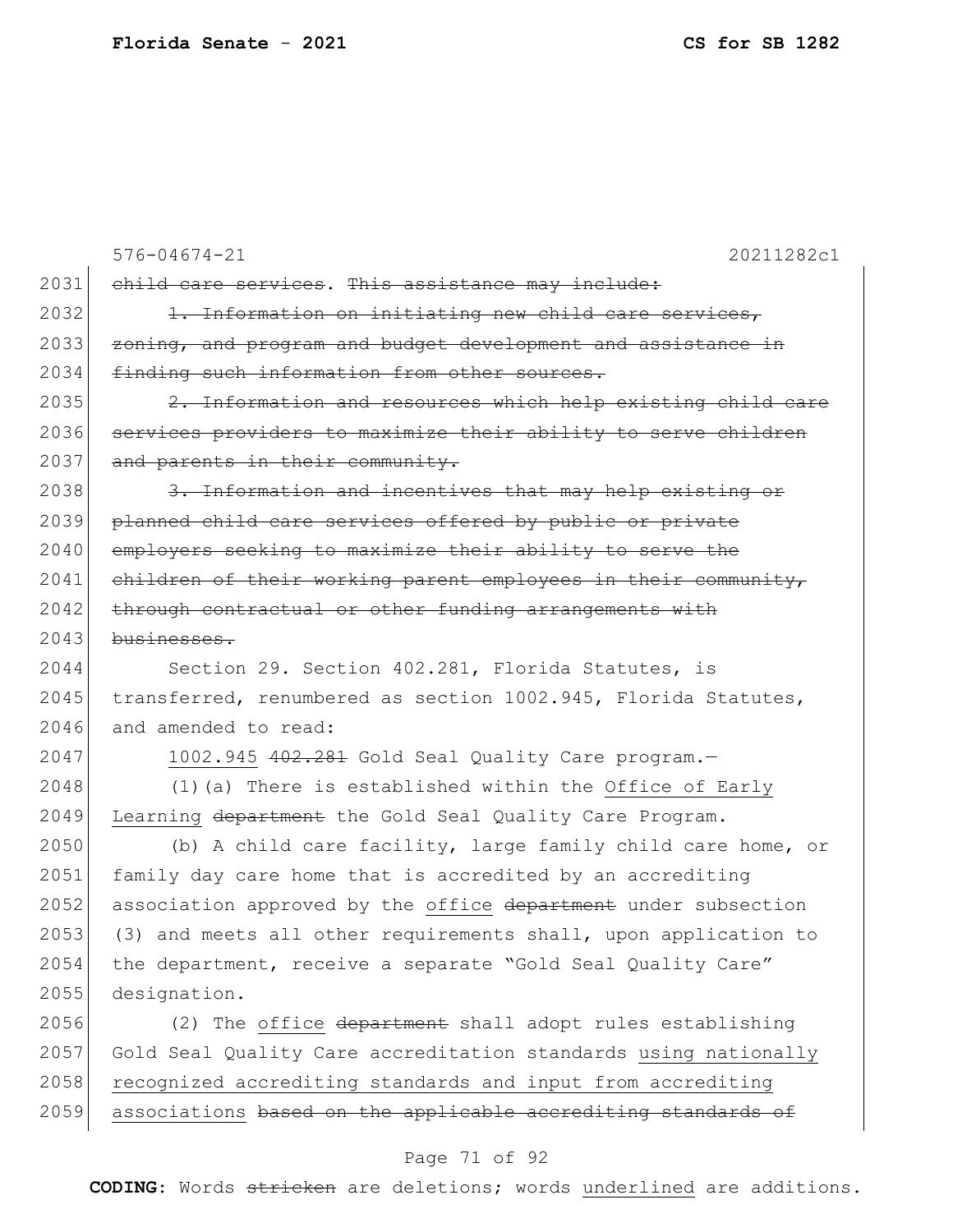~~child care services~~. ~~This assistance may include:~~

~~1. Information on initiating new child care services, zoning, and program and budget development and assistance in finding such information from other sources.~~

~~2. Information and resources which help existing child care services providers to maximize their ability to serve children and parents in their community.~~

~~3. Information and incentives that may help existing or planned child care services offered by public or private employers seeking to maximize their ability to serve the children of their working parent employees in their community, through contractual or other funding arrangements with businesses.~~

Section 29. Section 402.281, Florida Statutes, is transferred, renumbered as section 1002.945, Florida Statutes, and amended to read:

<u>1002.945</u> ~~402.281~~ Gold Seal Quality Care program.—

(1)(a) There is established within the <u>Office of Early Learning</u> ~~department~~ the Gold Seal Quality Care Program.

(b) A child care facility, large family child care home, or family day care home that is accredited by an accrediting association approved by the <u>office</u> ~~department~~ under subsection (3) and meets all other requirements shall, upon application to the department, receive a separate "Gold Seal Quality Care" designation.

(2) The <u>office</u> ~~department~~ shall adopt rules establishing Gold Seal Quality Care accreditation standards <u>using nationally recognized accrediting standards and input from accrediting associations</u> ~~based on the applicable accrediting standards of~~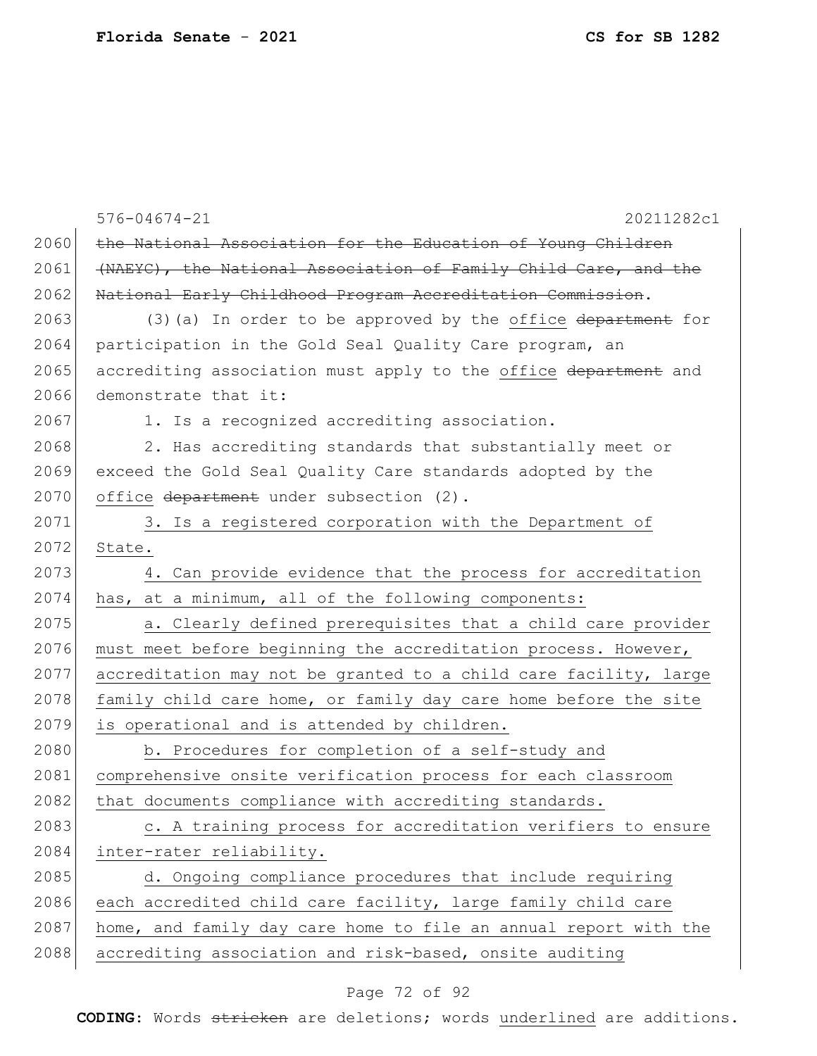~~the National Association for the Education of Young Children (NAEYC), the National Association of Family Child Care, and the National Early Childhood Program Accreditation Commission~~.

(3)(a) In order to be approved by the <u>office</u> ~~department~~ for participation in the Gold Seal Quality Care program, an accrediting association must apply to the <u>office</u> ~~department~~ and demonstrate that it:

1. Is a recognized accrediting association.

2. Has accrediting standards that substantially meet or exceed the Gold Seal Quality Care standards adopted by the <u>office</u> ~~department~~ under subsection (2).

<u>3. Is a registered corporation with the Department of State.</u>

<u>4. Can provide evidence that the process for accreditation has, at a minimum, all of the following components:</u>

<u>a. Clearly defined prerequisites that a child care provider must meet before beginning the accreditation process. However, accreditation may not be granted to a child care facility, large family child care home, or family day care home before the site is operational and is attended by children.</u>

<u>b. Procedures for completion of a self-study and comprehensive onsite verification process for each classroom that documents compliance with accrediting standards.</u>

<u>c. A training process for accreditation verifiers to ensure inter-rater reliability.</u>

<u>d. Ongoing compliance procedures that include requiring each accredited child care facility, large family child care home, and family day care home to file an annual report with the accrediting association and risk-based, onsite auditing</u>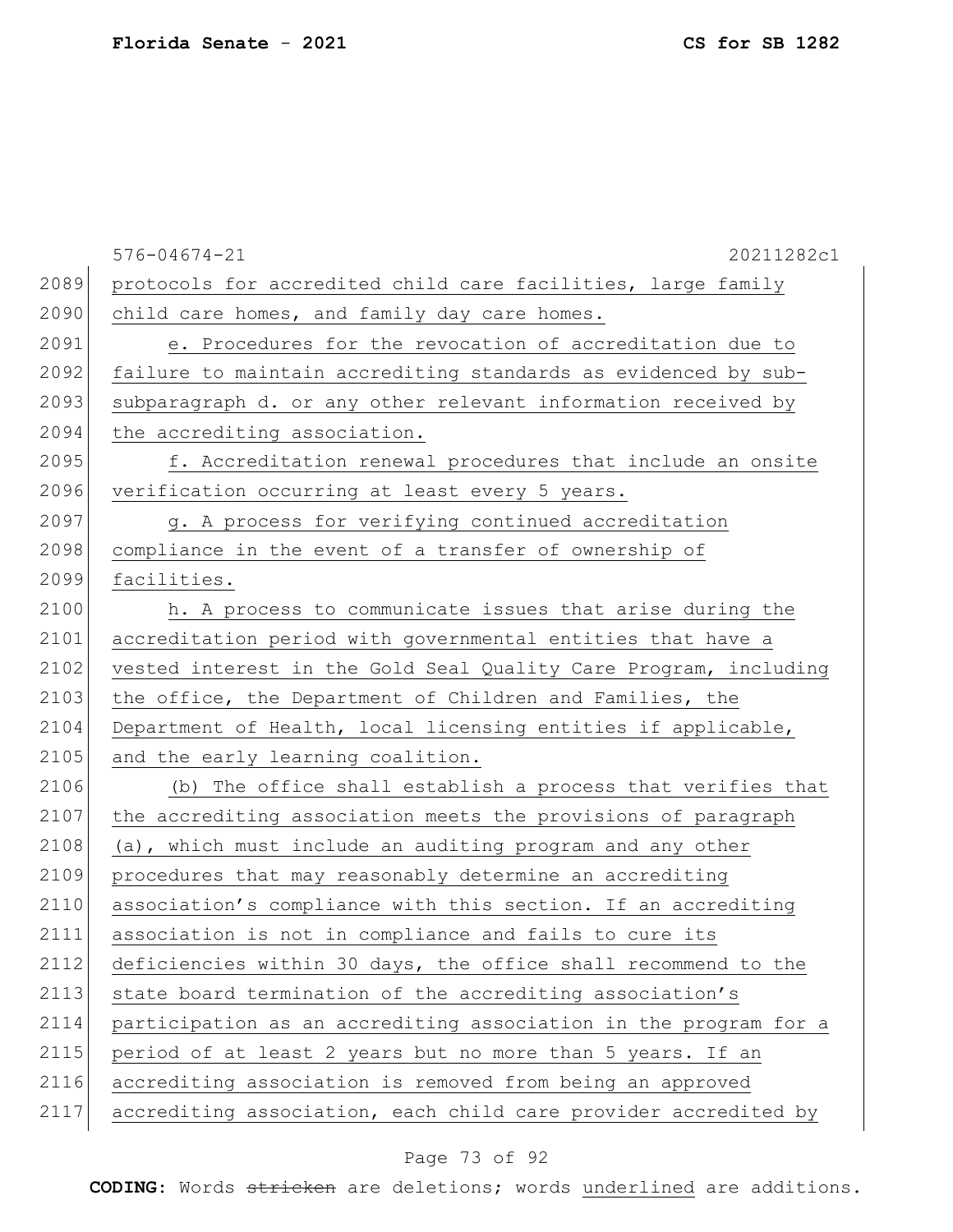protocols for accredited child care facilities, large family child care homes, and family day care homes.

e. Procedures for the revocation of accreditation due to failure to maintain accrediting standards as evidenced by sub-subparagraph d. or any other relevant information received by the accrediting association.

f. Accreditation renewal procedures that include an onsite verification occurring at least every 5 years.

g. A process for verifying continued accreditation compliance in the event of a transfer of ownership of facilities.

h. A process to communicate issues that arise during the accreditation period with governmental entities that have a vested interest in the Gold Seal Quality Care Program, including the office, the Department of Children and Families, the Department of Health, local licensing entities if applicable, and the early learning coalition.

(b) The office shall establish a process that verifies that the accrediting association meets the provisions of paragraph (a), which must include an auditing program and any other procedures that may reasonably determine an accrediting association's compliance with this section. If an accrediting association is not in compliance and fails to cure its deficiencies within 30 days, the office shall recommend to the state board termination of the accrediting association's participation as an accrediting association in the program for a period of at least 2 years but no more than 5 years. If an accrediting association is removed from being an approved accrediting association, each child care provider accredited by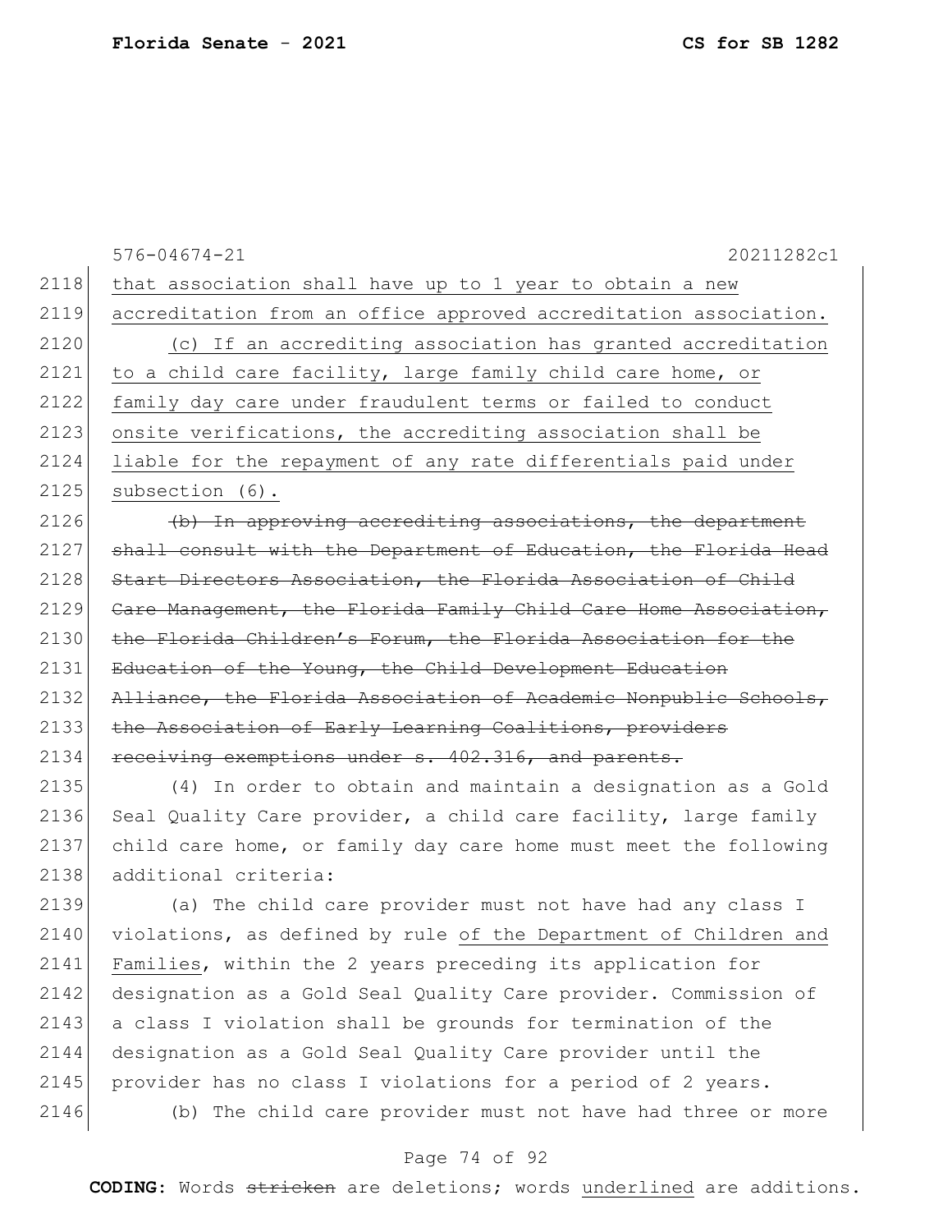that association shall have up to 1 year to obtain a new accreditation from an office approved accreditation association.

(c) If an accrediting association has granted accreditation to a child care facility, large family child care home, or family day care under fraudulent terms or failed to conduct onsite verifications, the accrediting association shall be liable for the repayment of any rate differentials paid under subsection (6).

~~(b) In approving accrediting associations, the department shall consult with the Department of Education, the Florida Head Start Directors Association, the Florida Association of Child Care Management, the Florida Family Child Care Home Association, the Florida Children's Forum, the Florida Association for the Education of the Young, the Child Development Education Alliance, the Florida Association of Academic Nonpublic Schools, the Association of Early Learning Coalitions, providers receiving exemptions under s. 402.316, and parents.~~

(4) In order to obtain and maintain a designation as a Gold Seal Quality Care provider, a child care facility, large family child care home, or family day care home must meet the following additional criteria:

(a) The child care provider must not have had any class I violations, as defined by rule of the Department of Children and Families, within the 2 years preceding its application for designation as a Gold Seal Quality Care provider. Commission of a class I violation shall be grounds for termination of the designation as a Gold Seal Quality Care provider until the provider has no class I violations for a period of 2 years.

(b) The child care provider must not have had three or more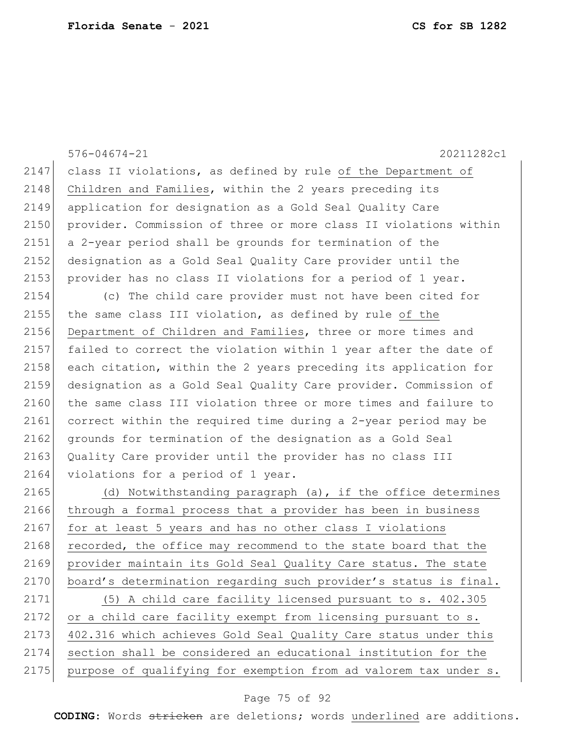class II violations, as defined by rule of the Department of Children and Families, within the 2 years preceding its application for designation as a Gold Seal Quality Care provider. Commission of three or more class II violations within a 2-year period shall be grounds for termination of the designation as a Gold Seal Quality Care provider until the provider has no class II violations for a period of 1 year.

(c) The child care provider must not have been cited for the same class III violation, as defined by rule of the Department of Children and Families, three or more times and failed to correct the violation within 1 year after the date of each citation, within the 2 years preceding its application for designation as a Gold Seal Quality Care provider. Commission of the same class III violation three or more times and failure to correct within the required time during a 2-year period may be grounds for termination of the designation as a Gold Seal Quality Care provider until the provider has no class III violations for a period of 1 year.

(d) Notwithstanding paragraph (a), if the office determines through a formal process that a provider has been in business for at least 5 years and has no other class I violations recorded, the office may recommend to the state board that the provider maintain its Gold Seal Quality Care status. The state board's determination regarding such provider's status is final.

(5) A child care facility licensed pursuant to s. 402.305 or a child care facility exempt from licensing pursuant to s. 402.316 which achieves Gold Seal Quality Care status under this section shall be considered an educational institution for the purpose of qualifying for exemption from ad valorem tax under s.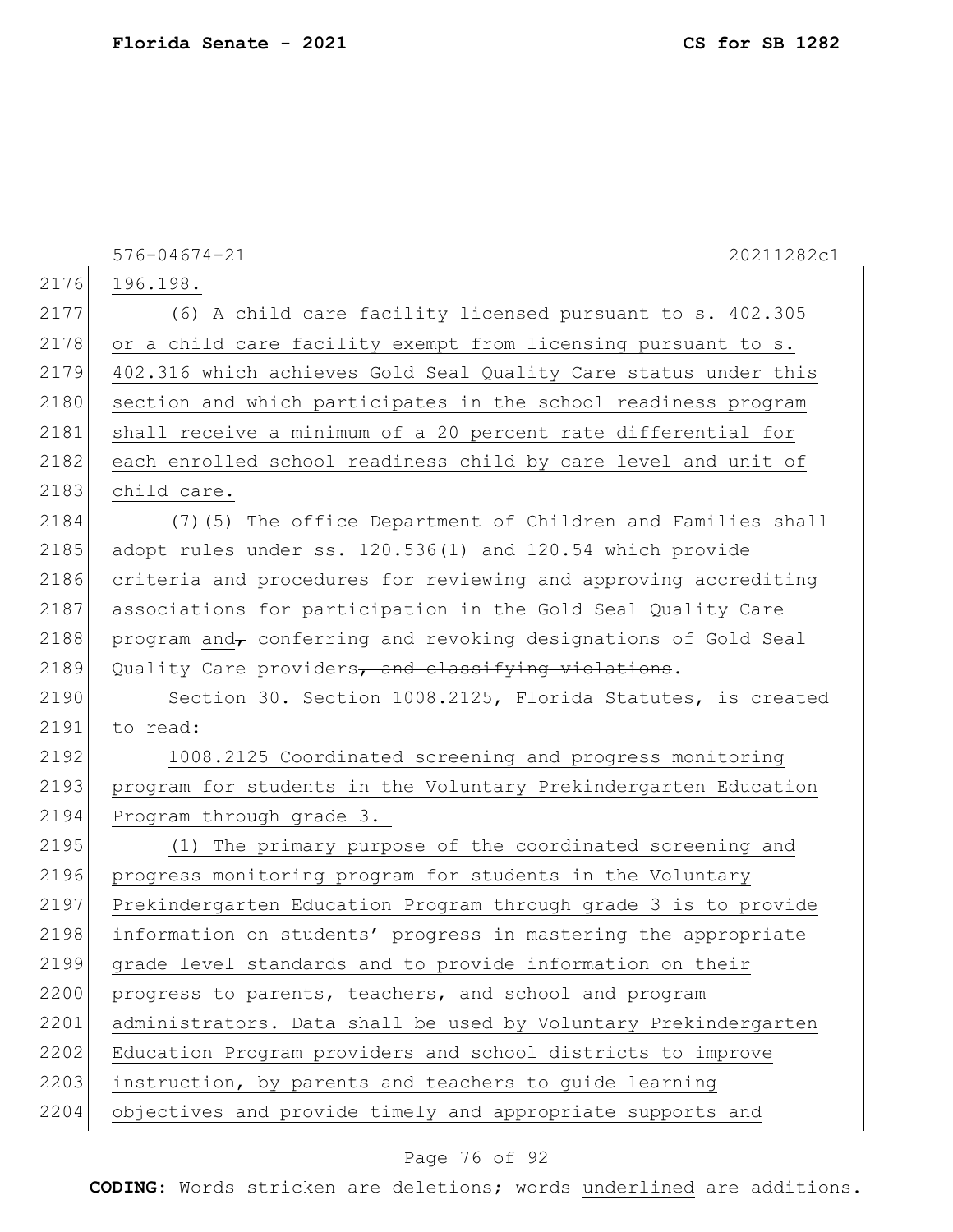576-04674-21 20211282c1

2176 196.198.

2177 (6) A child care facility licensed pursuant to s. 402.305
2178 or a child care facility exempt from licensing pursuant to s.
2179 402.316 which achieves Gold Seal Quality Care status under this
2180 section and which participates in the school readiness program
2181 shall receive a minimum of a 20 percent rate differential for
2182 each enrolled school readiness child by care level and unit of
2183 child care.

2184 (7)~~(5)~~ The office ~~Department of Children and Families~~ shall
2185 adopt rules under ss. 120.536(1) and 120.54 which provide
2186 criteria and procedures for reviewing and approving accrediting
2187 associations for participation in the Gold Seal Quality Care
2188 program and~~,~~ conferring and revoking designations of Gold Seal
2189 Quality Care providers~~, and classifying violations~~.

2190 Section 30. Section 1008.2125, Florida Statutes, is created
2191 to read:

2192 1008.2125 Coordinated screening and progress monitoring
2193 program for students in the Voluntary Prekindergarten Education
2194 Program through grade 3.—

2195 (1) The primary purpose of the coordinated screening and
2196 progress monitoring program for students in the Voluntary
2197 Prekindergarten Education Program through grade 3 is to provide
2198 information on students' progress in mastering the appropriate
2199 grade level standards and to provide information on their
2200 progress to parents, teachers, and school and program
2201 administrators. Data shall be used by Voluntary Prekindergarten
2202 Education Program providers and school districts to improve
2203 instruction, by parents and teachers to guide learning
2204 objectives and provide timely and appropriate supports and

**CODING:** Words ~~stricken~~ are deletions; words underlined are additions.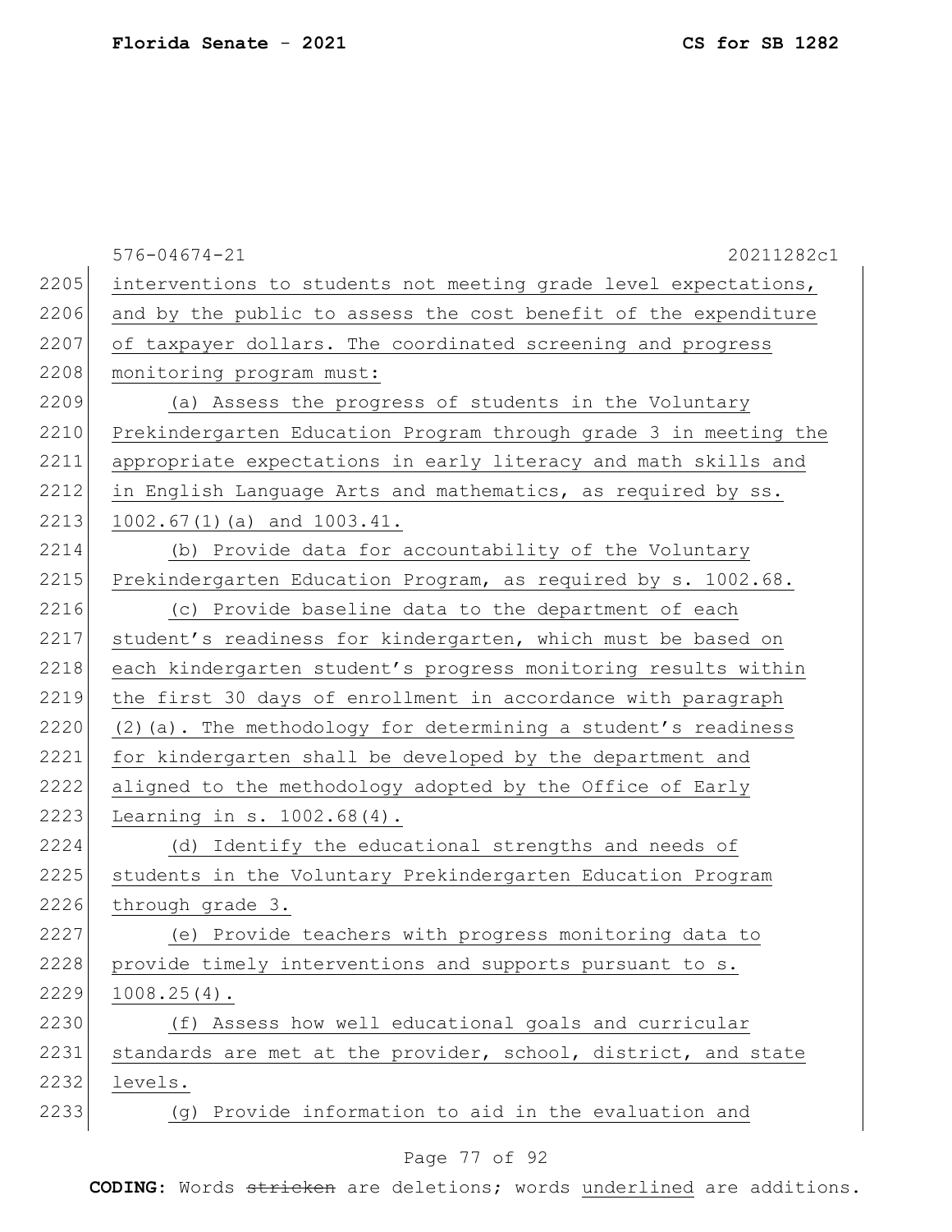interventions to students not meeting grade level expectations, and by the public to assess the cost benefit of the expenditure of taxpayer dollars. The coordinated screening and progress monitoring program must:

(a) Assess the progress of students in the Voluntary Prekindergarten Education Program through grade 3 in meeting the appropriate expectations in early literacy and math skills and in English Language Arts and mathematics, as required by ss. 1002.67(1)(a) and 1003.41.

(b) Provide data for accountability of the Voluntary Prekindergarten Education Program, as required by s. 1002.68.

(c) Provide baseline data to the department of each student's readiness for kindergarten, which must be based on each kindergarten student's progress monitoring results within the first 30 days of enrollment in accordance with paragraph (2)(a). The methodology for determining a student's readiness for kindergarten shall be developed by the department and aligned to the methodology adopted by the Office of Early Learning in s. 1002.68(4).

(d) Identify the educational strengths and needs of students in the Voluntary Prekindergarten Education Program through grade 3.

(e) Provide teachers with progress monitoring data to provide timely interventions and supports pursuant to s. 1008.25(4).

(f) Assess how well educational goals and curricular standards are met at the provider, school, district, and state levels.

(g) Provide information to aid in the evaluation and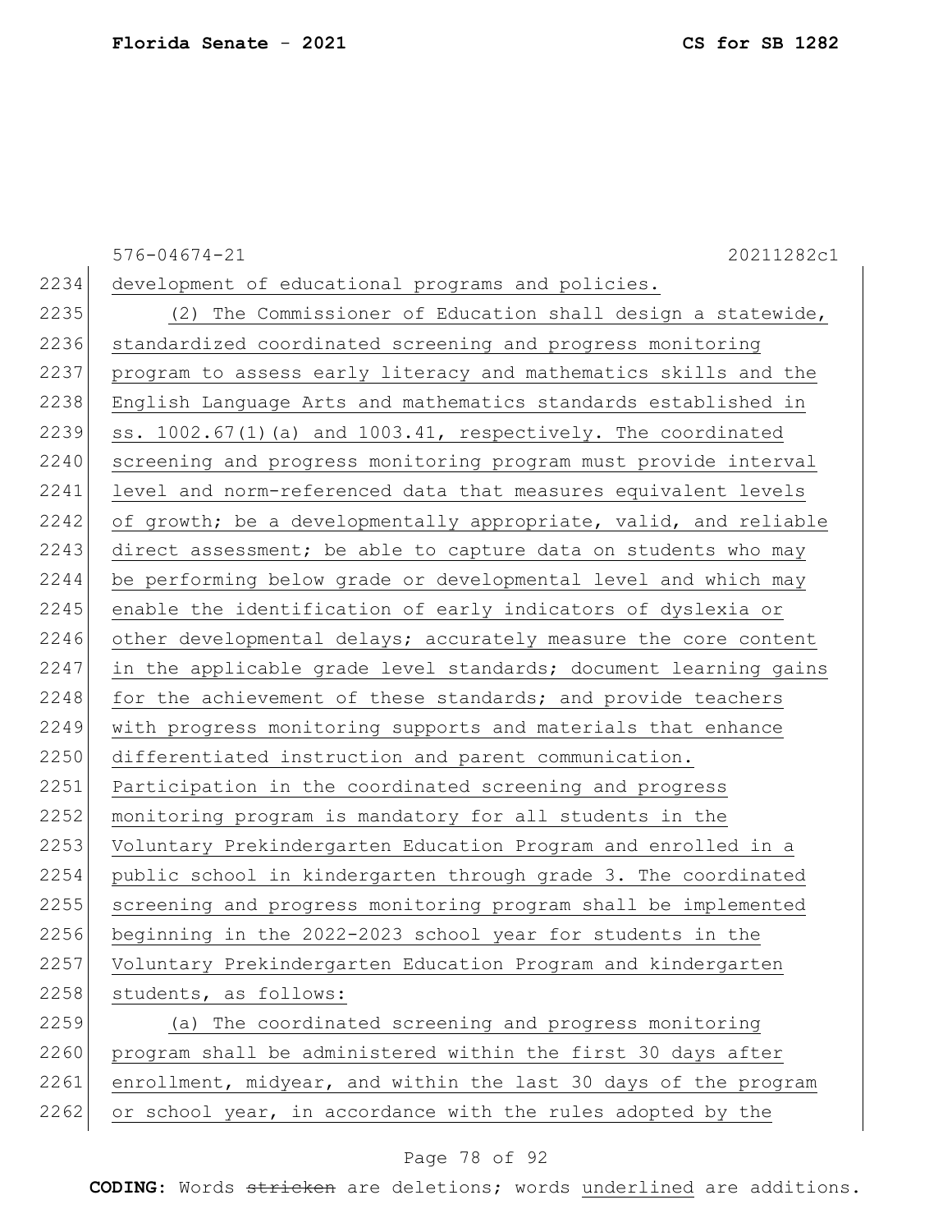development of educational programs and policies.

(2) The Commissioner of Education shall design a statewide, standardized coordinated screening and progress monitoring program to assess early literacy and mathematics skills and the English Language Arts and mathematics standards established in ss. 1002.67(1)(a) and 1003.41, respectively. The coordinated screening and progress monitoring program must provide interval level and norm-referenced data that measures equivalent levels of growth; be a developmentally appropriate, valid, and reliable direct assessment; be able to capture data on students who may be performing below grade or developmental level and which may enable the identification of early indicators of dyslexia or other developmental delays; accurately measure the core content in the applicable grade level standards; document learning gains for the achievement of these standards; and provide teachers with progress monitoring supports and materials that enhance differentiated instruction and parent communication. Participation in the coordinated screening and progress monitoring program is mandatory for all students in the Voluntary Prekindergarten Education Program and enrolled in a public school in kindergarten through grade 3. The coordinated screening and progress monitoring program shall be implemented beginning in the 2022-2023 school year for students in the Voluntary Prekindergarten Education Program and kindergarten students, as follows:

(a) The coordinated screening and progress monitoring program shall be administered within the first 30 days after enrollment, midyear, and within the last 30 days of the program or school year, in accordance with the rules adopted by the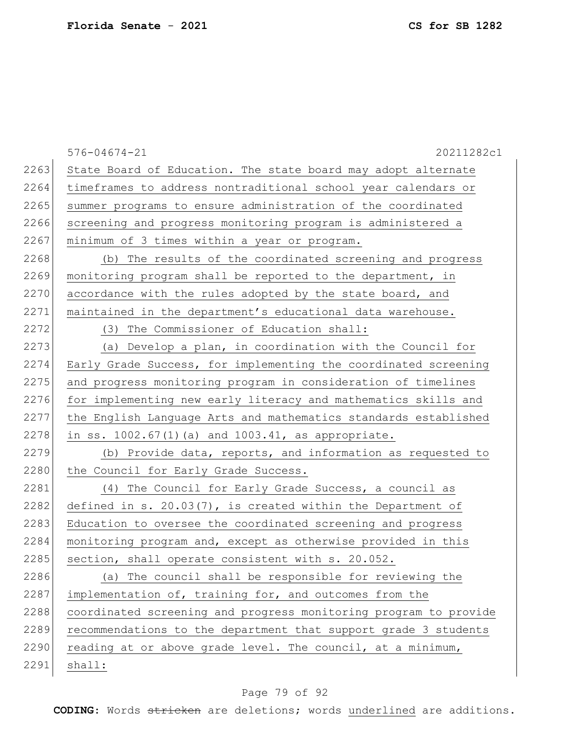State Board of Education. The state board may adopt alternate timeframes to address nontraditional school year calendars or summer programs to ensure administration of the coordinated screening and progress monitoring program is administered a minimum of 3 times within a year or program.

(b) The results of the coordinated screening and progress monitoring program shall be reported to the department, in accordance with the rules adopted by the state board, and maintained in the department's educational data warehouse.

(3) The Commissioner of Education shall:

(a) Develop a plan, in coordination with the Council for Early Grade Success, for implementing the coordinated screening and progress monitoring program in consideration of timelines for implementing new early literacy and mathematics skills and the English Language Arts and mathematics standards established in ss. 1002.67(1)(a) and 1003.41, as appropriate.

(b) Provide data, reports, and information as requested to the Council for Early Grade Success.

(4) The Council for Early Grade Success, a council as defined in s. 20.03(7), is created within the Department of Education to oversee the coordinated screening and progress monitoring program and, except as otherwise provided in this section, shall operate consistent with s. 20.052.

(a) The council shall be responsible for reviewing the implementation of, training for, and outcomes from the coordinated screening and progress monitoring program to provide recommendations to the department that support grade 3 students reading at or above grade level. The council, at a minimum, shall: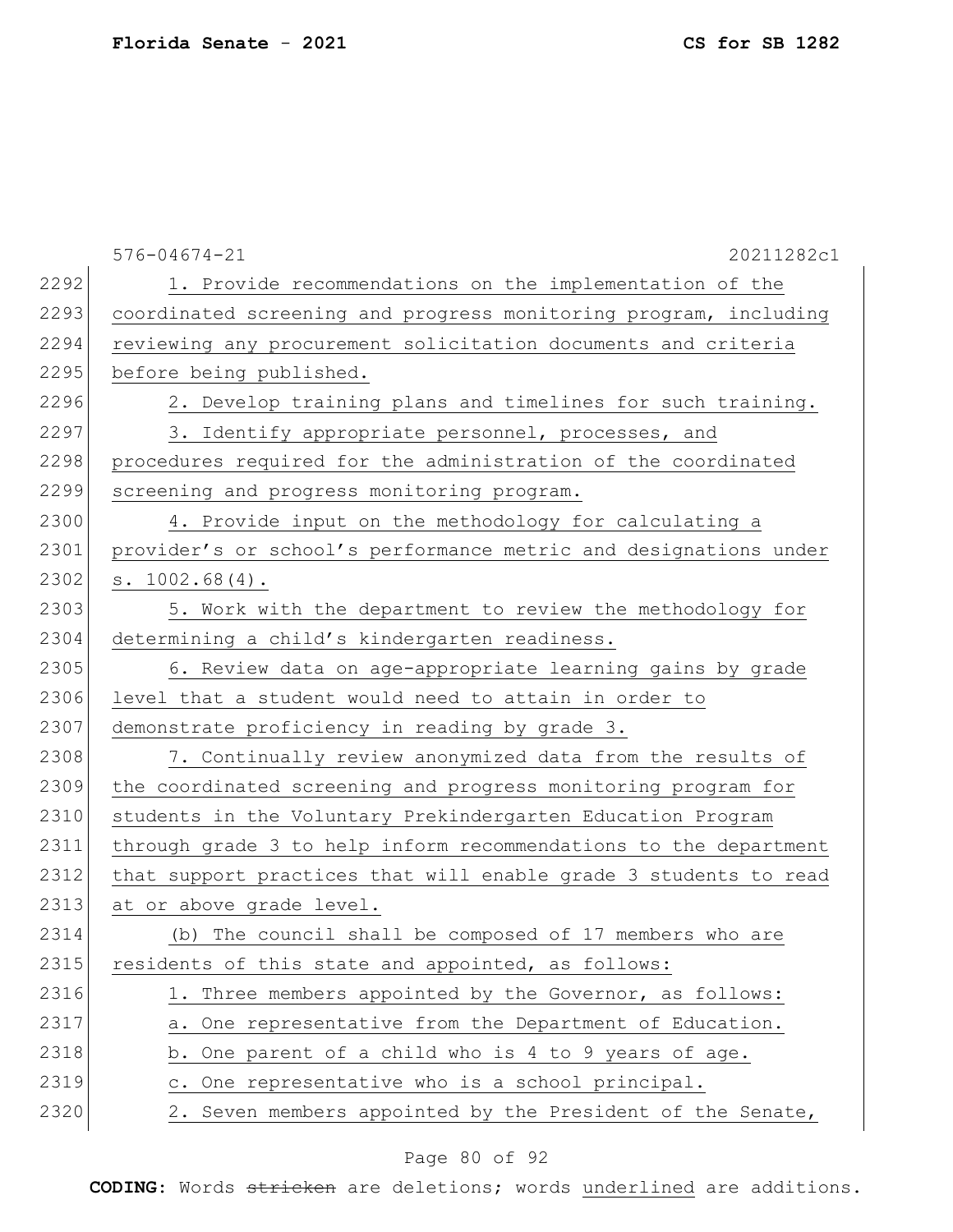1. Provide recommendations on the implementation of the coordinated screening and progress monitoring program, including reviewing any procurement solicitation documents and criteria before being published.

2. Develop training plans and timelines for such training.

3. Identify appropriate personnel, processes, and procedures required for the administration of the coordinated screening and progress monitoring program.

4. Provide input on the methodology for calculating a provider's or school's performance metric and designations under s. 1002.68(4).

5. Work with the department to review the methodology for determining a child's kindergarten readiness.

6. Review data on age-appropriate learning gains by grade level that a student would need to attain in order to demonstrate proficiency in reading by grade 3.

7. Continually review anonymized data from the results of the coordinated screening and progress monitoring program for students in the Voluntary Prekindergarten Education Program through grade 3 to help inform recommendations to the department that support practices that will enable grade 3 students to read at or above grade level.

(b) The council shall be composed of 17 members who are residents of this state and appointed, as follows:

1. Three members appointed by the Governor, as follows:

a. One representative from the Department of Education.

b. One parent of a child who is 4 to 9 years of age.

c. One representative who is a school principal.

2. Seven members appointed by the President of the Senate,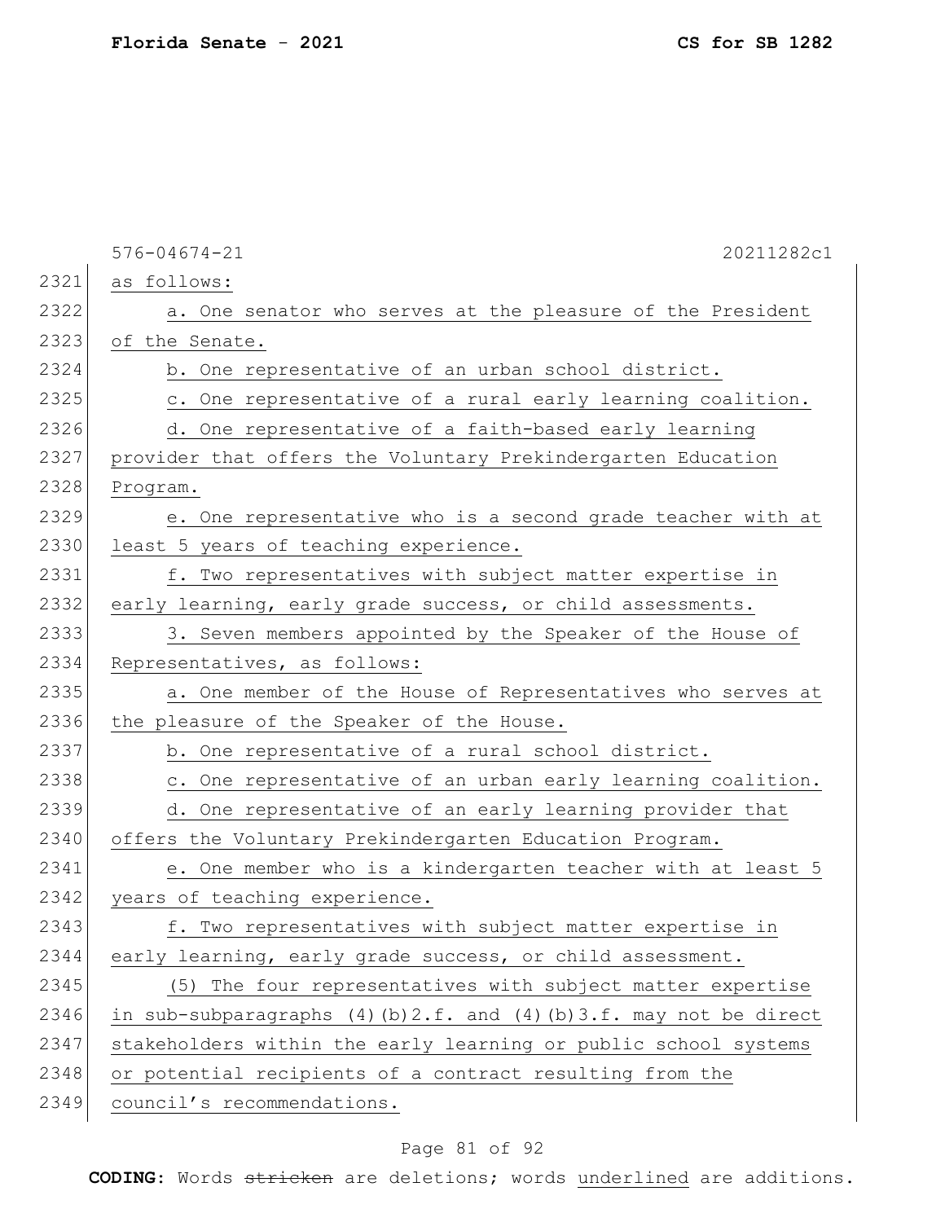as follows:

a. One senator who serves at the pleasure of the President of the Senate.

b. One representative of an urban school district.

c. One representative of a rural early learning coalition.

d. One representative of a faith-based early learning provider that offers the Voluntary Prekindergarten Education Program.

e. One representative who is a second grade teacher with at least 5 years of teaching experience.

f. Two representatives with subject matter expertise in early learning, early grade success, or child assessments.

3. Seven members appointed by the Speaker of the House of Representatives, as follows:

a. One member of the House of Representatives who serves at the pleasure of the Speaker of the House.

b. One representative of a rural school district.

c. One representative of an urban early learning coalition.

d. One representative of an early learning provider that offers the Voluntary Prekindergarten Education Program.

e. One member who is a kindergarten teacher with at least 5 years of teaching experience.

f. Two representatives with subject matter expertise in early learning, early grade success, or child assessment.

(5) The four representatives with subject matter expertise in sub-subparagraphs (4)(b)2.f. and (4)(b)3.f. may not be direct stakeholders within the early learning or public school systems or potential recipients of a contract resulting from the council's recommendations.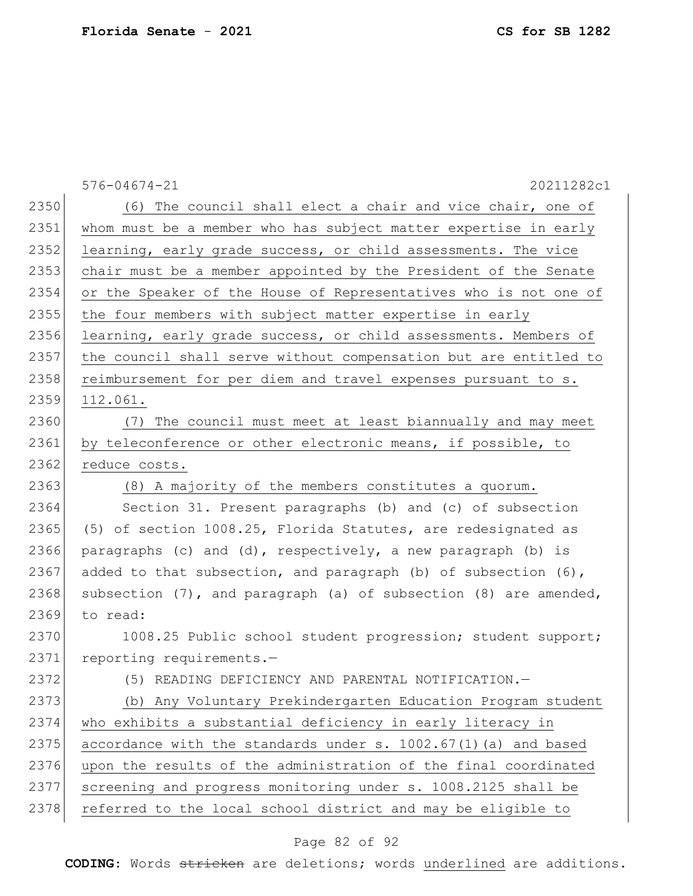(6) The council shall elect a chair and vice chair, one of whom must be a member who has subject matter expertise in early learning, early grade success, or child assessments. The vice chair must be a member appointed by the President of the Senate or the Speaker of the House of Representatives who is not one of the four members with subject matter expertise in early learning, early grade success, or child assessments. Members of the council shall serve without compensation but are entitled to reimbursement for per diem and travel expenses pursuant to s. 112.061.

(7) The council must meet at least biannually and may meet by teleconference or other electronic means, if possible, to reduce costs.

(8) A majority of the members constitutes a quorum.

Section 31. Present paragraphs (b) and (c) of subsection (5) of section 1008.25, Florida Statutes, are redesignated as paragraphs (c) and (d), respectively, a new paragraph (b) is added to that subsection, and paragraph (b) of subsection (6), subsection (7), and paragraph (a) of subsection (8) are amended, to read:

1008.25 Public school student progression; student support; reporting requirements.—

(5) READING DEFICIENCY AND PARENTAL NOTIFICATION.—

(b) Any Voluntary Prekindergarten Education Program student who exhibits a substantial deficiency in early literacy in accordance with the standards under s. 1002.67(1)(a) and based upon the results of the administration of the final coordinated screening and progress monitoring under s. 1008.2125 shall be referred to the local school district and may be eligible to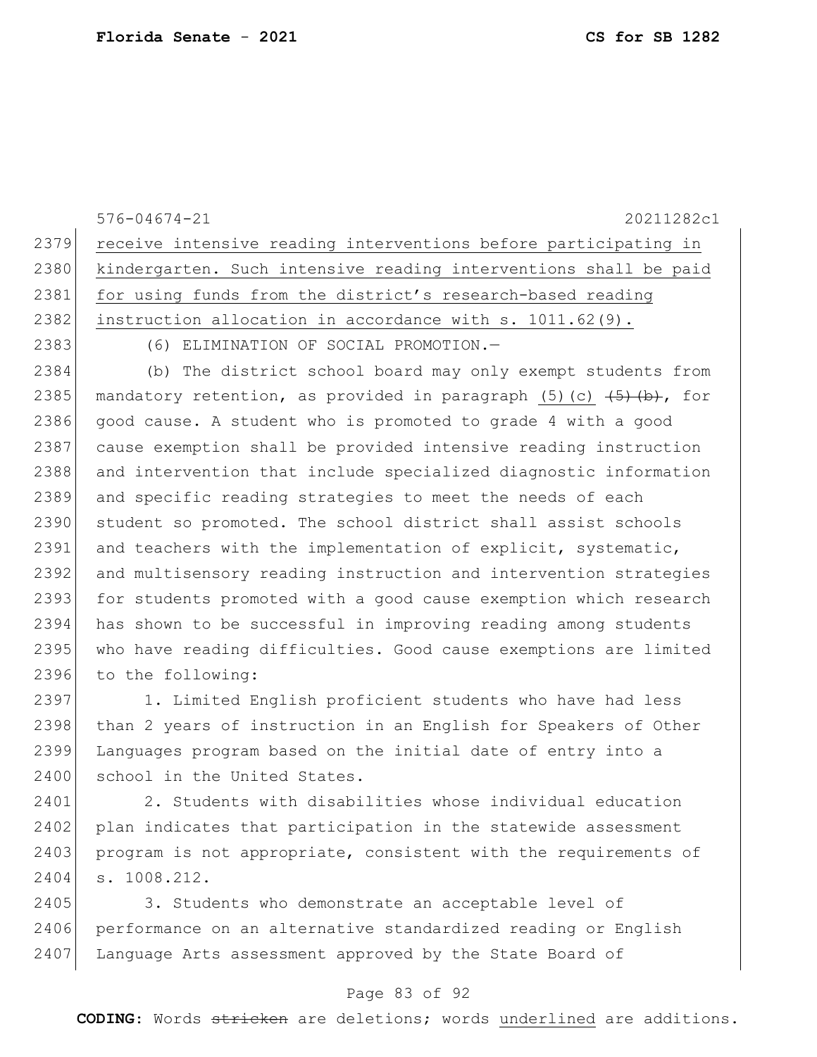receive intensive reading interventions before participating in kindergarten. Such intensive reading interventions shall be paid for using funds from the district's research-based reading instruction allocation in accordance with s. 1011.62(9).

(6) ELIMINATION OF SOCIAL PROMOTION.—

(b) The district school board may only exempt students from mandatory retention, as provided in paragraph (5)(c) ~~(5)(b)~~, for good cause. A student who is promoted to grade 4 with a good cause exemption shall be provided intensive reading instruction and intervention that include specialized diagnostic information and specific reading strategies to meet the needs of each student so promoted. The school district shall assist schools and teachers with the implementation of explicit, systematic, and multisensory reading instruction and intervention strategies for students promoted with a good cause exemption which research has shown to be successful in improving reading among students who have reading difficulties. Good cause exemptions are limited to the following:

1. Limited English proficient students who have had less than 2 years of instruction in an English for Speakers of Other Languages program based on the initial date of entry into a school in the United States.

2. Students with disabilities whose individual education plan indicates that participation in the statewide assessment program is not appropriate, consistent with the requirements of s. 1008.212.

3. Students who demonstrate an acceptable level of performance on an alternative standardized reading or English Language Arts assessment approved by the State Board of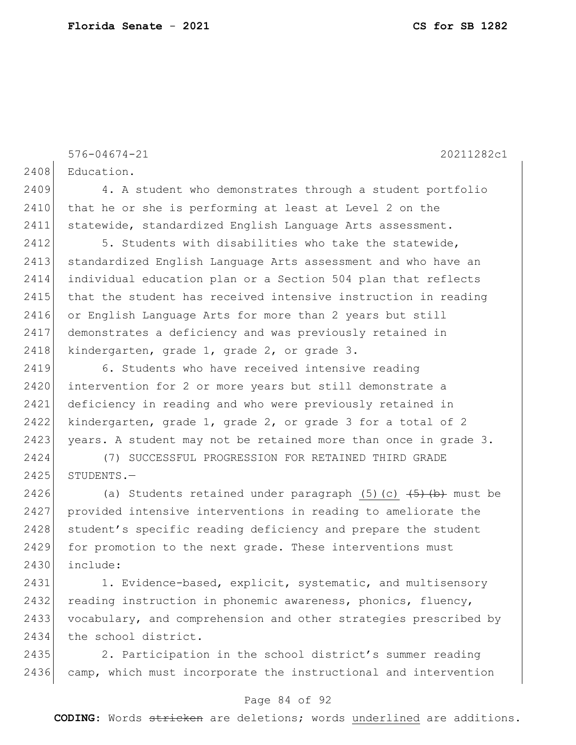576-04674-21 20211282c1

Education.

4. A student who demonstrates through a student portfolio that he or she is performing at least at Level 2 on the statewide, standardized English Language Arts assessment.

5. Students with disabilities who take the statewide, standardized English Language Arts assessment and who have an individual education plan or a Section 504 plan that reflects that the student has received intensive instruction in reading or English Language Arts for more than 2 years but still demonstrates a deficiency and was previously retained in kindergarten, grade 1, grade 2, or grade 3.

6. Students who have received intensive reading intervention for 2 or more years but still demonstrate a deficiency in reading and who were previously retained in kindergarten, grade 1, grade 2, or grade 3 for a total of 2 years. A student may not be retained more than once in grade 3.

(7) SUCCESSFUL PROGRESSION FOR RETAINED THIRD GRADE STUDENTS.—

(a) Students retained under paragraph <u>(5)(c)</u> ~~(5)(b)~~ must be provided intensive interventions in reading to ameliorate the student's specific reading deficiency and prepare the student for promotion to the next grade. These interventions must include:

1. Evidence-based, explicit, systematic, and multisensory reading instruction in phonemic awareness, phonics, fluency, vocabulary, and comprehension and other strategies prescribed by the school district.

2. Participation in the school district's summer reading camp, which must incorporate the instructional and intervention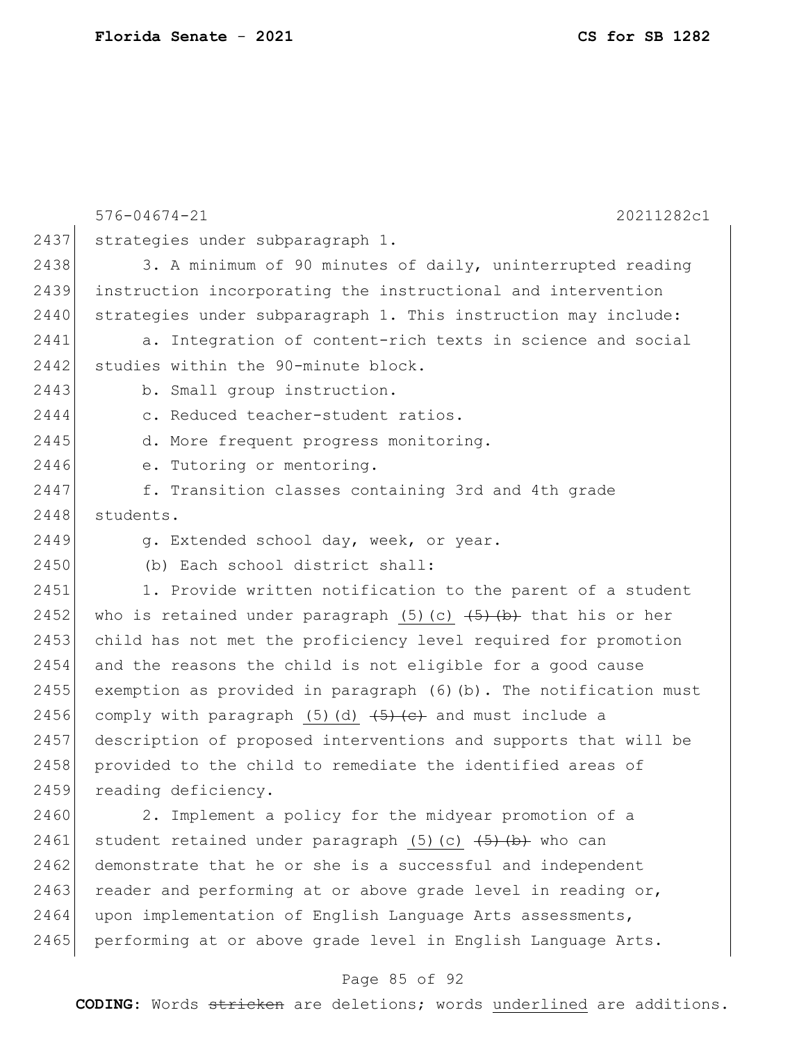strategies under subparagraph 1.

3. A minimum of 90 minutes of daily, uninterrupted reading instruction incorporating the instructional and intervention strategies under subparagraph 1. This instruction may include:

a. Integration of content-rich texts in science and social studies within the 90-minute block.

b. Small group instruction.

c. Reduced teacher-student ratios.

d. More frequent progress monitoring.

e. Tutoring or mentoring.

f. Transition classes containing 3rd and 4th grade students.

g. Extended school day, week, or year.

(b) Each school district shall:

1. Provide written notification to the parent of a student who is retained under paragraph <u>(5)(c)</u> ~~(5)(b)~~ that his or her child has not met the proficiency level required for promotion and the reasons the child is not eligible for a good cause exemption as provided in paragraph (6)(b). The notification must comply with paragraph <u>(5)(d)</u> ~~(5)(c)~~ and must include a description of proposed interventions and supports that will be provided to the child to remediate the identified areas of reading deficiency.

2. Implement a policy for the midyear promotion of a student retained under paragraph <u>(5)(c)</u> ~~(5)(b)~~ who can demonstrate that he or she is a successful and independent reader and performing at or above grade level in reading or, upon implementation of English Language Arts assessments, performing at or above grade level in English Language Arts.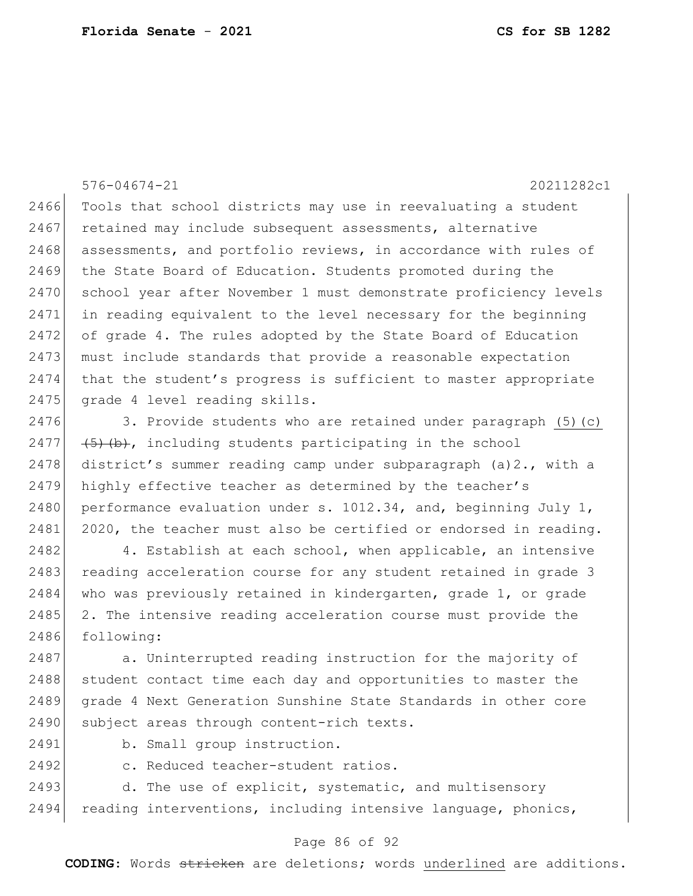Tools that school districts may use in reevaluating a student retained may include subsequent assessments, alternative assessments, and portfolio reviews, in accordance with rules of the State Board of Education. Students promoted during the school year after November 1 must demonstrate proficiency levels in reading equivalent to the level necessary for the beginning of grade 4. The rules adopted by the State Board of Education must include standards that provide a reasonable expectation that the student's progress is sufficient to master appropriate grade 4 level reading skills.

3. Provide students who are retained under paragraph <u>(5)(c)</u> ~~(5)(b)~~, including students participating in the school district's summer reading camp under subparagraph (a)2., with a highly effective teacher as determined by the teacher's performance evaluation under s. 1012.34, and, beginning July 1, 2020, the teacher must also be certified or endorsed in reading.

4. Establish at each school, when applicable, an intensive reading acceleration course for any student retained in grade 3 who was previously retained in kindergarten, grade 1, or grade 2. The intensive reading acceleration course must provide the following:

a. Uninterrupted reading instruction for the majority of student contact time each day and opportunities to master the grade 4 Next Generation Sunshine State Standards in other core subject areas through content-rich texts.

b. Small group instruction.

c. Reduced teacher-student ratios.

d. The use of explicit, systematic, and multisensory reading interventions, including intensive language, phonics,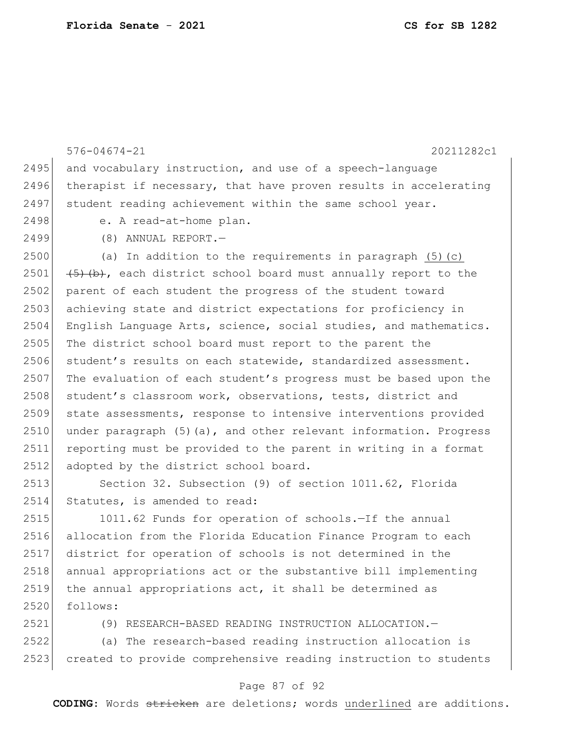and vocabulary instruction, and use of a speech-language therapist if necessary, that have proven results in accelerating student reading achievement within the same school year.

e. A read-at-home plan.

(8) ANNUAL REPORT.—

(a) In addition to the requirements in paragraph <u>(5)(c)</u> ~~(5)(b)~~, each district school board must annually report to the parent of each student the progress of the student toward achieving state and district expectations for proficiency in English Language Arts, science, social studies, and mathematics. The district school board must report to the parent the student's results on each statewide, standardized assessment. The evaluation of each student's progress must be based upon the student's classroom work, observations, tests, district and state assessments, response to intensive interventions provided under paragraph (5)(a), and other relevant information. Progress reporting must be provided to the parent in writing in a format adopted by the district school board.

Section 32. Subsection (9) of section 1011.62, Florida Statutes, is amended to read:

1011.62 Funds for operation of schools.—If the annual allocation from the Florida Education Finance Program to each district for operation of schools is not determined in the annual appropriations act or the substantive bill implementing the annual appropriations act, it shall be determined as follows:

(9) RESEARCH-BASED READING INSTRUCTION ALLOCATION.—

(a) The research-based reading instruction allocation is created to provide comprehensive reading instruction to students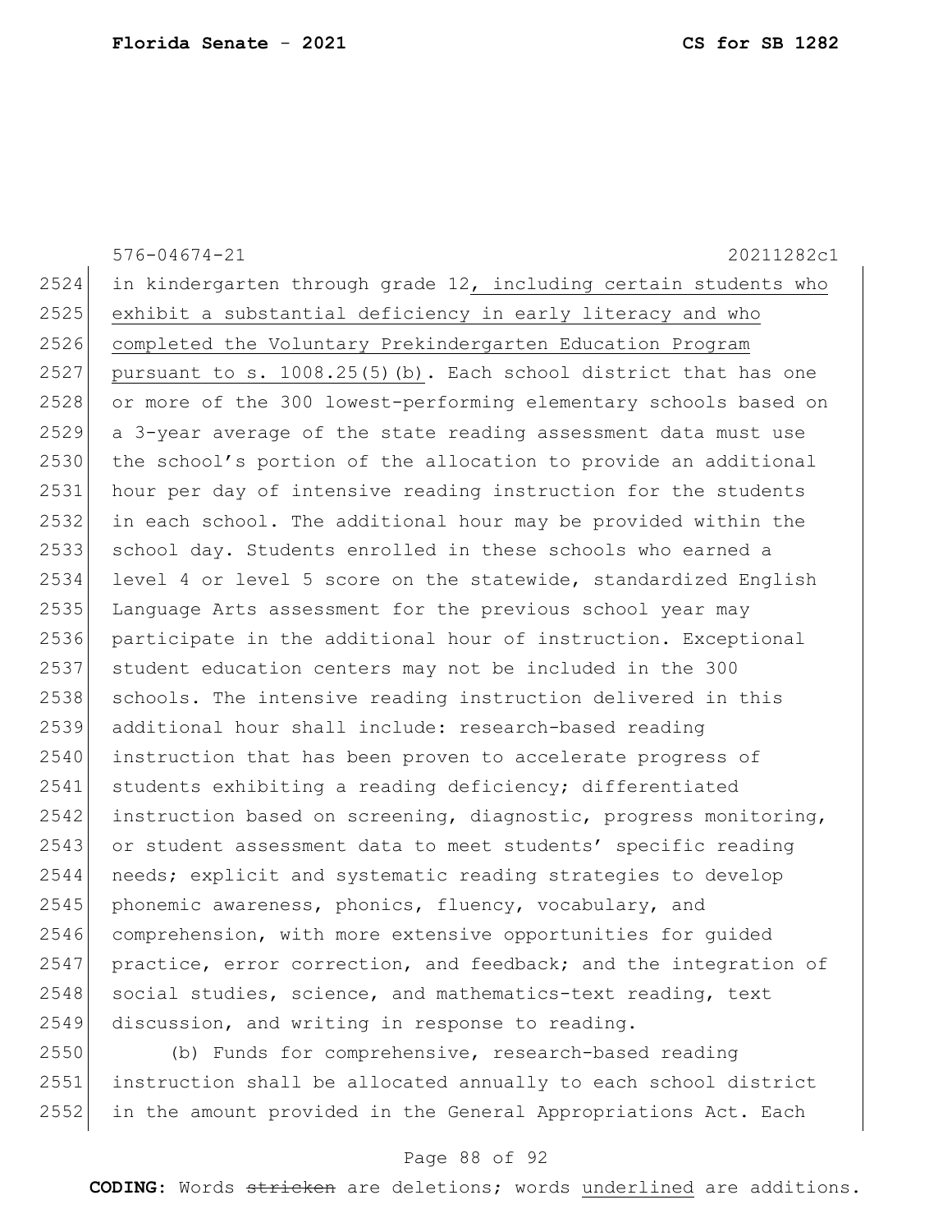in kindergarten through grade 12, including certain students who exhibit a substantial deficiency in early literacy and who completed the Voluntary Prekindergarten Education Program pursuant to s. 1008.25(5)(b). Each school district that has one or more of the 300 lowest-performing elementary schools based on a 3-year average of the state reading assessment data must use the school's portion of the allocation to provide an additional hour per day of intensive reading instruction for the students in each school. The additional hour may be provided within the school day. Students enrolled in these schools who earned a level 4 or level 5 score on the statewide, standardized English Language Arts assessment for the previous school year may participate in the additional hour of instruction. Exceptional student education centers may not be included in the 300 schools. The intensive reading instruction delivered in this additional hour shall include: research-based reading instruction that has been proven to accelerate progress of students exhibiting a reading deficiency; differentiated instruction based on screening, diagnostic, progress monitoring, or student assessment data to meet students' specific reading needs; explicit and systematic reading strategies to develop phonemic awareness, phonics, fluency, vocabulary, and comprehension, with more extensive opportunities for guided practice, error correction, and feedback; and the integration of social studies, science, and mathematics-text reading, text discussion, and writing in response to reading.

(b) Funds for comprehensive, research-based reading instruction shall be allocated annually to each school district in the amount provided in the General Appropriations Act. Each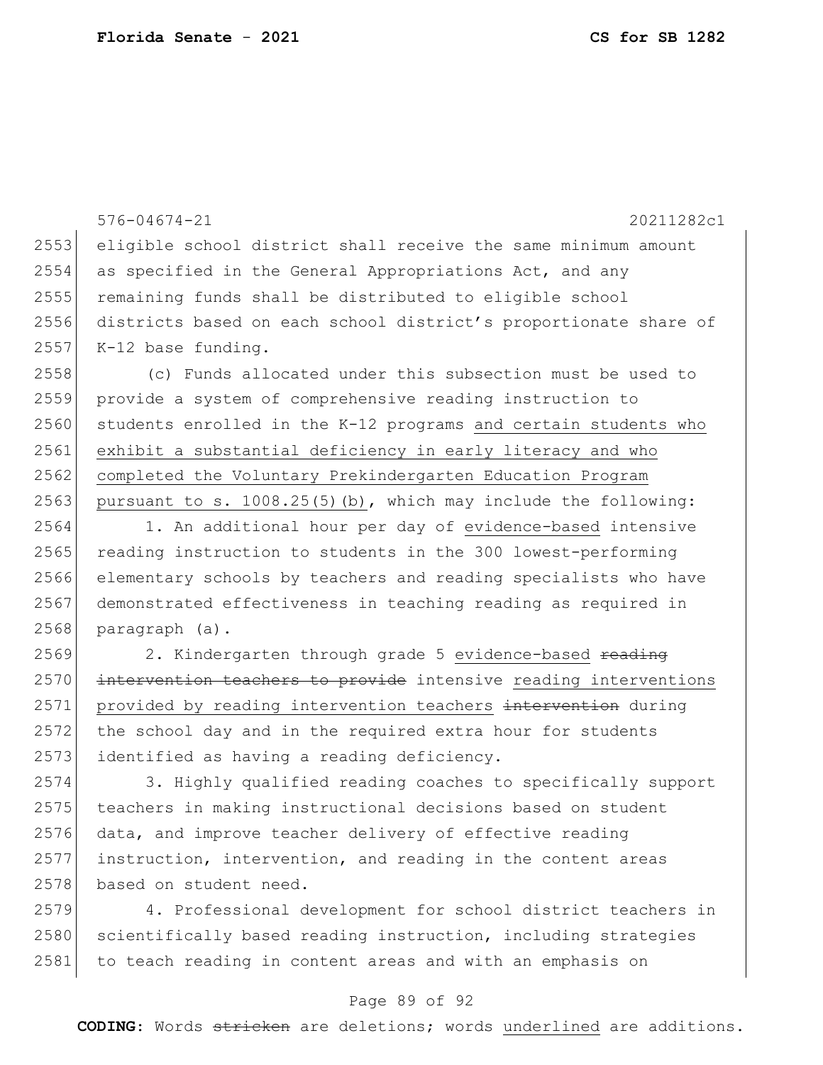eligible school district shall receive the same minimum amount as specified in the General Appropriations Act, and any remaining funds shall be distributed to eligible school districts based on each school district's proportionate share of K-12 base funding.

(c) Funds allocated under this subsection must be used to provide a system of comprehensive reading instruction to students enrolled in the K-12 programs <u>and certain students who exhibit a substantial deficiency in early literacy and who completed the Voluntary Prekindergarten Education Program pursuant to s. 1008.25(5)(b)</u>, which may include the following:

1. An additional hour per day of <u>evidence-based</u> intensive reading instruction to students in the 300 lowest-performing elementary schools by teachers and reading specialists who have demonstrated effectiveness in teaching reading as required in paragraph (a).

2. Kindergarten through grade 5 <u>evidence-based</u> ~~reading intervention teachers to provide~~ intensive <u>reading interventions provided by reading intervention teachers</u> ~~intervention~~ during the school day and in the required extra hour for students identified as having a reading deficiency.

3. Highly qualified reading coaches to specifically support teachers in making instructional decisions based on student data, and improve teacher delivery of effective reading instruction, intervention, and reading in the content areas based on student need.

4. Professional development for school district teachers in scientifically based reading instruction, including strategies to teach reading in content areas and with an emphasis on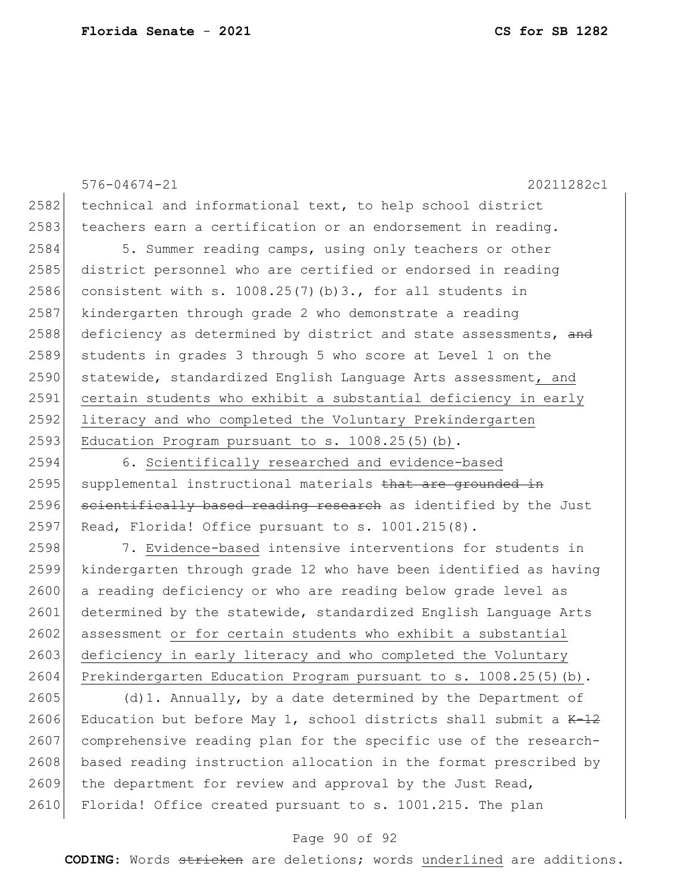576-04674-21 20211282c1

2582 technical and informational text, to help school district
2583 teachers earn a certification or an endorsement in reading.

2584 5. Summer reading camps, using only teachers or other
2585 district personnel who are certified or endorsed in reading
2586 consistent with s. 1008.25(7)(b)3., for all students in
2587 kindergarten through grade 2 who demonstrate a reading
2588 deficiency as determined by district and state assessments, ~~and~~
2589 students in grades 3 through 5 who score at Level 1 on the
2590 statewide, standardized English Language Arts assessment<u>, and</u>
2591 <u>certain students who exhibit a substantial deficiency in early</u>
2592 <u>literacy and who completed the Voluntary Prekindergarten</u>
2593 <u>Education Program pursuant to s. 1008.25(5)(b)</u>.

2594 6. <u>Scientifically researched and evidence-based</u>
2595 supplemental instructional materials ~~that are grounded in~~
2596 ~~scientifically based reading research~~ as identified by the Just
2597 Read, Florida! Office pursuant to s. 1001.215(8).

2598 7. <u>Evidence-based</u> intensive interventions for students in
2599 kindergarten through grade 12 who have been identified as having
2600 a reading deficiency or who are reading below grade level as
2601 determined by the statewide, standardized English Language Arts
2602 assessment <u>or for certain students who exhibit a substantial</u>
2603 <u>deficiency in early literacy and who completed the Voluntary</u>
2604 <u>Prekindergarten Education Program pursuant to s. 1008.25(5)(b)</u>.

2605 (d)1. Annually, by a date determined by the Department of
2606 Education but before May 1, school districts shall submit a ~~K-12~~
2607 comprehensive reading plan for the specific use of the research-
2608 based reading instruction allocation in the format prescribed by
2609 the department for review and approval by the Just Read,
2610 Florida! Office created pursuant to s. 1001.215. The plan

**CODING:** Words ~~stricken~~ are deletions; words <u>underlined</u> are additions.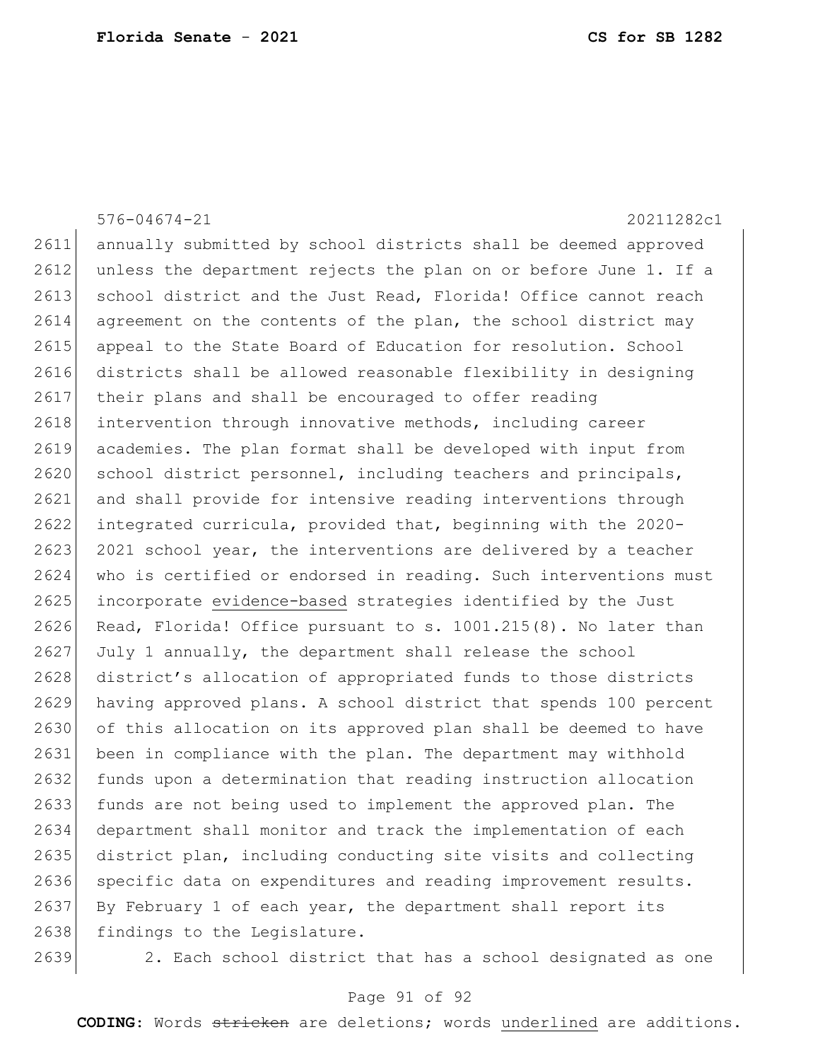annually submitted by school districts shall be deemed approved unless the department rejects the plan on or before June 1. If a school district and the Just Read, Florida! Office cannot reach agreement on the contents of the plan, the school district may appeal to the State Board of Education for resolution. School districts shall be allowed reasonable flexibility in designing their plans and shall be encouraged to offer reading intervention through innovative methods, including career academies. The plan format shall be developed with input from school district personnel, including teachers and principals, and shall provide for intensive reading interventions through integrated curricula, provided that, beginning with the 2020-2021 school year, the interventions are delivered by a teacher who is certified or endorsed in reading. Such interventions must incorporate <u>evidence-based</u> strategies identified by the Just Read, Florida! Office pursuant to s. 1001.215(8). No later than July 1 annually, the department shall release the school district's allocation of appropriated funds to those districts having approved plans. A school district that spends 100 percent of this allocation on its approved plan shall be deemed to have been in compliance with the plan. The department may withhold funds upon a determination that reading instruction allocation funds are not being used to implement the approved plan. The department shall monitor and track the implementation of each district plan, including conducting site visits and collecting specific data on expenditures and reading improvement results. By February 1 of each year, the department shall report its findings to the Legislature.

2. Each school district that has a school designated as one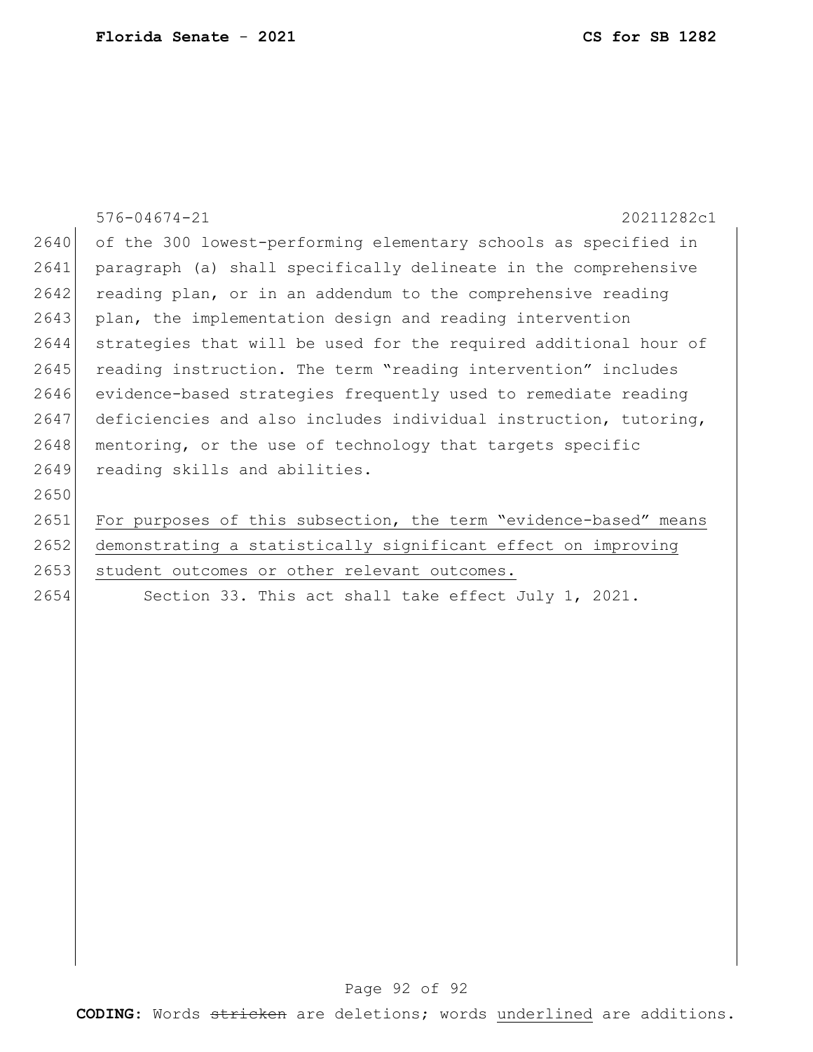of the 300 lowest-performing elementary schools as specified in paragraph (a) shall specifically delineate in the comprehensive reading plan, or in an addendum to the comprehensive reading plan, the implementation design and reading intervention strategies that will be used for the required additional hour of reading instruction. The term "reading intervention" includes evidence-based strategies frequently used to remediate reading deficiencies and also includes individual instruction, tutoring, mentoring, or the use of technology that targets specific reading skills and abilities.

<u>For purposes of this subsection, the term "evidence-based" means demonstrating a statistically significant effect on improving student outcomes or other relevant outcomes.</u>

Section 33. This act shall take effect July 1, 2021.